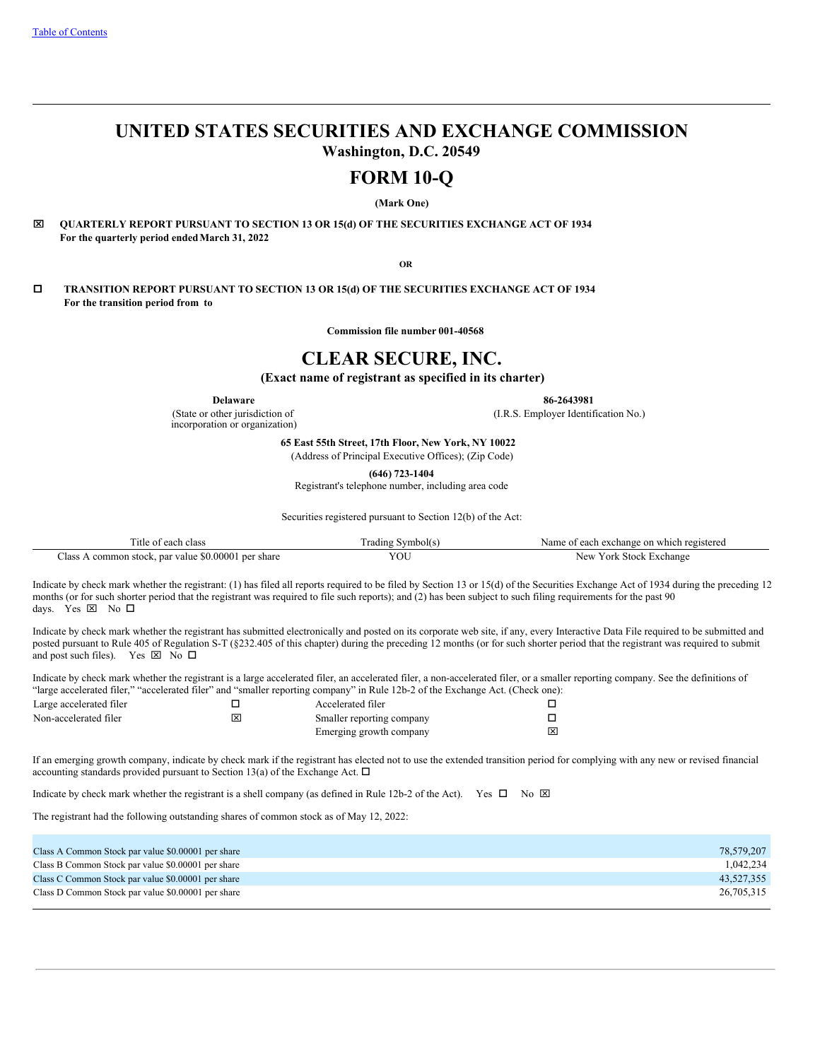[Table of Contents](#)

# UNITED STATES SECURITIES AND EXCHANGE COMMISSION

**Washington, D.C. 20549**

# FORM 10-Q

**(Mark One)**

☒ **QUARTERLY REPORT PURSUANT TO SECTION 13 OR 15(d) OF THE SECURITIES EXCHANGE ACT OF 1934**
**For the quarterly period ended March 31, 2022**

**OR**

☐ **TRANSITION REPORT PURSUANT TO SECTION 13 OR 15(d) OF THE SECURITIES EXCHANGE ACT OF 1934**
**For the transition period from to**

**Commission file number 001-40568**

# CLEAR SECURE, INC.

**(Exact name of registrant as specified in its charter)**

| **Delaware** | **86-2643981** |
|---|---|
| (State or other jurisdiction of incorporation or organization) | (I.R.S. Employer Identification No.) |

**65 East 55th Street, 17th Floor, New York, NY 10022**
(Address of Principal Executive Offices); (Zip Code)

**(646) 723-1404**
Registrant's telephone number, including area code

Securities registered pursuant to Section 12(b) of the Act:

| Title of each class | Trading Symbol(s) | Name of each exchange on which registered |
|---|---|---|
| Class A common stock, par value $0.00001 per share | YOU | New York Stock Exchange |

Indicate by check mark whether the registrant: (1) has filed all reports required to be filed by Section 13 or 15(d) of the Securities Exchange Act of 1934 during the preceding 12 months (or for such shorter period that the registrant was required to file such reports); and (2) has been subject to such filing requirements for the past 90 days. Yes ☒ No ☐

Indicate by check mark whether the registrant has submitted electronically and posted on its corporate web site, if any, every Interactive Data File required to be submitted and posted pursuant to Rule 405 of Regulation S-T (§232.405 of this chapter) during the preceding 12 months (or for such shorter period that the registrant was required to submit and post such files). Yes ☒ No ☐

Indicate by check mark whether the registrant is a large accelerated filer, an accelerated filer, a non-accelerated filer, or a smaller reporting company. See the definitions of "large accelerated filer," "accelerated filer" and "smaller reporting company" in Rule 12b-2 of the Exchange Act. (Check one):

| | | | |
|---|---|---|---|
| Large accelerated filer | ☐ | Accelerated filer | ☐ |
| Non-accelerated filer | ☒ | Smaller reporting company | ☐ |
| | | Emerging growth company | ☒ |

If an emerging growth company, indicate by check mark if the registrant has elected not to use the extended transition period for complying with any new or revised financial accounting standards provided pursuant to Section 13(a) of the Exchange Act. ☐

Indicate by check mark whether the registrant is a shell company (as defined in Rule 12b-2 of the Act). Yes ☐ No ☒

The registrant had the following outstanding shares of common stock as of May 12, 2022:

| | |
|---|---|
| Class A Common Stock par value $0.00001 per share | 78,579,207 |
| Class B Common Stock par value $0.00001 per share | 1,042,234 |
| Class C Common Stock par value $0.00001 per share | 43,527,355 |
| Class D Common Stock par value $0.00001 per share | 26,705,315 |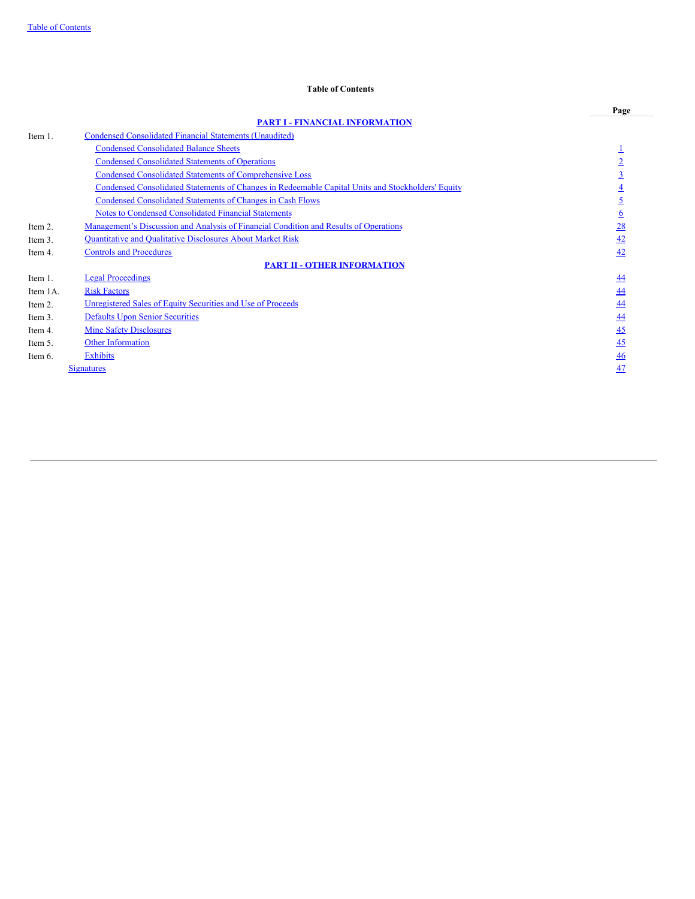# Table of Contents

| | | Page |
|---|---|---|
| | **PART I - FINANCIAL INFORMATION** | |
| Item 1. | Condensed Consolidated Financial Statements (Unaudited) | |
| | Condensed Consolidated Balance Sheets | 1 |
| | Condensed Consolidated Statements of Operations | 2 |
| | Condensed Consolidated Statements of Comprehensive Loss | 3 |
| | Condensed Consolidated Statements of Changes in Redeemable Capital Units and Stockholders' Equity | 4 |
| | Condensed Consolidated Statements of Changes in Cash Flows | 5 |
| | Notes to Condensed Consolidated Financial Statements | 6 |
| Item 2. | Management's Discussion and Analysis of Financial Condition and Results of Operations | 28 |
| Item 3. | Quantitative and Qualitative Disclosures About Market Risk | 42 |
| Item 4. | Controls and Procedures | 42 |
| | **PART II - OTHER INFORMATION** | |
| Item 1. | Legal Proceedings | 44 |
| Item 1A. | Risk Factors | 44 |
| Item 2. | Unregistered Sales of Equity Securities and Use of Proceeds | 44 |
| Item 3. | Defaults Upon Senior Securities | 44 |
| Item 4. | Mine Safety Disclosures | 45 |
| Item 5. | Other Information | 45 |
| Item 6. | Exhibits | 46 |
| | Signatures | 47 |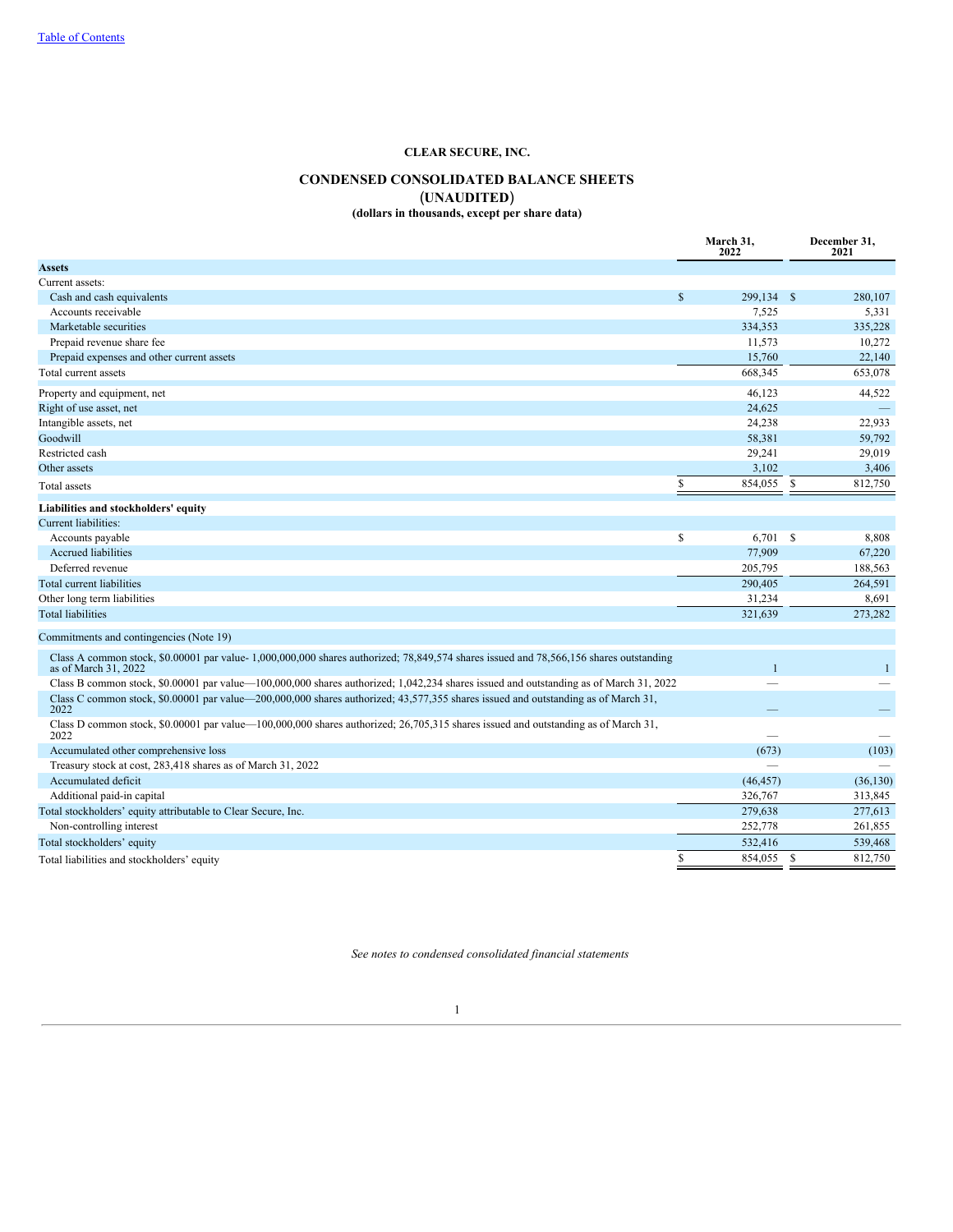[Table of Contents](#)

# CLEAR SECURE, INC.

## CONDENSED CONSOLIDATED BALANCE SHEETS

### (UNAUDITED)

#### (dollars in thousands, except per share data)

| | March 31, 2022 | December 31, 2021 |
|---|---|---|
| **Assets** | | |
| Current assets: | | |
| Cash and cash equivalents | $ 299,134 | $ 280,107 |
| Accounts receivable | 7,525 | 5,331 |
| Marketable securities | 334,353 | 335,228 |
| Prepaid revenue share fee | 11,573 | 10,272 |
| Prepaid expenses and other current assets | 15,760 | 22,140 |
| Total current assets | 668,345 | 653,078 |
| Property and equipment, net | 46,123 | 44,522 |
| Right of use asset, net | 24,625 | — |
| Intangible assets, net | 24,238 | 22,933 |
| Goodwill | 58,381 | 59,792 |
| Restricted cash | 29,241 | 29,019 |
| Other assets | 3,102 | 3,406 |
| Total assets | $ 854,055 | $ 812,750 |
| **Liabilities and stockholders' equity** | | |
| Current liabilities: | | |
| Accounts payable | $ 6,701 | $ 8,808 |
| Accrued liabilities | 77,909 | 67,220 |
| Deferred revenue | 205,795 | 188,563 |
| Total current liabilities | 290,405 | 264,591 |
| Other long term liabilities | 31,234 | 8,691 |
| Total liabilities | 321,639 | 273,282 |
| Commitments and contingencies (Note 19) | | |
| Class A common stock, $0.00001 par value- 1,000,000,000 shares authorized; 78,849,574 shares issued and 78,566,156 shares outstanding as of March 31, 2022 | 1 | 1 |
| Class B common stock, $0.00001 par value—100,000,000 shares authorized; 1,042,234 shares issued and outstanding as of March 31, 2022 | — | — |
| Class C common stock, $0.00001 par value—200,000,000 shares authorized; 43,577,355 shares issued and outstanding as of March 31, 2022 | — | — |
| Class D common stock, $0.00001 par value—100,000,000 shares authorized; 26,705,315 shares issued and outstanding as of March 31, 2022 | — | — |
| Accumulated other comprehensive loss | (673) | (103) |
| Treasury stock at cost, 283,418 shares as of March 31, 2022 | — | — |
| Accumulated deficit | (46,457) | (36,130) |
| Additional paid-in capital | 326,767 | 313,845 |
| Total stockholders' equity attributable to Clear Secure, Inc. | 279,638 | 277,613 |
| Non-controlling interest | 252,778 | 261,855 |
| Total stockholders' equity | 532,416 | 539,468 |
| Total liabilities and stockholders' equity | $ 854,055 | $ 812,750 |

*See notes to condensed consolidated financial statements*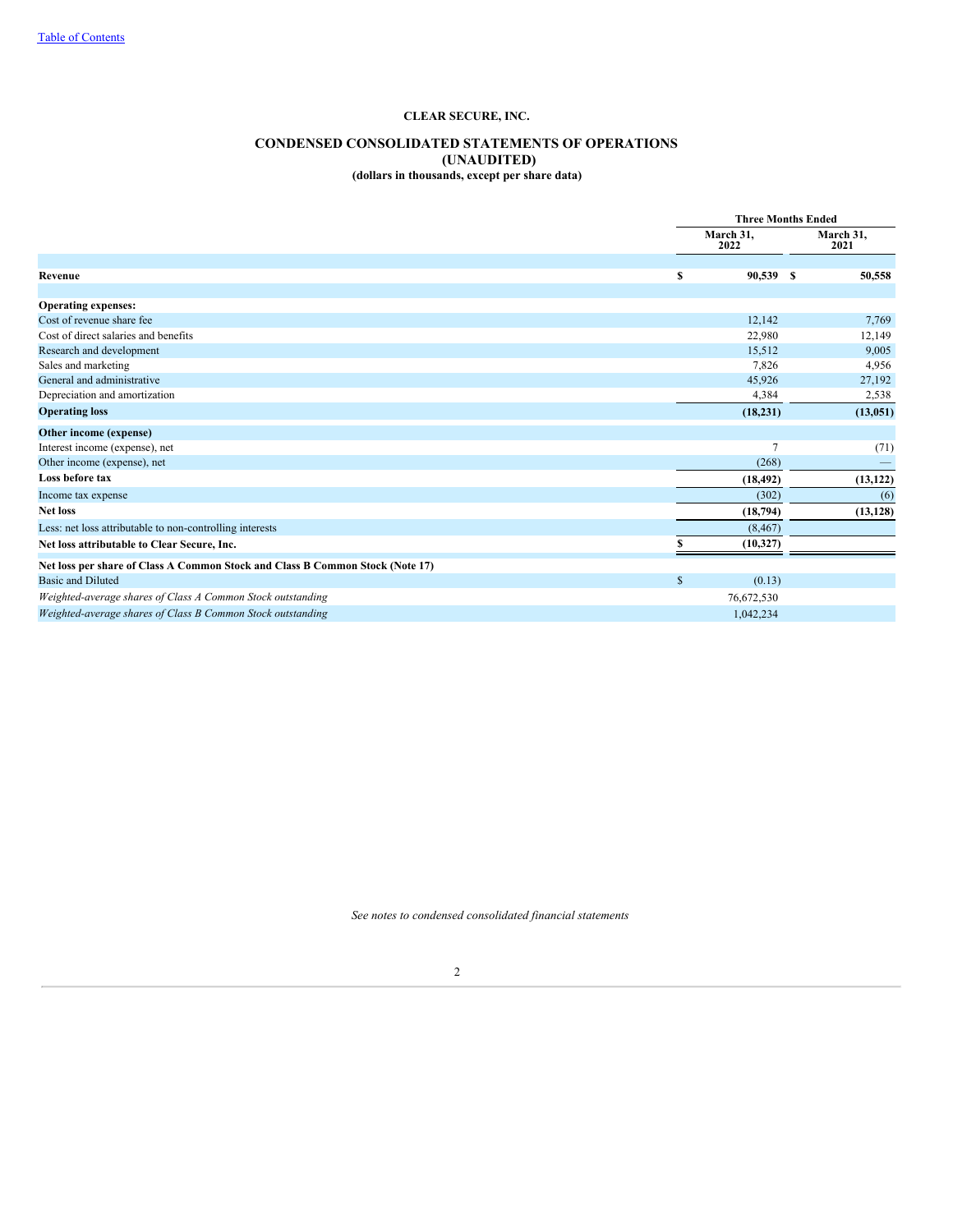**CLEAR SECURE, INC.**

**CONDENSED CONSOLIDATED STATEMENTS OF OPERATIONS**
**(UNAUDITED)**
**(dollars in thousands, except per share data)**

| | Three Months Ended | |
|---|---|---|
| | March 31, 2022 | March 31, 2021 |
| **Revenue** | **$ 90,539** | **$ 50,558** |
| **Operating expenses:** | | |
| Cost of revenue share fee | 12,142 | 7,769 |
| Cost of direct salaries and benefits | 22,980 | 12,149 |
| Research and development | 15,512 | 9,005 |
| Sales and marketing | 7,826 | 4,956 |
| General and administrative | 45,926 | 27,192 |
| Depreciation and amortization | 4,384 | 2,538 |
| **Operating loss** | **(18,231)** | **(13,051)** |
| **Other income (expense)** | | |
| Interest income (expense), net | 7 | (71) |
| Other income (expense), net | (268) | — |
| **Loss before tax** | **(18,492)** | **(13,122)** |
| Income tax expense | (302) | (6) |
| **Net loss** | **(18,794)** | **(13,128)** |
| Less: net loss attributable to non-controlling interests | (8,467) | |
| **Net loss attributable to Clear Secure, Inc.** | **$ (10,327)** | |
| **Net loss per share of Class A Common Stock and Class B Common Stock (Note 17)** | | |
| Basic and Diluted | $ (0.13) | |
| *Weighted-average shares of Class A Common Stock outstanding* | 76,672,530 | |
| *Weighted-average shares of Class B Common Stock outstanding* | 1,042,234 | |

*See notes to condensed consolidated financial statements*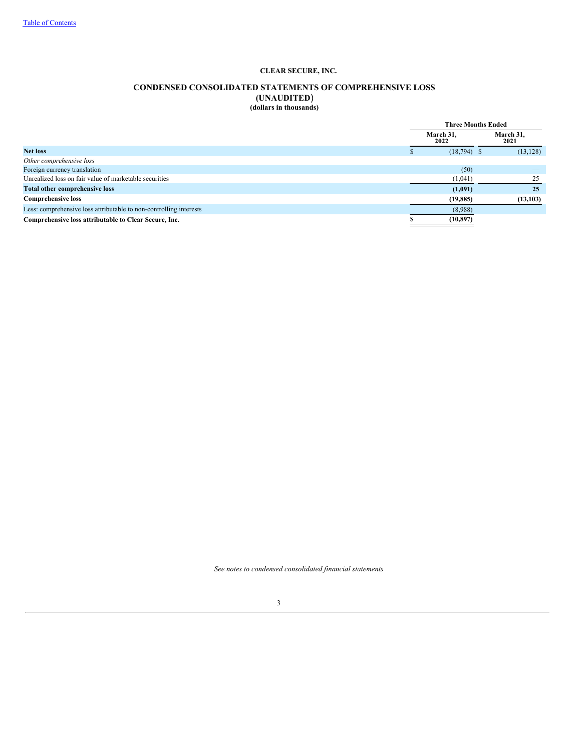**CLEAR SECURE, INC.**

**CONDENSED CONSOLIDATED STATEMENTS OF COMPREHENSIVE LOSS**
**(UNAUDITED)**
**(dollars in thousands)**

| | Three Months Ended | |
|---|---|---|
| | March 31, 2022 | March 31, 2021 |
| **Net loss** | $ (18,794) | $ (13,128) |
| *Other comprehensive loss* | | |
| Foreign currency translation | (50) | — |
| Unrealized loss on fair value of marketable securities | (1,041) | 25 |
| **Total other comprehensive loss** | **(1,091)** | **25** |
| **Comprehensive loss** | **(19,885)** | **(13,103)** |
| Less: comprehensive loss attributable to non-controlling interests | (8,988) | |
| **Comprehensive loss attributable to Clear Secure, Inc.** | **$ (10,897)** | |

*See notes to condensed consolidated financial statements*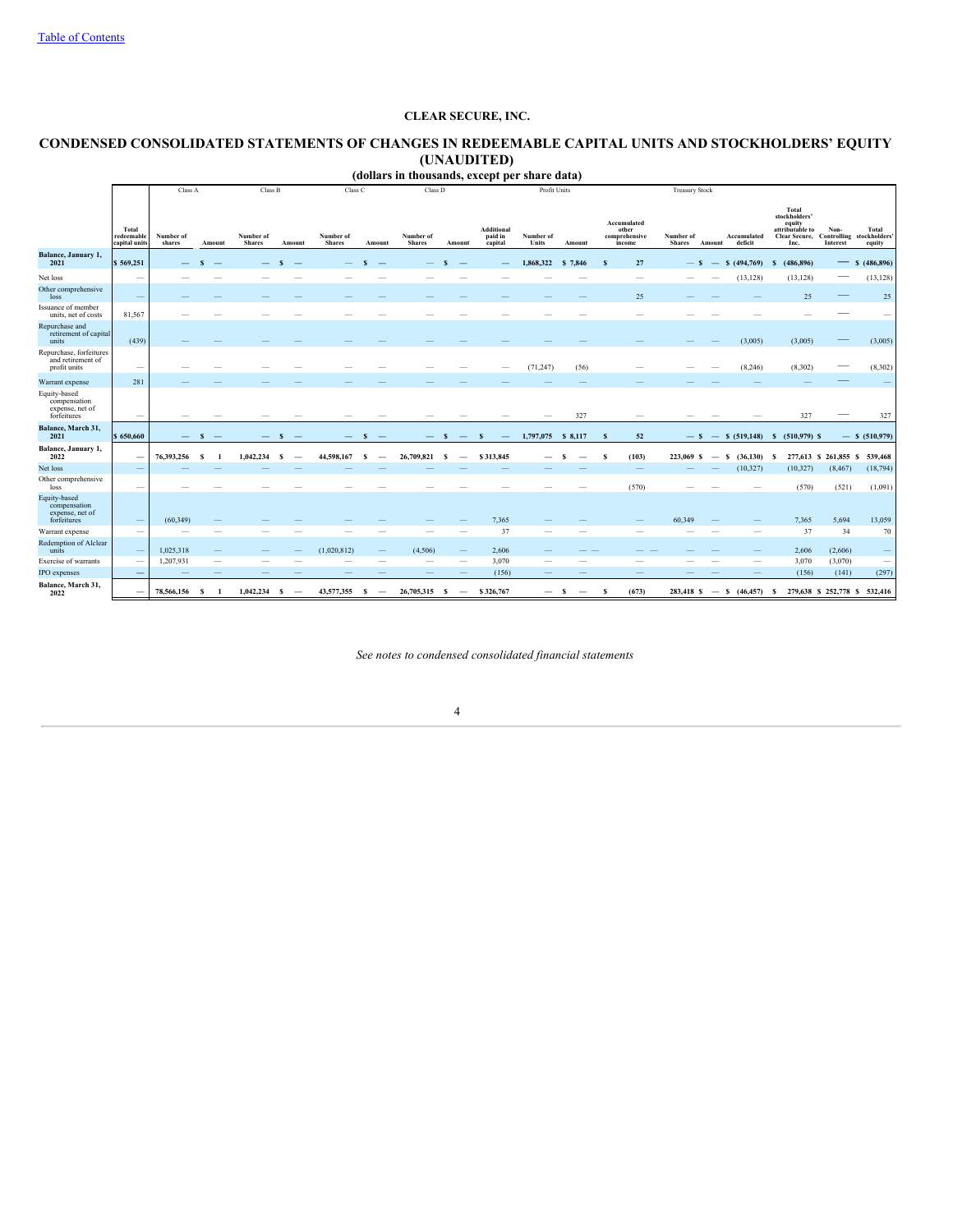Table of Contents

# CLEAR SECURE, INC.

## CONDENSED CONSOLIDATED STATEMENTS OF CHANGES IN REDEEMABLE CAPITAL UNITS AND STOCKHOLDERS' EQUITY (UNAUDITED)

### (dollars in thousands, except per share data)

| | | Class A | | Class B | | Class C | | Class D | | | Profit Units | | | Treasury Stock | | | | | |
|---|---|---|---|---|---|---|---|---|---|---|---|---|---|---|---|---|---|---|---|
| | Total redeemable capital units | Number of shares | Amount | Number of Shares | Amount | Number of Shares | Amount | Number of Shares | Amount | Additional paid in capital | Number of Units | Amount | Accumulated other comprehensive income | Number of Shares | Amount | Accumulated deficit | Total stockholders' equity attributable to Clear Secure, Inc. | Non-Controlling Interest | Total stockholders' equity |
| **Balance, January 1, 2021** | $ 569,251 | — | $ — | — | $ — | — | $ — | — | $ — | — | 1,868,322 | $ 7,846 | $ 27 | — | $ — | $ (494,769) | $ (486,896) | — | $ (486,896) |
| Net loss | — | — | — | — | — | — | — | — | — | — | — | — | — | — | — | (13,128) | (13,128) | — | (13,128) |
| Other comprehensive loss | — | — | — | — | — | — | — | — | — | — | — | — | 25 | — | — | — | 25 | — | 25 |
| Issuance of member units, net of costs | 81,567 | — | — | — | — | — | — | — | — | — | — | — | — | — | — | — | — | — | — |
| Repurchase and retirement of capital units | (439) | — | — | — | — | — | — | — | — | — | — | — | — | — | — | (3,005) | (3,005) | — | (3,005) |
| Repurchase, forfeitures and retirement of profit units | — | — | — | — | — | — | — | — | — | — | (71,247) | (56) | — | — | — | (8,246) | (8,302) | — | (8,302) |
| Warrant expense | 281 | — | — | — | — | — | — | — | — | — | — | — | — | — | — | — | — | — | — |
| Equity-based compensation expense, net of forfeitures | — | — | — | — | — | — | — | — | — | — | — | 327 | — | — | — | — | 327 | — | 327 |
| **Balance, March 31, 2021** | $ 650,660 | — | $ — | — | $ — | — | $ — | — | $ — | $ — | 1,797,075 | $ 8,117 | $ 52 | — | $ — | $ (519,148) | $ (510,979) | $ — | $ (510,979) |
| **Balance, January 1, 2022** | — | 76,393,256 | $ 1 | 1,042,234 | $ — | 44,598,167 | $ — | 26,709,821 | $ — | $ 313,845 | — | $ — | $ (103) | 223,069 | $ — | $ (36,130) | $ 277,613 | $ 261,855 | $ 539,468 |
| Net loss | — | — | — | — | — | — | — | — | — | — | — | — | — | — | — | (10,327) | (10,327) | (8,467) | (18,794) |
| Other comprehensive loss | — | — | — | — | — | — | — | — | — | — | — | — | (570) | — | — | — | (570) | (521) | (1,091) |
| Equity-based compensation expense, net of forfeitures | — | (60,349) | — | — | — | — | — | — | — | 7,365 | — | — | — | 60,349 | — | — | 7,365 | 5,694 | 13,059 |
| Warrant expense | — | — | — | — | — | — | — | — | — | 37 | — | — | — | — | — | — | 37 | 34 | 70 |
| Redemption of Alclear units | — | 1,025,318 | — | — | — | (1,020,812) | — | (4,506) | — | 2,606 | — | — — | — — | — | — | — | 2,606 | (2,606) | — |
| Exercise of warrants | — | 1,207,931 | — | — | — | — | — | — | — | 3,070 | — | — | — | — | — | — | 3,070 | (3,070) | — |
| IPO expenses | — | — | — | — | — | — | — | — | — | (156) | — | — | — | — | — | — | (156) | (141) | (297) |
| **Balance, March 31, 2022** | — | 78,566,156 | $ 1 | 1,042,234 | $ — | 43,577,355 | $ — | 26,705,315 | $ — | $ 326,767 | — | $ — | $ (673) | 283,418 | $ — | $ (46,457) | $ 279,638 | $ 252,778 | $ 532,416 |

*See notes to condensed consolidated financial statements*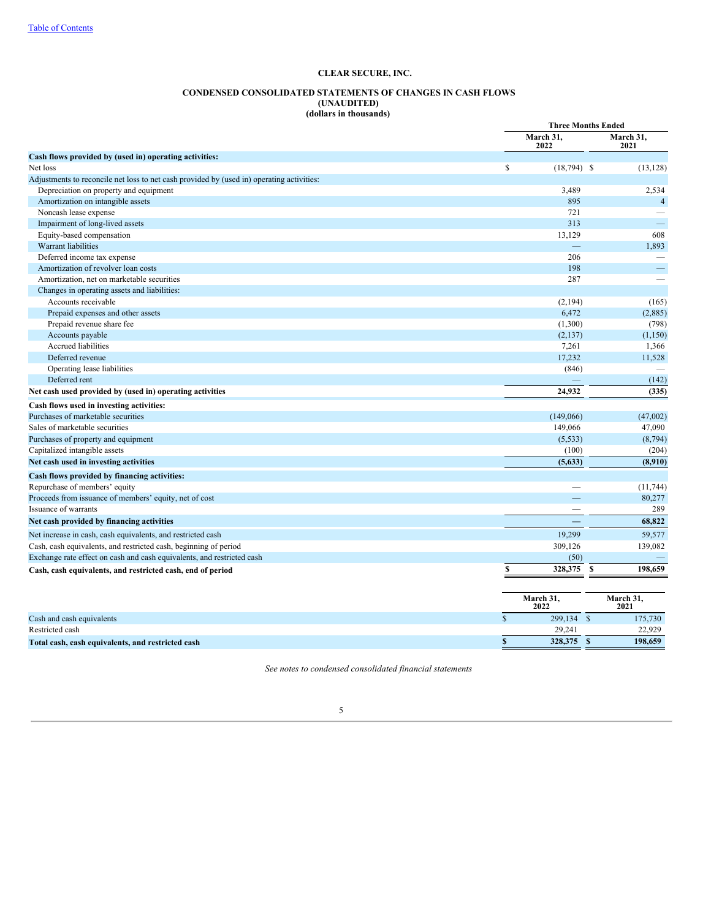"Table of Contents" link at top is a running header; omit.

# CLEAR SECURE, INC.

## CONDENSED CONSOLIDATED STATEMENTS OF CHANGES IN CASH FLOWS
## (UNAUDITED)
## (dollars in thousands)

| | Three Months Ended | |
|---|---|---|
| | March 31, 2022 | March 31, 2021 |
| **Cash flows provided by (used in) operating activities:** | | |
| Net loss | $ (18,794) | $ (13,128) |
| Adjustments to reconcile net loss to net cash provided by (used in) operating activities: | | |
| Depreciation on property and equipment | 3,489 | 2,534 |
| Amortization on intangible assets | 895 | 4 |
| Noncash lease expense | 721 | — |
| Impairment of long-lived assets | 313 | — |
| Equity-based compensation | 13,129 | 608 |
| Warrant liabilities | — | 1,893 |
| Deferred income tax expense | 206 | — |
| Amortization of revolver loan costs | 198 | — |
| Amortization, net on marketable securities | 287 | — |
| Changes in operating assets and liabilities: | | |
| Accounts receivable | (2,194) | (165) |
| Prepaid expenses and other assets | 6,472 | (2,885) |
| Prepaid revenue share fee | (1,300) | (798) |
| Accounts payable | (2,137) | (1,150) |
| Accrued liabilities | 7,261 | 1,366 |
| Deferred revenue | 17,232 | 11,528 |
| Operating lease liabilities | (846) | — |
| Deferred rent | — | (142) |
| **Net cash used provided by (used in) operating activities** | **24,932** | **(335)** |
| **Cash flows used in investing activities:** | | |
| Purchases of marketable securities | (149,066) | (47,002) |
| Sales of marketable securities | 149,066 | 47,090 |
| Purchases of property and equipment | (5,533) | (8,794) |
| Capitalized intangible assets | (100) | (204) |
| **Net cash used in investing activities** | **(5,633)** | **(8,910)** |
| **Cash flows provided by financing activities:** | | |
| Repurchase of members' equity | — | (11,744) |
| Proceeds from issuance of members' equity, net of cost | — | 80,277 |
| Issuance of warrants | — | 289 |
| **Net cash provided by financing activities** | **—** | **68,822** |
| Net increase in cash, cash equivalents, and restricted cash | 19,299 | 59,577 |
| Cash, cash equivalents, and restricted cash, beginning of period | 309,126 | 139,082 |
| Exchange rate effect on cash and cash equivalents, and restricted cash | (50) | — |
| **Cash, cash equivalents, and restricted cash, end of period** | **$ 328,375** | **$ 198,659** |

| | March 31, 2022 | March 31, 2021 |
|---|---|---|
| Cash and cash equivalents | $ 299,134 | $ 175,730 |
| Restricted cash | 29,241 | 22,929 |
| **Total cash, cash equivalents, and restricted cash** | **$ 328,375** | **$ 198,659** |

*See notes to condensed consolidated financial statements*

# CLEAR SECURE, INC.

## CONDENSED CONSOLIDATED STATEMENTS OF CHANGES IN CASH FLOWS
## (UNAUDITED)
## (dollars in thousands)

| | Three Months Ended | |
|---|---|---|
| | March 31, 2022 | March 31, 2021 |
| **Cash flows provided by (used in) operating activities:** | | |
| Net loss | $ (18,794) | $ (13,128) |
| Adjustments to reconcile net loss to net cash provided by (used in) operating activities: | | |
| Depreciation on property and equipment | 3,489 | 2,534 |
| Amortization on intangible assets | 895 | 4 |
| Noncash lease expense | 721 | — |
| Impairment of long-lived assets | 313 | — |
| Equity-based compensation | 13,129 | 608 |
| Warrant liabilities | — | 1,893 |
| Deferred income tax expense | 206 | — |
| Amortization of revolver loan costs | 198 | — |
| Amortization, net on marketable securities | 287 | — |
| Changes in operating assets and liabilities: | | |
| Accounts receivable | (2,194) | (165) |
| Prepaid expenses and other assets | 6,472 | (2,885) |
| Prepaid revenue share fee | (1,300) | (798) |
| Accounts payable | (2,137) | (1,150) |
| Accrued liabilities | 7,261 | 1,366 |
| Deferred revenue | 17,232 | 11,528 |
| Operating lease liabilities | (846) | — |
| Deferred rent | — | (142) |
| **Net cash used provided by (used in) operating activities** | **24,932** | **(335)** |
| **Cash flows used in investing activities:** | | |
| Purchases of marketable securities | (149,066) | (47,002) |
| Sales of marketable securities | 149,066 | 47,090 |
| Purchases of property and equipment | (5,533) | (8,794) |
| Capitalized intangible assets | (100) | (204) |
| **Net cash used in investing activities** | **(5,633)** | **(8,910)** |
| **Cash flows provided by financing activities:** | | |
| Repurchase of members' equity | — | (11,744) |
| Proceeds from issuance of members' equity, net of cost | — | 80,277 |
| Issuance of warrants | — | 289 |
| **Net cash provided by financing activities** | **—** | **68,822** |
| Net increase in cash, cash equivalents, and restricted cash | 19,299 | 59,577 |
| Cash, cash equivalents, and restricted cash, beginning of period | 309,126 | 139,082 |
| Exchange rate effect on cash and cash equivalents, and restricted cash | (50) | — |
| **Cash, cash equivalents, and restricted cash, end of period** | **$ 328,375** | **$ 198,659** |

| | March 31, 2022 | March 31, 2021 |
|---|---|---|
| Cash and cash equivalents | $ 299,134 | $ 175,730 |
| Restricted cash | 29,241 | 22,929 |
| **Total cash, cash equivalents, and restricted cash** | **$ 328,375** | **$ 198,659** |

*See notes to condensed consolidated financial statements*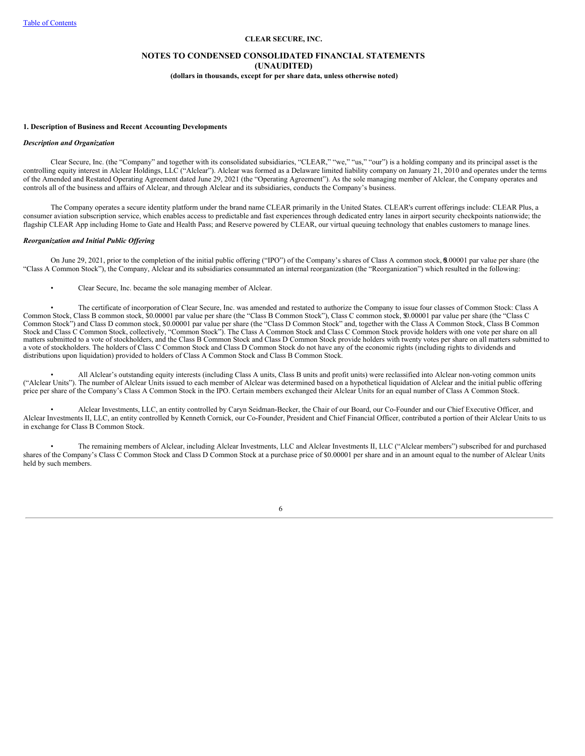**CLEAR SECURE, INC.**

**NOTES TO CONDENSED CONSOLIDATED FINANCIAL STATEMENTS (UNAUDITED)**

**(dollars in thousands, except for per share data, unless otherwise noted)**

**1. Description of Business and Recent Accounting Developments**

***Description and Organization***

Clear Secure, Inc. (the "Company" and together with its consolidated subsidiaries, "CLEAR," "we," "us," "our") is a holding company and its principal asset is the controlling equity interest in Alclear Holdings, LLC ("Alclear"). Alclear was formed as a Delaware limited liability company on January 21, 2010 and operates under the terms of the Amended and Restated Operating Agreement dated June 29, 2021 (the "Operating Agreement"). As the sole managing member of Alclear, the Company operates and controls all of the business and affairs of Alclear, and through Alclear and its subsidiaries, conducts the Company's business.

The Company operates a secure identity platform under the brand name CLEAR primarily in the United States. CLEAR's current offerings include: CLEAR Plus, a consumer aviation subscription service, which enables access to predictable and fast experiences through dedicated entry lanes in airport security checkpoints nationwide; the flagship CLEAR App including Home to Gate and Health Pass; and Reserve powered by CLEAR, our virtual queuing technology that enables customers to manage lines.

***Reorganization and Initial Public Offering***

On June 29, 2021, prior to the completion of the initial public offering ("IPO") of the Company's shares of Class A common stock, $0.00001 par value per share (the "Class A Common Stock"), the Company, Alclear and its subsidiaries consummated an internal reorganization (the "Reorganization") which resulted in the following:

- Clear Secure, Inc. became the sole managing member of Alclear.

- The certificate of incorporation of Clear Secure, Inc. was amended and restated to authorize the Company to issue four classes of Common Stock: Class A Common Stock, Class B common stock, $0.00001 par value per share (the "Class B Common Stock"), Class C common stock, $0.00001 par value per share (the "Class C Common Stock") and Class D common stock, $0.00001 par value per share (the "Class D Common Stock" and, together with the Class A Common Stock, Class B Common Stock and Class C Common Stock, collectively, "Common Stock"). The Class A Common Stock and Class C Common Stock provide holders with one vote per share on all matters submitted to a vote of stockholders, and the Class B Common Stock and Class D Common Stock provide holders with twenty votes per share on all matters submitted to a vote of stockholders. The holders of Class C Common Stock and Class D Common Stock do not have any of the economic rights (including rights to dividends and distributions upon liquidation) provided to holders of Class A Common Stock and Class B Common Stock.

- All Alclear's outstanding equity interests (including Class A units, Class B units and profit units) were reclassified into Alclear non-voting common units ("Alclear Units"). The number of Alclear Units issued to each member of Alclear was determined based on a hypothetical liquidation of Alclear and the initial public offering price per share of the Company's Class A Common Stock in the IPO. Certain members exchanged their Alclear Units for an equal number of Class A Common Stock.

- Alclear Investments, LLC, an entity controlled by Caryn Seidman-Becker, the Chair of our Board, our Co-Founder and our Chief Executive Officer, and Alclear Investments II, LLC, an entity controlled by Kenneth Cornick, our Co-Founder, President and Chief Financial Officer, contributed a portion of their Alclear Units to us in exchange for Class B Common Stock.

- The remaining members of Alclear, including Alclear Investments, LLC and Alclear Investments II, LLC ("Alclear members") subscribed for and purchased shares of the Company's Class C Common Stock and Class D Common Stock at a purchase price of $0.00001 per share and in an amount equal to the number of Alclear Units held by such members.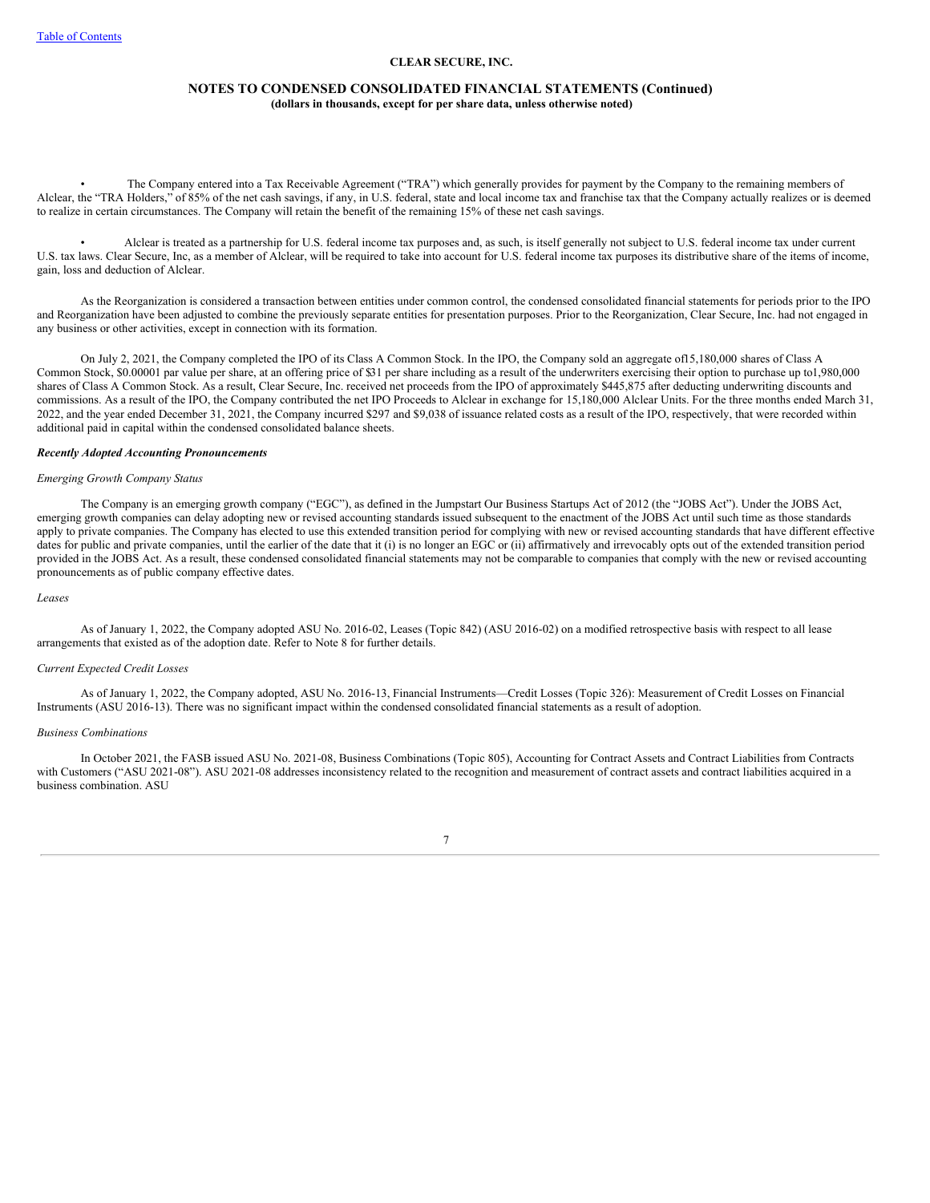- The Company entered into a Tax Receivable Agreement ("TRA") which generally provides for payment by the Company to the remaining members of Alclear, the "TRA Holders," of 85% of the net cash savings, if any, in U.S. federal, state and local income tax and franchise tax that the Company actually realizes or is deemed to realize in certain circumstances. The Company will retain the benefit of the remaining 15% of these net cash savings.

- Alclear is treated as a partnership for U.S. federal income tax purposes and, as such, is itself generally not subject to U.S. federal income tax under current U.S. tax laws. Clear Secure, Inc, as a member of Alclear, will be required to take into account for U.S. federal income tax purposes its distributive share of the items of income, gain, loss and deduction of Alclear.

As the Reorganization is considered a transaction between entities under common control, the condensed consolidated financial statements for periods prior to the IPO and Reorganization have been adjusted to combine the previously separate entities for presentation purposes. Prior to the Reorganization, Clear Secure, Inc. had not engaged in any business or other activities, except in connection with its formation.

On July 2, 2021, the Company completed the IPO of its Class A Common Stock. In the IPO, the Company sold an aggregate of15,180,000 shares of Class A Common Stock, $0.00001 par value per share, at an offering price of $31 per share including as a result of the underwriters exercising their option to purchase up to1,980,000 shares of Class A Common Stock. As a result, Clear Secure, Inc. received net proceeds from the IPO of approximately $445,875 after deducting underwriting discounts and commissions. As a result of the IPO, the Company contributed the net IPO Proceeds to Alclear in exchange for 15,180,000 Alclear Units. For the three months ended March 31, 2022, and the year ended December 31, 2021, the Company incurred $297 and $9,038 of issuance related costs as a result of the IPO, respectively, that were recorded within additional paid in capital within the condensed consolidated balance sheets.

***Recently Adopted Accounting Pronouncements***

*Emerging Growth Company Status*

The Company is an emerging growth company ("EGC"), as defined in the Jumpstart Our Business Startups Act of 2012 (the "JOBS Act"). Under the JOBS Act, emerging growth companies can delay adopting new or revised accounting standards issued subsequent to the enactment of the JOBS Act until such time as those standards apply to private companies. The Company has elected to use this extended transition period for complying with new or revised accounting standards that have different effective dates for public and private companies, until the earlier of the date that it (i) is no longer an EGC or (ii) affirmatively and irrevocably opts out of the extended transition period provided in the JOBS Act. As a result, these condensed consolidated financial statements may not be comparable to companies that comply with the new or revised accounting pronouncements as of public company effective dates.

*Leases*

As of January 1, 2022, the Company adopted ASU No. 2016-02, Leases (Topic 842) (ASU 2016-02) on a modified retrospective basis with respect to all lease arrangements that existed as of the adoption date. Refer to Note 8 for further details.

*Current Expected Credit Losses*

As of January 1, 2022, the Company adopted, ASU No. 2016-13, Financial Instruments—Credit Losses (Topic 326): Measurement of Credit Losses on Financial Instruments (ASU 2016-13). There was no significant impact within the condensed consolidated financial statements as a result of adoption.

*Business Combinations*

In October 2021, the FASB issued ASU No. 2021-08, Business Combinations (Topic 805), Accounting for Contract Assets and Contract Liabilities from Contracts with Customers ("ASU 2021-08"). ASU 2021-08 addresses inconsistency related to the recognition and measurement of contract assets and contract liabilities acquired in a business combination. ASU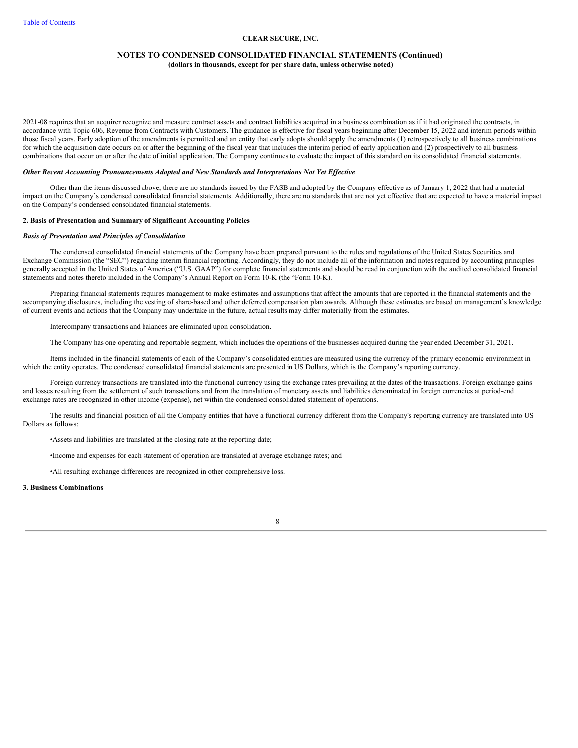2021-08 requires that an acquirer recognize and measure contract assets and contract liabilities acquired in a business combination as if it had originated the contracts, in accordance with Topic 606, Revenue from Contracts with Customers. The guidance is effective for fiscal years beginning after December 15, 2022 and interim periods within those fiscal years. Early adoption of the amendments is permitted and an entity that early adopts should apply the amendments (1) retrospectively to all business combinations for which the acquisition date occurs on or after the beginning of the fiscal year that includes the interim period of early application and (2) prospectively to all business combinations that occur on or after the date of initial application. The Company continues to evaluate the impact of this standard on its consolidated financial statements.

***Other Recent Accounting Pronouncements Adopted and New Standards and Interpretations Not Yet Effective***

Other than the items discussed above, there are no standards issued by the FASB and adopted by the Company effective as of January 1, 2022 that had a material impact on the Company's condensed consolidated financial statements. Additionally, there are no standards that are not yet effective that are expected to have a material impact on the Company's condensed consolidated financial statements.

## 2. Basis of Presentation and Summary of Significant Accounting Policies

***Basis of Presentation and Principles of Consolidation***

The condensed consolidated financial statements of the Company have been prepared pursuant to the rules and regulations of the United States Securities and Exchange Commission (the "SEC") regarding interim financial reporting. Accordingly, they do not include all of the information and notes required by accounting principles generally accepted in the United States of America ("U.S. GAAP") for complete financial statements and should be read in conjunction with the audited consolidated financial statements and notes thereto included in the Company's Annual Report on Form 10-K (the "Form 10-K).

Preparing financial statements requires management to make estimates and assumptions that affect the amounts that are reported in the financial statements and the accompanying disclosures, including the vesting of share-based and other deferred compensation plan awards. Although these estimates are based on management's knowledge of current events and actions that the Company may undertake in the future, actual results may differ materially from the estimates.

Intercompany transactions and balances are eliminated upon consolidation.

The Company has one operating and reportable segment, which includes the operations of the businesses acquired during the year ended December 31, 2021.

Items included in the financial statements of each of the Company's consolidated entities are measured using the currency of the primary economic environment in which the entity operates. The condensed consolidated financial statements are presented in US Dollars, which is the Company's reporting currency.

Foreign currency transactions are translated into the functional currency using the exchange rates prevailing at the dates of the transactions. Foreign exchange gains and losses resulting from the settlement of such transactions and from the translation of monetary assets and liabilities denominated in foreign currencies at period-end exchange rates are recognized in other income (expense), net within the condensed consolidated statement of operations.

The results and financial position of all the Company entities that have a functional currency different from the Company's reporting currency are translated into US Dollars as follows:

- Assets and liabilities are translated at the closing rate at the reporting date;
- Income and expenses for each statement of operation are translated at average exchange rates; and
- All resulting exchange differences are recognized in other comprehensive loss.

## 3. Business Combinations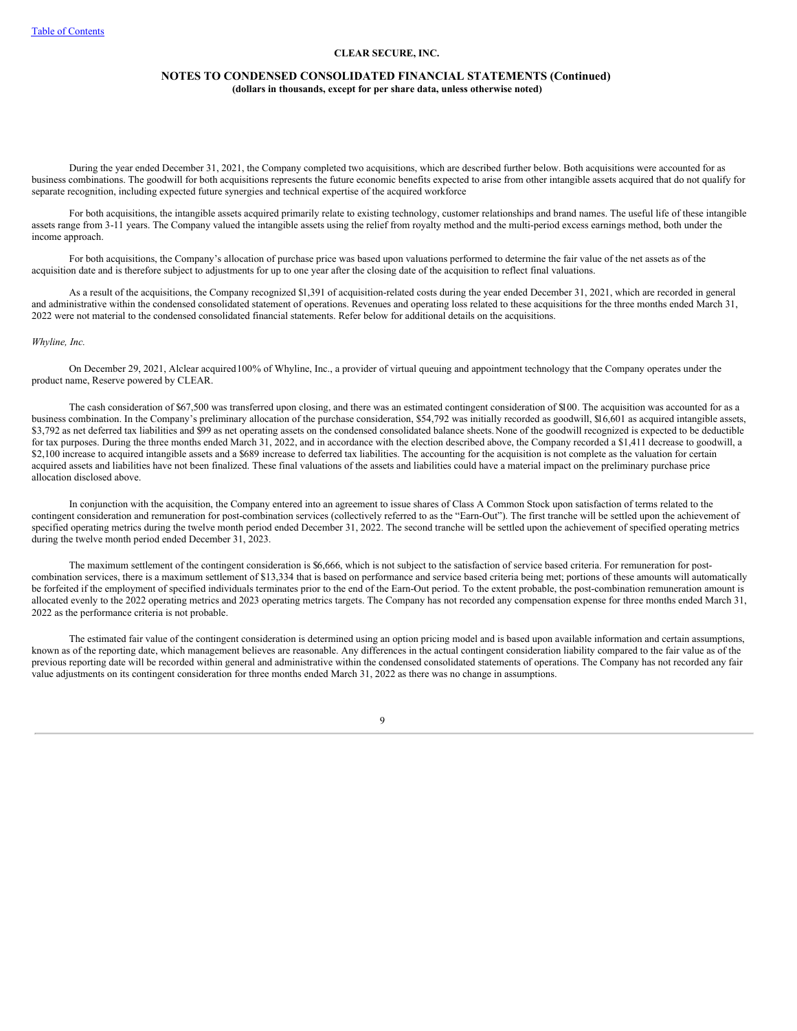During the year ended December 31, 2021, the Company completed two acquisitions, which are described further below. Both acquisitions were accounted for as business combinations. The goodwill for both acquisitions represents the future economic benefits expected to arise from other intangible assets acquired that do not qualify for separate recognition, including expected future synergies and technical expertise of the acquired workforce

For both acquisitions, the intangible assets acquired primarily relate to existing technology, customer relationships and brand names. The useful life of these intangible assets range from 3-11 years. The Company valued the intangible assets using the relief from royalty method and the multi-period excess earnings method, both under the income approach.

For both acquisitions, the Company's allocation of purchase price was based upon valuations performed to determine the fair value of the net assets as of the acquisition date and is therefore subject to adjustments for up to one year after the closing date of the acquisition to reflect final valuations.

As a result of the acquisitions, the Company recognized $1,391 of acquisition-related costs during the year ended December 31, 2021, which are recorded in general and administrative within the condensed consolidated statement of operations. Revenues and operating loss related to these acquisitions for the three months ended March 31, 2022 were not material to the condensed consolidated financial statements. Refer below for additional details on the acquisitions.

*Whyline, Inc.*

On December 29, 2021, Alclear acquired100% of Whyline, Inc., a provider of virtual queuing and appointment technology that the Company operates under the product name, Reserve powered by CLEAR.

The cash consideration of $67,500 was transferred upon closing, and there was an estimated contingent consideration of $100. The acquisition was accounted for as a business combination. In the Company's preliminary allocation of the purchase consideration, $54,792 was initially recorded as goodwill, $16,601 as acquired intangible assets, $3,792 as net deferred tax liabilities and $99 as net operating assets on the condensed consolidated balance sheets. None of the goodwill recognized is expected to be deductible for tax purposes. During the three months ended March 31, 2022, and in accordance with the election described above, the Company recorded a $1,411 decrease to goodwill, a $2,100 increase to acquired intangible assets and a $689 increase to deferred tax liabilities. The accounting for the acquisition is not complete as the valuation for certain acquired assets and liabilities have not been finalized. These final valuations of the assets and liabilities could have a material impact on the preliminary purchase price allocation disclosed above.

In conjunction with the acquisition, the Company entered into an agreement to issue shares of Class A Common Stock upon satisfaction of terms related to the contingent consideration and remuneration for post-combination services (collectively referred to as the "Earn-Out"). The first tranche will be settled upon the achievement of specified operating metrics during the twelve month period ended December 31, 2022. The second tranche will be settled upon the achievement of specified operating metrics during the twelve month period ended December 31, 2023.

The maximum settlement of the contingent consideration is $6,666, which is not subject to the satisfaction of service based criteria. For remuneration for post-combination services, there is a maximum settlement of $13,334 that is based on performance and service based criteria being met; portions of these amounts will automatically be forfeited if the employment of specified individuals terminates prior to the end of the Earn-Out period. To the extent probable, the post-combination remuneration amount is allocated evenly to the 2022 operating metrics and 2023 operating metrics targets. The Company has not recorded any compensation expense for three months ended March 31, 2022 as the performance criteria is not probable.

The estimated fair value of the contingent consideration is determined using an option pricing model and is based upon available information and certain assumptions, known as of the reporting date, which management believes are reasonable. Any differences in the actual contingent consideration liability compared to the fair value as of the previous reporting date will be recorded within general and administrative within the condensed consolidated statements of operations. The Company has not recorded any fair value adjustments on its contingent consideration for three months ended March 31, 2022 as there was no change in assumptions.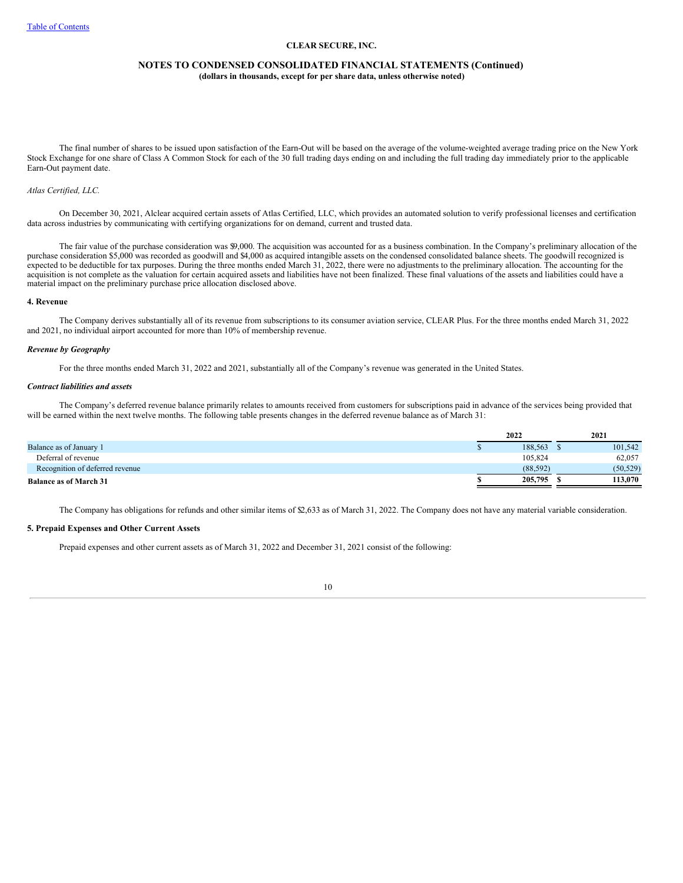The final number of shares to be issued upon satisfaction of the Earn-Out will be based on the average of the volume-weighted average trading price on the New York Stock Exchange for one share of Class A Common Stock for each of the 30 full trading days ending on and including the full trading day immediately prior to the applicable Earn-Out payment date.

*Atlas Certified, LLC.*

On December 30, 2021, Alclear acquired certain assets of Atlas Certified, LLC, which provides an automated solution to verify professional licenses and certification data across industries by communicating with certifying organizations for on demand, current and trusted data.

The fair value of the purchase consideration was $9,000. The acquisition was accounted for as a business combination. In the Company's preliminary allocation of the purchase consideration $5,000 was recorded as goodwill and $4,000 as acquired intangible assets on the condensed consolidated balance sheets. The goodwill recognized is expected to be deductible for tax purposes. During the three months ended March 31, 2022, there were no adjustments to the preliminary allocation. The accounting for the acquisition is not complete as the valuation for certain acquired assets and liabilities have not been finalized. These final valuations of the assets and liabilities could have a material impact on the preliminary purchase price allocation disclosed above.

**4. Revenue**

The Company derives substantially all of its revenue from subscriptions to its consumer aviation service, CLEAR Plus. For the three months ended March 31, 2022 and 2021, no individual airport accounted for more than 10% of membership revenue.

***Revenue by Geography***

For the three months ended March 31, 2022 and 2021, substantially all of the Company's revenue was generated in the United States.

***Contract liabilities and assets***

The Company's deferred revenue balance primarily relates to amounts received from customers for subscriptions paid in advance of the services being provided that will be earned within the next twelve months. The following table presents changes in the deferred revenue balance as of March 31:

| | 2022 | 2021 |
|---|---|---|
| Balance as of January 1 | $ 188,563 | $ 101,542 |
| Deferral of revenue | 105,824 | 62,057 |
| Recognition of deferred revenue | (88,592) | (50,529) |
| **Balance as of March 31** | **$ 205,795** | **$ 113,070** |

The Company has obligations for refunds and other similar items of $2,633 as of March 31, 2022. The Company does not have any material variable consideration.

**5. Prepaid Expenses and Other Current Assets**

Prepaid expenses and other current assets as of March 31, 2022 and December 31, 2021 consist of the following: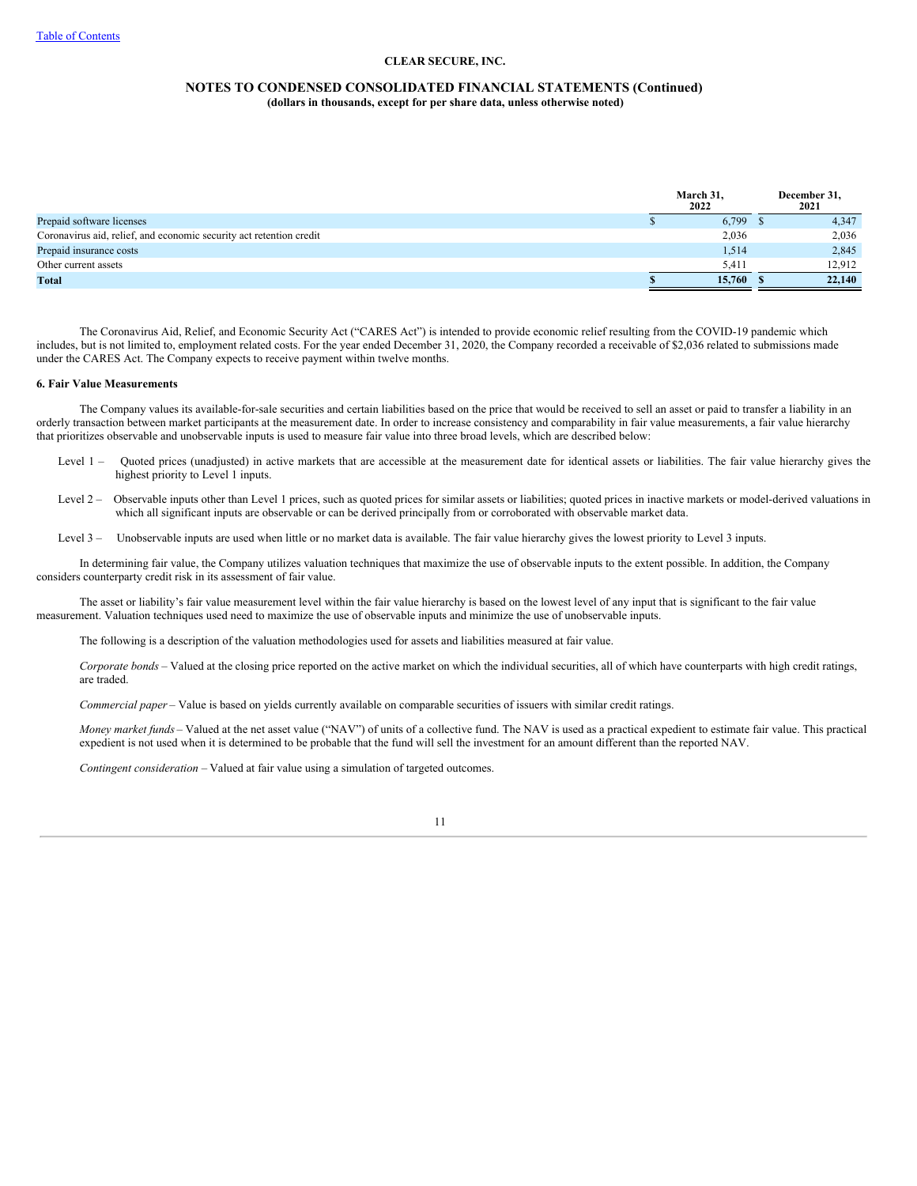CLEAR SECURE, INC.

NOTES TO CONDENSED CONSOLIDATED FINANCIAL STATEMENTS (Continued)

(dollars in thousands, except for per share data, unless otherwise noted)

| | March 31, 2022 | December 31, 2021 |
|---|---|---|
| Prepaid software licenses | $ 6,799 | $ 4,347 |
| Coronavirus aid, relief, and economic security act retention credit | 2,036 | 2,036 |
| Prepaid insurance costs | 1,514 | 2,845 |
| Other current assets | 5,411 | 12,912 |
| **Total** | **$ 15,760** | **$ 22,140** |

The Coronavirus Aid, Relief, and Economic Security Act ("CARES Act") is intended to provide economic relief resulting from the COVID-19 pandemic which includes, but is not limited to, employment related costs. For the year ended December 31, 2020, the Company recorded a receivable of $2,036 related to submissions made under the CARES Act. The Company expects to receive payment within twelve months.

**6. Fair Value Measurements**

The Company values its available-for-sale securities and certain liabilities based on the price that would be received to sell an asset or paid to transfer a liability in an orderly transaction between market participants at the measurement date. In order to increase consistency and comparability in fair value measurements, a fair value hierarchy that prioritizes observable and unobservable inputs is used to measure fair value into three broad levels, which are described below:

Level 1 – Quoted prices (unadjusted) in active markets that are accessible at the measurement date for identical assets or liabilities. The fair value hierarchy gives the highest priority to Level 1 inputs.

Level 2 – Observable inputs other than Level 1 prices, such as quoted prices for similar assets or liabilities; quoted prices in inactive markets or model-derived valuations in which all significant inputs are observable or can be derived principally from or corroborated with observable market data.

Level 3 – Unobservable inputs are used when little or no market data is available. The fair value hierarchy gives the lowest priority to Level 3 inputs.

In determining fair value, the Company utilizes valuation techniques that maximize the use of observable inputs to the extent possible. In addition, the Company considers counterparty credit risk in its assessment of fair value.

The asset or liability's fair value measurement level within the fair value hierarchy is based on the lowest level of any input that is significant to the fair value measurement. Valuation techniques used need to maximize the use of observable inputs and minimize the use of unobservable inputs.

The following is a description of the valuation methodologies used for assets and liabilities measured at fair value.

*Corporate bonds* – Valued at the closing price reported on the active market on which the individual securities, all of which have counterparts with high credit ratings, are traded.

*Commercial paper* – Value is based on yields currently available on comparable securities of issuers with similar credit ratings.

*Money market funds* – Valued at the net asset value ("NAV") of units of a collective fund. The NAV is used as a practical expedient to estimate fair value. This practical expedient is not used when it is determined to be probable that the fund will sell the investment for an amount different than the reported NAV.

*Contingent consideration* – Valued at fair value using a simulation of targeted outcomes.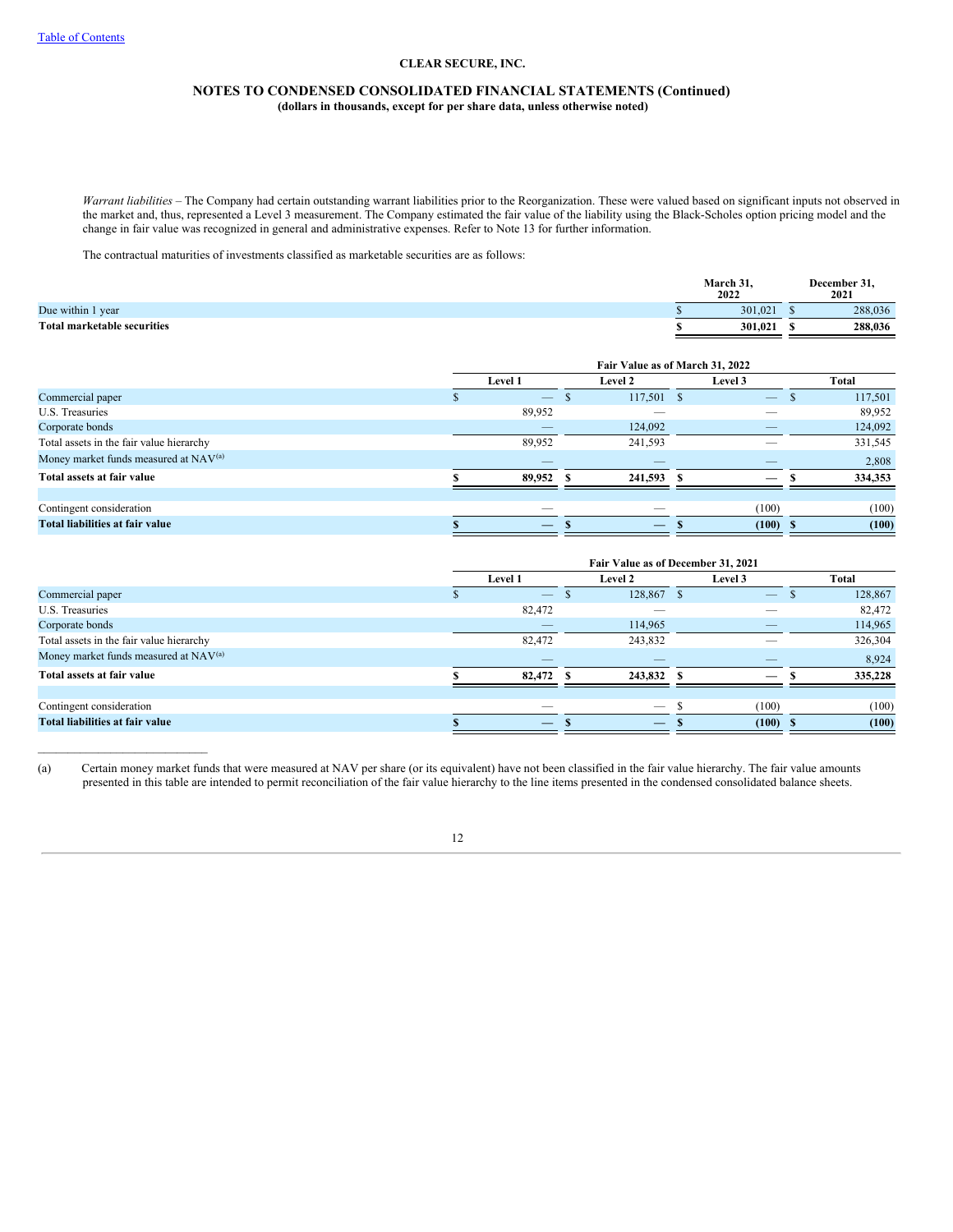*Warrant liabilities* – The Company had certain outstanding warrant liabilities prior to the Reorganization. These were valued based on significant inputs not observed in the market and, thus, represented a Level 3 measurement. The Company estimated the fair value of the liability using the Black-Scholes option pricing model and the change in fair value was recognized in general and administrative expenses. Refer to Note 13 for further information.

The contractual maturities of investments classified as marketable securities are as follows:

| | March 31, 2022 | December 31, 2021 |
|---|---|---|
| Due within 1 year | $ 301,021 | $ 288,036 |
| **Total marketable securities** | **$ 301,021** | **$ 288,036** |

| | Fair Value as of March 31, 2022 | | | |
|---|---|---|---|---|
| | Level 1 | Level 2 | Level 3 | Total |
| Commercial paper | $ — | $ 117,501 | $ — | $ 117,501 |
| U.S. Treasuries | 89,952 | — | — | 89,952 |
| Corporate bonds | — | 124,092 | — | 124,092 |
| Total assets in the fair value hierarchy | 89,952 | 241,593 | — | 331,545 |
| Money market funds measured at NAV[(a)] | — | — | — | 2,808 |
| **Total assets at fair value** | **$ 89,952** | **$ 241,593** | **$ —** | **$ 334,353** |
| | | | | |
| Contingent consideration | — | — | (100) | (100) |
| **Total liabilities at fair value** | **$ —** | **$ —** | **$ (100)** | **$ (100)** |

| | Fair Value as of December 31, 2021 | | | |
|---|---|---|---|---|
| | Level 1 | Level 2 | Level 3 | Total |
| Commercial paper | $ — | $ 128,867 | $ — | $ 128,867 |
| U.S. Treasuries | 82,472 | — | — | 82,472 |
| Corporate bonds | — | 114,965 | — | 114,965 |
| Total assets in the fair value hierarchy | 82,472 | 243,832 | — | 326,304 |
| Money market funds measured at NAV[(a)] | — | — | — | 8,924 |
| **Total assets at fair value** | **$ 82,472** | **$ 243,832** | **$ —** | **$ 335,228** |
| | | | | |
| Contingent consideration | — | — | $ (100) | (100) |
| **Total liabilities at fair value** | **$ —** | **$ —** | **$ (100)** | **$ (100)** |

(a) Certain money market funds that were measured at NAV per share (or its equivalent) have not been classified in the fair value hierarchy. The fair value amounts presented in this table are intended to permit reconciliation of the fair value hierarchy to the line items presented in the condensed consolidated balance sheets.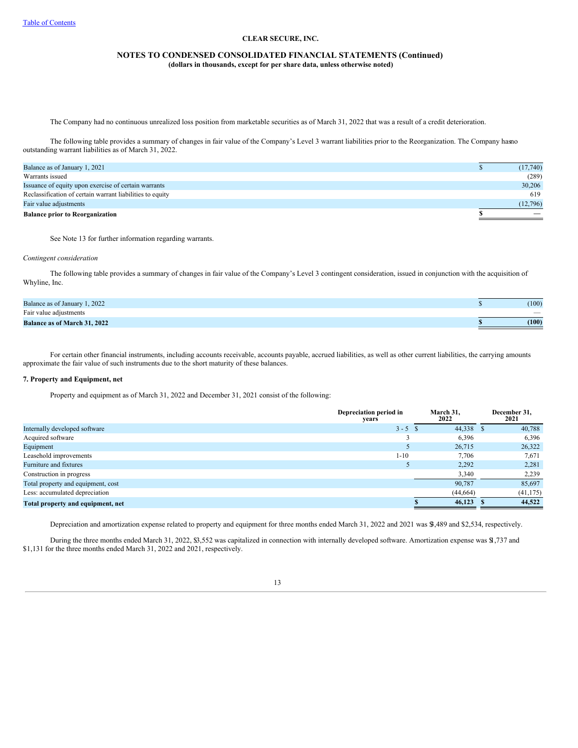The Company had no continuous unrealized loss position from marketable securities as of March 31, 2022 that was a result of a credit deterioration.

The following table provides a summary of changes in fair value of the Company's Level 3 warrant liabilities prior to the Reorganization. The Company has no outstanding warrant liabilities as of March 31, 2022.

| | |
|---|---|
| Balance as of January 1, 2021 | $ (17,740) |
| Warrants issued | (289) |
| Issuance of equity upon exercise of certain warrants | 30,206 |
| Reclassification of certain warrant liabilities to equity | 619 |
| Fair value adjustments | (12,796) |
| **Balance prior to Reorganization** | **$ —** |

See Note 13 for further information regarding warrants.

*Contingent consideration*

The following table provides a summary of changes in fair value of the Company's Level 3 contingent consideration, issued in conjunction with the acquisition of Whyline, Inc.

| | |
|---|---|
| Balance as of January 1, 2022 | $ (100) |
| Fair value adjustments | — |
| **Balance as of March 31, 2022** | **$ (100)** |

For certain other financial instruments, including accounts receivable, accounts payable, accrued liabilities, as well as other current liabilities, the carrying amounts approximate the fair value of such instruments due to the short maturity of these balances.

**7. Property and Equipment, net**

Property and equipment as of March 31, 2022 and December 31, 2021 consist of the following:

| | Depreciation period in years | March 31, 2022 | December 31, 2021 |
|---|---|---|---|
| Internally developed software | 3 - 5 | $ 44,338 | $ 40,788 |
| Acquired software | 3 | 6,396 | 6,396 |
| Equipment | 5 | 26,715 | 26,322 |
| Leasehold improvements | 1-10 | 7,706 | 7,671 |
| Furniture and fixtures | 5 | 2,292 | 2,281 |
| Construction in progress | | 3,340 | 2,239 |
| Total property and equipment, cost | | 90,787 | 85,697 |
| Less: accumulated depreciation | | (44,664) | (41,175) |
| **Total property and equipment, net** | | **$ 46,123** | **$ 44,522** |

Depreciation and amortization expense related to property and equipment for three months ended March 31, 2022 and 2021 was $3,489 and $2,534, respectively.

During the three months ended March 31, 2022, $3,552 was capitalized in connection with internally developed software. Amortization expense was $1,737 and $1,131 for the three months ended March 31, 2022 and 2021, respectively.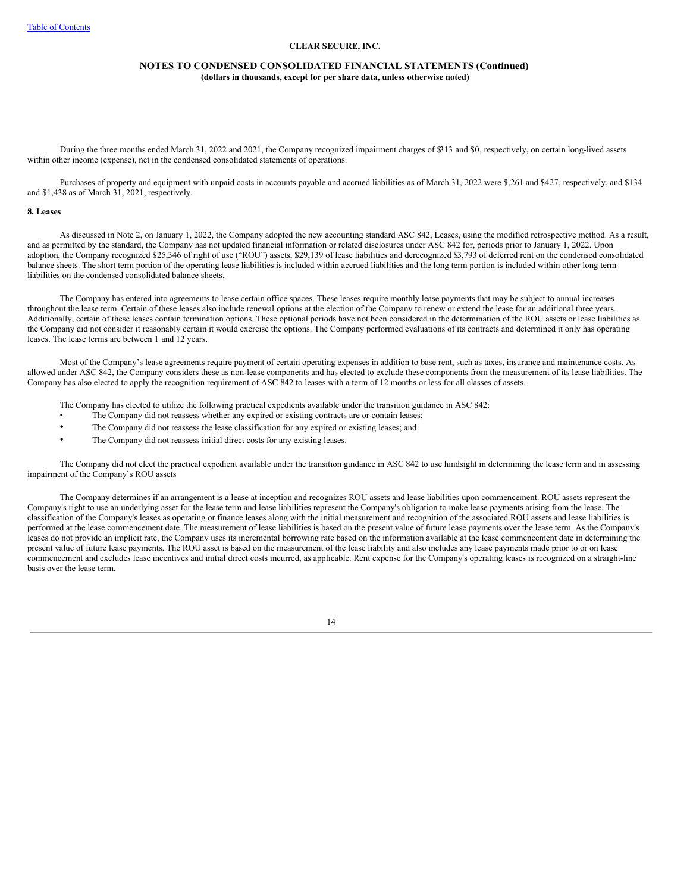During the three months ended March 31, 2022 and 2021, the Company recognized impairment charges of $313 and $0, respectively, on certain long-lived assets within other income (expense), net in the condensed consolidated statements of operations.

Purchases of property and equipment with unpaid costs in accounts payable and accrued liabilities as of March 31, 2022 were $1,261 and $427, respectively, and $134 and $1,438 as of March 31, 2021, respectively.

**8. Leases**

As discussed in Note 2, on January 1, 2022, the Company adopted the new accounting standard ASC 842, Leases, using the modified retrospective method. As a result, and as permitted by the standard, the Company has not updated financial information or related disclosures under ASC 842 for, periods prior to January 1, 2022. Upon adoption, the Company recognized $25,346 of right of use ("ROU") assets, $29,139 of lease liabilities and derecognized $3,793 of deferred rent on the condensed consolidated balance sheets. The short term portion of the operating lease liabilities is included within accrued liabilities and the long term portion is included within other long term liabilities on the condensed consolidated balance sheets.

The Company has entered into agreements to lease certain office spaces. These leases require monthly lease payments that may be subject to annual increases throughout the lease term. Certain of these leases also include renewal options at the election of the Company to renew or extend the lease for an additional three years. Additionally, certain of these leases contain termination options. These optional periods have not been considered in the determination of the ROU assets or lease liabilities as the Company did not consider it reasonably certain it would exercise the options. The Company performed evaluations of its contracts and determined it only has operating leases. The lease terms are between 1 and 12 years.

Most of the Company's lease agreements require payment of certain operating expenses in addition to base rent, such as taxes, insurance and maintenance costs. As allowed under ASC 842, the Company considers these as non-lease components and has elected to exclude these components from the measurement of its lease liabilities. The Company has also elected to apply the recognition requirement of ASC 842 to leases with a term of 12 months or less for all classes of assets.

The Company has elected to utilize the following practical expedients available under the transition guidance in ASC 842:

- The Company did not reassess whether any expired or existing contracts are or contain leases;
- The Company did not reassess the lease classification for any expired or existing leases; and
- The Company did not reassess initial direct costs for any existing leases.

The Company did not elect the practical expedient available under the transition guidance in ASC 842 to use hindsight in determining the lease term and in assessing impairment of the Company's ROU assets

The Company determines if an arrangement is a lease at inception and recognizes ROU assets and lease liabilities upon commencement. ROU assets represent the Company's right to use an underlying asset for the lease term and lease liabilities represent the Company's obligation to make lease payments arising from the lease. The classification of the Company's leases as operating or finance leases along with the initial measurement and recognition of the associated ROU assets and lease liabilities is performed at the lease commencement date. The measurement of lease liabilities is based on the present value of future lease payments over the lease term. As the Company's leases do not provide an implicit rate, the Company uses its incremental borrowing rate based on the information available at the lease commencement date in determining the present value of future lease payments. The ROU asset is based on the measurement of the lease liability and also includes any lease payments made prior to or on lease commencement and excludes lease incentives and initial direct costs incurred, as applicable. Rent expense for the Company's operating leases is recognized on a straight-line basis over the lease term.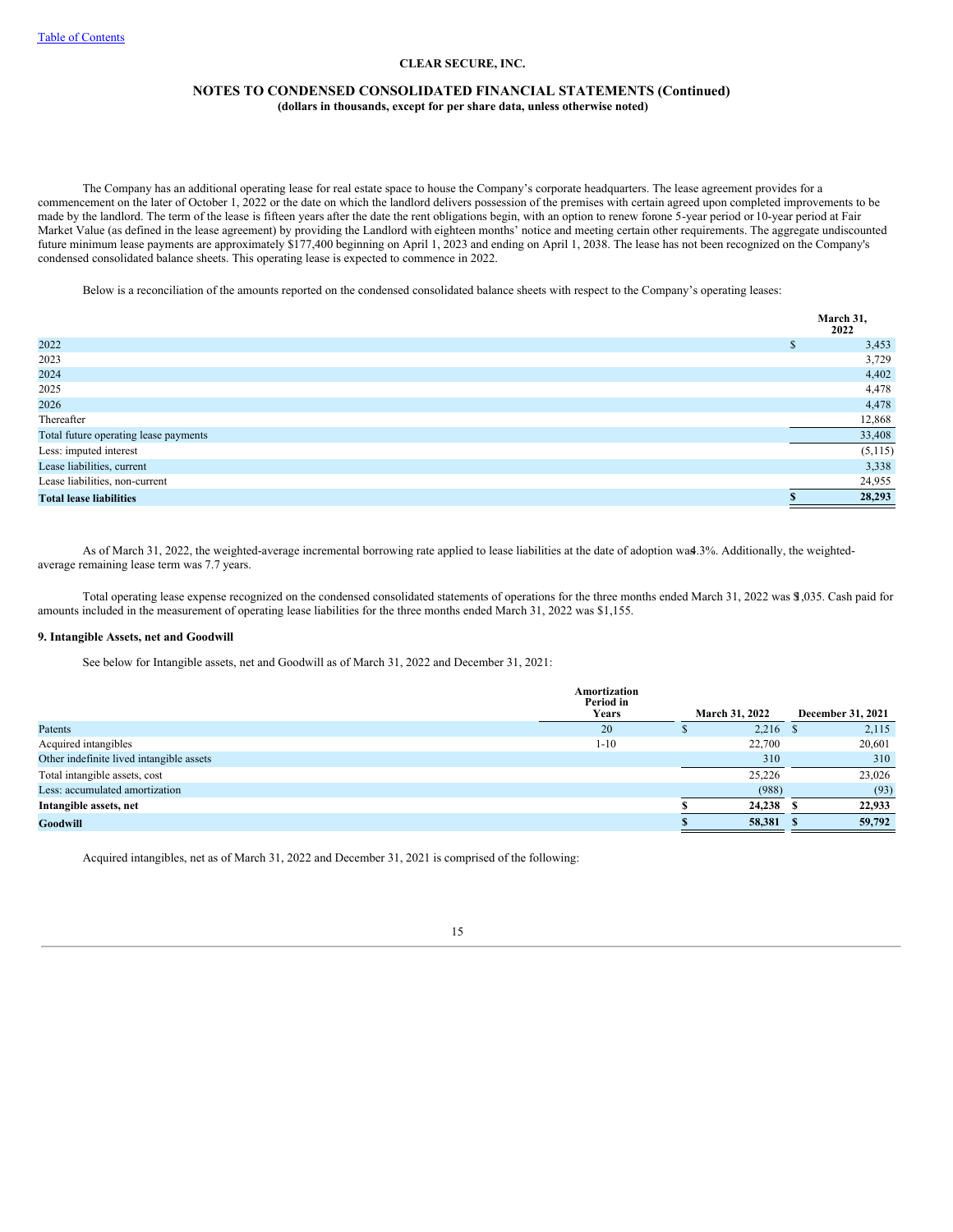**CLEAR SECURE, INC.**

**NOTES TO CONDENSED CONSOLIDATED FINANCIAL STATEMENTS (Continued)**
**(dollars in thousands, except for per share data, unless otherwise noted)**

The Company has an additional operating lease for real estate space to house the Company's corporate headquarters. The lease agreement provides for a commencement on the later of October 1, 2022 or the date on which the landlord delivers possession of the premises with certain agreed upon completed improvements to be made by the landlord. The term of the lease is fifteen years after the date the rent obligations begin, with an option to renew for one 5-year period or 10-year period at Fair Market Value (as defined in the lease agreement) by providing the Landlord with eighteen months' notice and meeting certain other requirements. The aggregate undiscounted future minimum lease payments are approximately $177,400 beginning on April 1, 2023 and ending on April 1, 2038. The lease has not been recognized on the Company's condensed consolidated balance sheets. This operating lease is expected to commence in 2022.

Below is a reconciliation of the amounts reported on the condensed consolidated balance sheets with respect to the Company's operating leases:

| | March 31, 2022 |
|---|---|
| 2022 | $ 3,453 |
| 2023 | 3,729 |
| 2024 | 4,402 |
| 2025 | 4,478 |
| 2026 | 4,478 |
| Thereafter | 12,868 |
| Total future operating lease payments | 33,408 |
| Less: imputed interest | (5,115) |
| Lease liabilities, current | 3,338 |
| Lease liabilities, non-current | 24,955 |
| **Total lease liabilities** | **$ 28,293** |

As of March 31, 2022, the weighted-average incremental borrowing rate applied to lease liabilities at the date of adoption was 4.3%. Additionally, the weighted-average remaining lease term was 7.7 years.

Total operating lease expense recognized on the condensed consolidated statements of operations for the three months ended March 31, 2022 was $1,035. Cash paid for amounts included in the measurement of operating lease liabilities for the three months ended March 31, 2022 was $1,155.

**9. Intangible Assets, net and Goodwill**

See below for Intangible assets, net and Goodwill as of March 31, 2022 and December 31, 2021:

| | Amortization Period in Years | March 31, 2022 | December 31, 2021 |
|---|---|---|---|
| Patents | 20 | $ 2,216 | $ 2,115 |
| Acquired intangibles | 1-10 | 22,700 | 20,601 |
| Other indefinite lived intangible assets | | 310 | 310 |
| Total intangible assets, cost | | 25,226 | 23,026 |
| Less: accumulated amortization | | (988) | (93) |
| **Intangible assets, net** | | **$ 24,238** | **$ 22,933** |
| **Goodwill** | | **$ 58,381** | **$ 59,792** |

Acquired intangibles, net as of March 31, 2022 and December 31, 2021 is comprised of the following: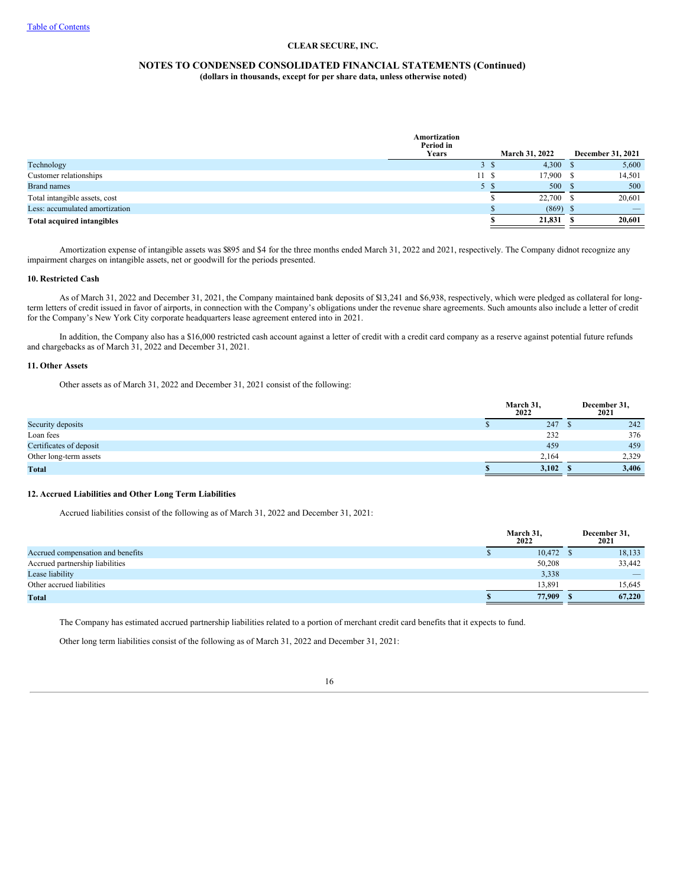|  | Amortization Period in Years | March 31, 2022 | December 31, 2021 |
| --- | --- | --- | --- |
| Technology | 3 | $ 4,300 | $ 5,600 |
| Customer relationships | 11 | $ 17,900 | $ 14,501 |
| Brand names | 5 | $ 500 | $ 500 |
| Total intangible assets, cost |  | $ 22,700 | $ 20,601 |
| Less: accumulated amortization |  | $ (869) | $ — |
| **Total acquired intangibles** |  | **$ 21,831** | **$ 20,601** |

Amortization expense of intangible assets was $895 and $4 for the three months ended March 31, 2022 and 2021, respectively. The Company didnot recognize any impairment charges on intangible assets, net or goodwill for the periods presented.

### 10. Restricted Cash

As of March 31, 2022 and December 31, 2021, the Company maintained bank deposits of $13,241 and $6,938, respectively, which were pledged as collateral for long-term letters of credit issued in favor of airports, in connection with the Company's obligations under the revenue share agreements. Such amounts also include a letter of credit for the Company's New York City corporate headquarters lease agreement entered into in 2021.

In addition, the Company also has a $16,000 restricted cash account against a letter of credit with a credit card company as a reserve against potential future refunds and chargebacks as of March 31, 2022 and December 31, 2021.

### 11. Other Assets

Other assets as of March 31, 2022 and December 31, 2021 consist of the following:

|  | March 31, 2022 | December 31, 2021 |
| --- | --- | --- |
| Security deposits | $ 247 | $ 242 |
| Loan fees | 232 | 376 |
| Certificates of deposit | 459 | 459 |
| Other long-term assets | 2,164 | 2,329 |
| **Total** | **$ 3,102** | **$ 3,406** |

### 12. Accrued Liabilities and Other Long Term Liabilities

Accrued liabilities consist of the following as of March 31, 2022 and December 31, 2021:

|  | March 31, 2022 | December 31, 2021 |
| --- | --- | --- |
| Accrued compensation and benefits | $ 10,472 | $ 18,133 |
| Accrued partnership liabilities | 50,208 | 33,442 |
| Lease liability | 3,338 | — |
| Other accrued liabilities | 13,891 | 15,645 |
| **Total** | **$ 77,909** | **$ 67,220** |

The Company has estimated accrued partnership liabilities related to a portion of merchant credit card benefits that it expects to fund.

Other long term liabilities consist of the following as of March 31, 2022 and December 31, 2021: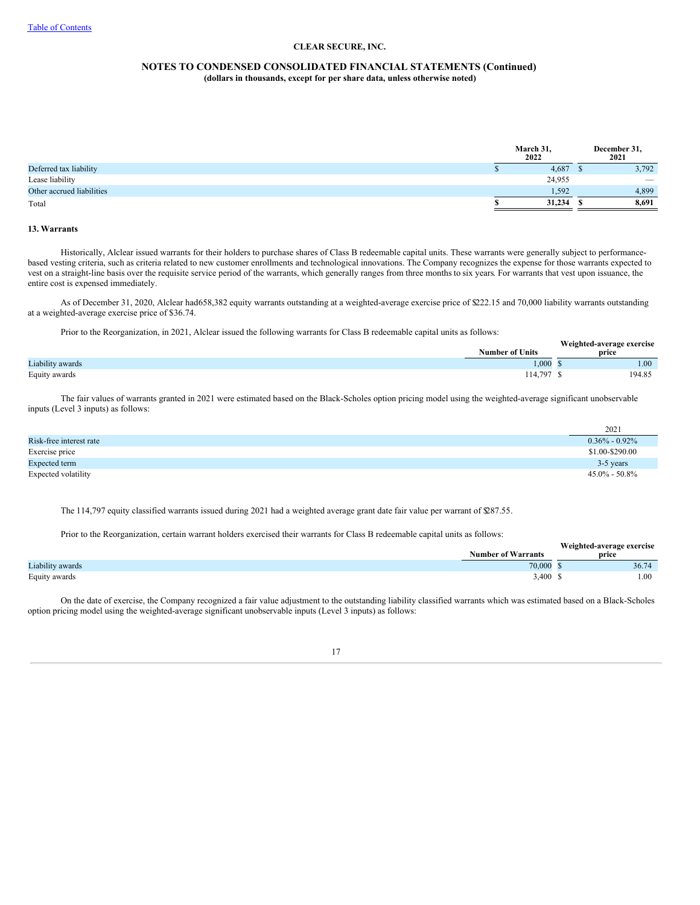|  | March 31, 2022 | December 31, 2021 |
| --- | --- | --- |
| Deferred tax liability | $ 4,687 | $ 3,792 |
| Lease liability | 24,955 | — |
| Other accrued liabilities | 1,592 | 4,899 |
| Total | $ 31,234 | $ 8,691 |

### 13. Warrants

Historically, Alclear issued warrants for their holders to purchase shares of Class B redeemable capital units. These warrants were generally subject to performance-based vesting criteria, such as criteria related to new customer enrollments and technological innovations. The Company recognizes the expense for those warrants expected to vest on a straight-line basis over the requisite service period of the warrants, which generally ranges from three months to six years. For warrants that vest upon issuance, the entire cost is expensed immediately.

As of December 31, 2020, Alclear had 658,382 equity warrants outstanding at a weighted-average exercise price of $222.15 and 70,000 liability warrants outstanding at a weighted-average exercise price of $36.74.

Prior to the Reorganization, in 2021, Alclear issued the following warrants for Class B redeemable capital units as follows:

|  | Number of Units | Weighted-average exercise price |
| --- | --- | --- |
| Liability awards | 1,000 | $ 1.00 |
| Equity awards | 114,797 | $ 194.85 |

The fair values of warrants granted in 2021 were estimated based on the Black-Scholes option pricing model using the weighted-average significant unobservable inputs (Level 3 inputs) as follows:

|  | 2021 |
| --- | --- |
| Risk-free interest rate | 0.36% - 0.92% |
| Exercise price | $1.00-$290.00 |
| Expected term | 3-5 years |
| Expected volatility | 45.0% - 50.8% |

The 114,797 equity classified warrants issued during 2021 had a weighted average grant date fair value per warrant of $287.55.

Prior to the Reorganization, certain warrant holders exercised their warrants for Class B redeemable capital units as follows:

|  | Number of Warrants | Weighted-average exercise price |
| --- | --- | --- |
| Liability awards | 70,000 | $ 36.74 |
| Equity awards | 3,400 | $ 1.00 |

On the date of exercise, the Company recognized a fair value adjustment to the outstanding liability classified warrants which was estimated based on a Black-Scholes option pricing model using the weighted-average significant unobservable inputs (Level 3 inputs) as follows: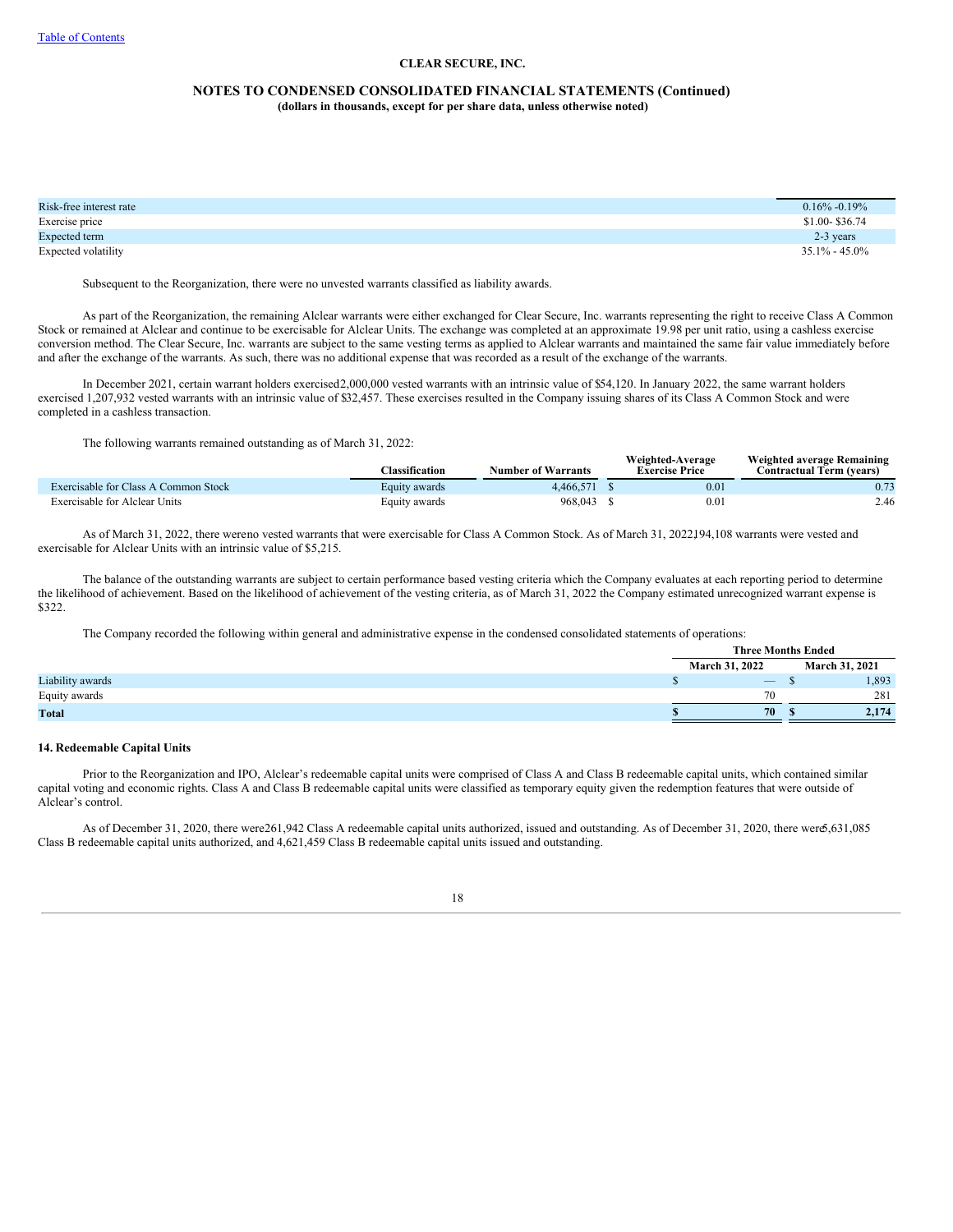| | |
|---|---|
| Risk-free interest rate | 0.16% -0.19% |
| Exercise price | \$1.00- \$36.74 |
| Expected term | 2-3 years |
| Expected volatility | 35.1% - 45.0% |

Subsequent to the Reorganization, there were no unvested warrants classified as liability awards.

As part of the Reorganization, the remaining Alclear warrants were either exchanged for Clear Secure, Inc. warrants representing the right to receive Class A Common Stock or remained at Alclear and continue to be exercisable for Alclear Units. The exchange was completed at an approximate 19.98 per unit ratio, using a cashless exercise conversion method. The Clear Secure, Inc. warrants are subject to the same vesting terms as applied to Alclear warrants and maintained the same fair value immediately before and after the exchange of the warrants. As such, there was no additional expense that was recorded as a result of the exchange of the warrants.

In December 2021, certain warrant holders exercised 2,000,000 vested warrants with an intrinsic value of \$54,120. In January 2022, the same warrant holders exercised 1,207,932 vested warrants with an intrinsic value of \$32,457. These exercises resulted in the Company issuing shares of its Class A Common Stock and were completed in a cashless transaction.

The following warrants remained outstanding as of March 31, 2022:

| | Classification | Number of Warrants | Weighted-Average Exercise Price | Weighted average Remaining Contractual Term (years) |
|---|---|---|---|---|
| Exercisable for Class A Common Stock | Equity awards | 4,466,571 | \$ 0.01 | 0.73 |
| Exercisable for Alclear Units | Equity awards | 968,043 | \$ 0.01 | 2.46 |

As of March 31, 2022, there were no vested warrants that were exercisable for Class A Common Stock. As of March 31, 2022, 194,108 warrants were vested and exercisable for Alclear Units with an intrinsic value of \$5,215.

The balance of the outstanding warrants are subject to certain performance based vesting criteria which the Company evaluates at each reporting period to determine the likelihood of achievement. Based on the likelihood of achievement of the vesting criteria, as of March 31, 2022 the Company estimated unrecognized warrant expense is \$322.

The Company recorded the following within general and administrative expense in the condensed consolidated statements of operations:

| | Three Months Ended | |
|---|---|---|
| | March 31, 2022 | March 31, 2021 |
| Liability awards | \$ — | \$ 1,893 |
| Equity awards | 70 | 281 |
| **Total** | **\$ 70** | **\$ 2,174** |

### 14. Redeemable Capital Units

Prior to the Reorganization and IPO, Alclear's redeemable capital units were comprised of Class A and Class B redeemable capital units, which contained similar capital voting and economic rights. Class A and Class B redeemable capital units were classified as temporary equity given the redemption features that were outside of Alclear's control.

As of December 31, 2020, there were 261,942 Class A redeemable capital units authorized, issued and outstanding. As of December 31, 2020, there were 5,631,085 Class B redeemable capital units authorized, and 4,621,459 Class B redeemable capital units issued and outstanding.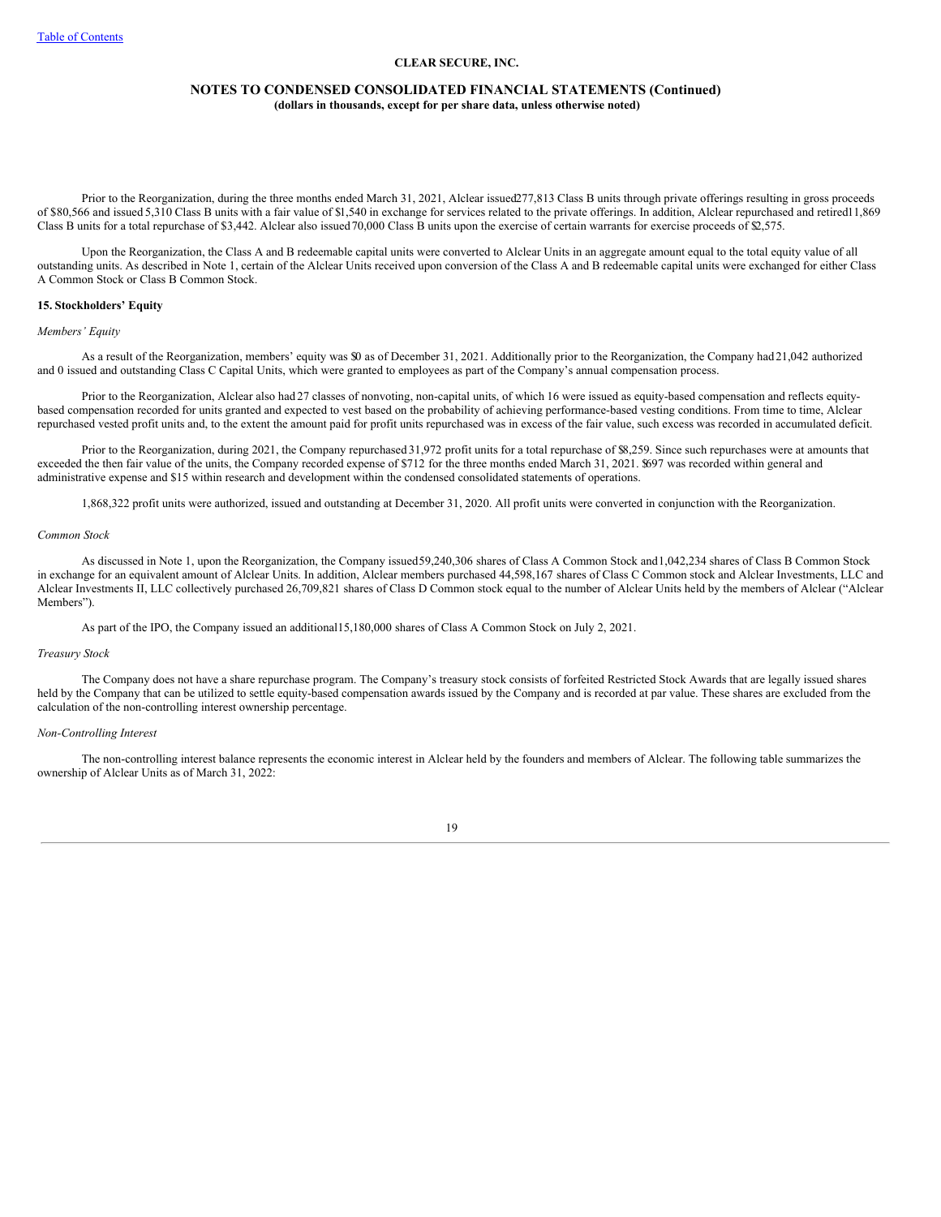Prior to the Reorganization, during the three months ended March 31, 2021, Alclear issued 277,813 Class B units through private offerings resulting in gross proceeds of $80,566 and issued 5,310 Class B units with a fair value of $1,540 in exchange for services related to the private offerings. In addition, Alclear repurchased and retired 11,869 Class B units for a total repurchase of $3,442. Alclear also issued 70,000 Class B units upon the exercise of certain warrants for exercise proceeds of $2,575.

Upon the Reorganization, the Class A and B redeemable capital units were converted to Alclear Units in an aggregate amount equal to the total equity value of all outstanding units. As described in Note 1, certain of the Alclear Units received upon conversion of the Class A and B redeemable capital units were exchanged for either Class A Common Stock or Class B Common Stock.

**15. Stockholders' Equity**

*Members' Equity*

As a result of the Reorganization, members' equity was $0 as of December 31, 2021. Additionally prior to the Reorganization, the Company had 21,042 authorized and 0 issued and outstanding Class C Capital Units, which were granted to employees as part of the Company's annual compensation process.

Prior to the Reorganization, Alclear also had 27 classes of nonvoting, non-capital units, of which 16 were issued as equity-based compensation and reflects equity-based compensation recorded for units granted and expected to vest based on the probability of achieving performance-based vesting conditions. From time to time, Alclear repurchased vested profit units and, to the extent the amount paid for profit units repurchased was in excess of the fair value, such excess was recorded in accumulated deficit.

Prior to the Reorganization, during 2021, the Company repurchased 31,972 profit units for a total repurchase of $8,259. Since such repurchases were at amounts that exceeded the then fair value of the units, the Company recorded expense of $712 for the three months ended March 31, 2021. $697 was recorded within general and administrative expense and $15 within research and development within the condensed consolidated statements of operations.

1,868,322 profit units were authorized, issued and outstanding at December 31, 2020. All profit units were converted in conjunction with the Reorganization.

*Common Stock*

As discussed in Note 1, upon the Reorganization, the Company issued 59,240,306 shares of Class A Common Stock and 1,042,234 shares of Class B Common Stock in exchange for an equivalent amount of Alclear Units. In addition, Alclear members purchased 44,598,167 shares of Class C Common stock and Alclear Investments, LLC and Alclear Investments II, LLC collectively purchased 26,709,821 shares of Class D Common stock equal to the number of Alclear Units held by the members of Alclear ("Alclear Members").

As part of the IPO, the Company issued an additional 15,180,000 shares of Class A Common Stock on July 2, 2021.

*Treasury Stock*

The Company does not have a share repurchase program. The Company's treasury stock consists of forfeited Restricted Stock Awards that are legally issued shares held by the Company that can be utilized to settle equity-based compensation awards issued by the Company and is recorded at par value. These shares are excluded from the calculation of the non-controlling interest ownership percentage.

*Non-Controlling Interest*

The non-controlling interest balance represents the economic interest in Alclear held by the founders and members of Alclear. The following table summarizes the ownership of Alclear Units as of March 31, 2022: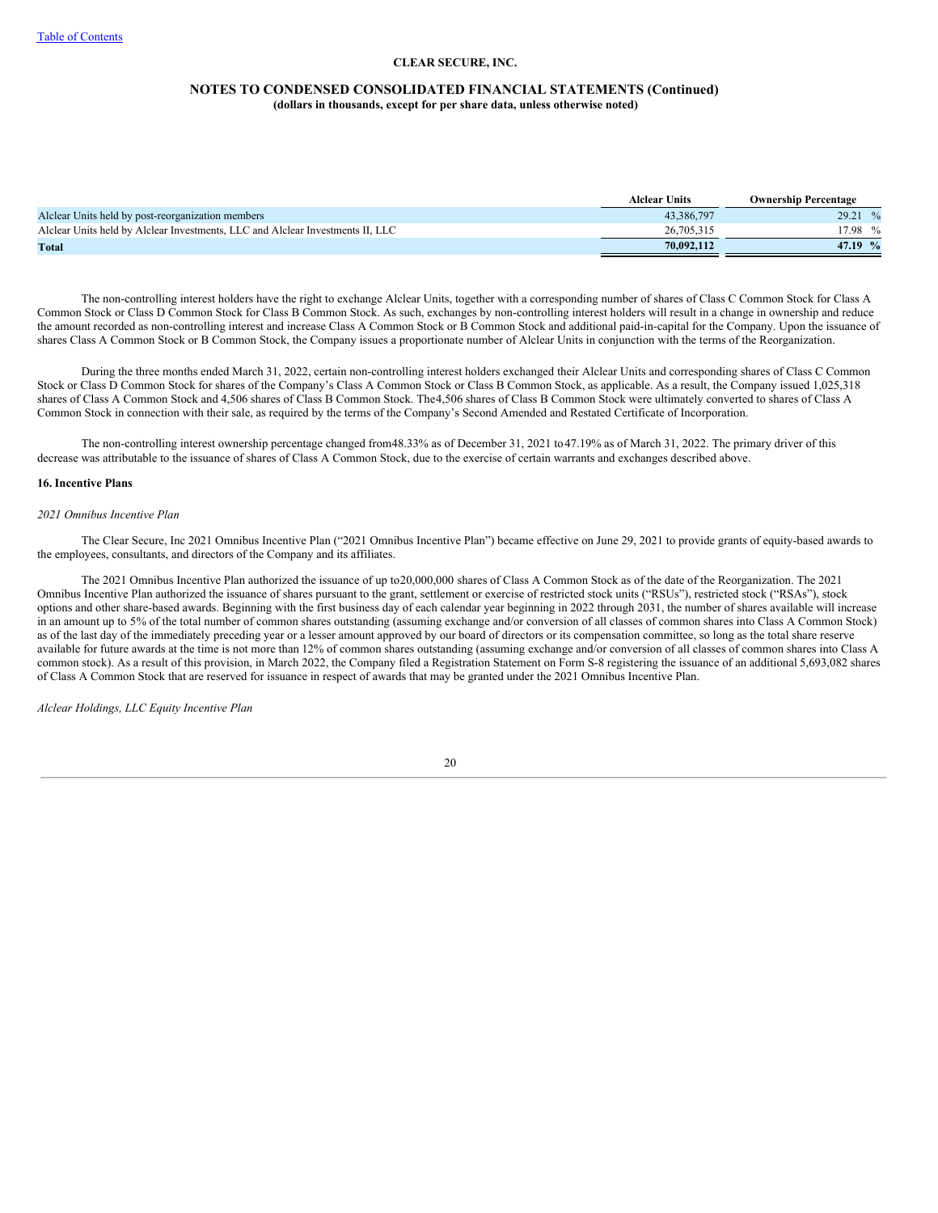| | Alclear Units | Ownership Percentage |
|---|---|---|
| Alclear Units held by post-reorganization members | 43,386,797 | 29.21 % |
| Alclear Units held by Alclear Investments, LLC and Alclear Investments II, LLC | 26,705,315 | 17.98 % |
| **Total** | **70,092,112** | **47.19 %** |

The non-controlling interest holders have the right to exchange Alclear Units, together with a corresponding number of shares of Class C Common Stock for Class A Common Stock or Class D Common Stock for Class B Common Stock. As such, exchanges by non-controlling interest holders will result in a change in ownership and reduce the amount recorded as non-controlling interest and increase Class A Common Stock or B Common Stock and additional paid-in-capital for the Company. Upon the issuance of shares Class A Common Stock or B Common Stock, the Company issues a proportionate number of Alclear Units in conjunction with the terms of the Reorganization.

During the three months ended March 31, 2022, certain non-controlling interest holders exchanged their Alclear Units and corresponding shares of Class C Common Stock or Class D Common Stock for shares of the Company's Class A Common Stock or Class B Common Stock, as applicable. As a result, the Company issued 1,025,318 shares of Class A Common Stock and 4,506 shares of Class B Common Stock. The4,506 shares of Class B Common Stock were ultimately converted to shares of Class A Common Stock in connection with their sale, as required by the terms of the Company's Second Amended and Restated Certificate of Incorporation.

The non-controlling interest ownership percentage changed from48.33% as of December 31, 2021 to47.19% as of March 31, 2022. The primary driver of this decrease was attributable to the issuance of shares of Class A Common Stock, due to the exercise of certain warrants and exchanges described above.

## 16. Incentive Plans

*2021 Omnibus Incentive Plan*

The Clear Secure, Inc 2021 Omnibus Incentive Plan ("2021 Omnibus Incentive Plan") became effective on June 29, 2021 to provide grants of equity-based awards to the employees, consultants, and directors of the Company and its affiliates.

The 2021 Omnibus Incentive Plan authorized the issuance of up to20,000,000 shares of Class A Common Stock as of the date of the Reorganization. The 2021 Omnibus Incentive Plan authorized the issuance of shares pursuant to the grant, settlement or exercise of restricted stock units ("RSUs"), restricted stock ("RSAs"), stock options and other share-based awards. Beginning with the first business day of each calendar year beginning in 2022 through 2031, the number of shares available will increase in an amount up to 5% of the total number of common shares outstanding (assuming exchange and/or conversion of all classes of common shares into Class A Common Stock) as of the last day of the immediately preceding year or a lesser amount approved by our board of directors or its compensation committee, so long as the total share reserve available for future awards at the time is not more than 12% of common shares outstanding (assuming exchange and/or conversion of all classes of common shares into Class A common stock). As a result of this provision, in March 2022, the Company filed a Registration Statement on Form S-8 registering the issuance of an additional 5,693,082 shares of Class A Common Stock that are reserved for issuance in respect of awards that may be granted under the 2021 Omnibus Incentive Plan.

*Alclear Holdings, LLC Equity Incentive Plan*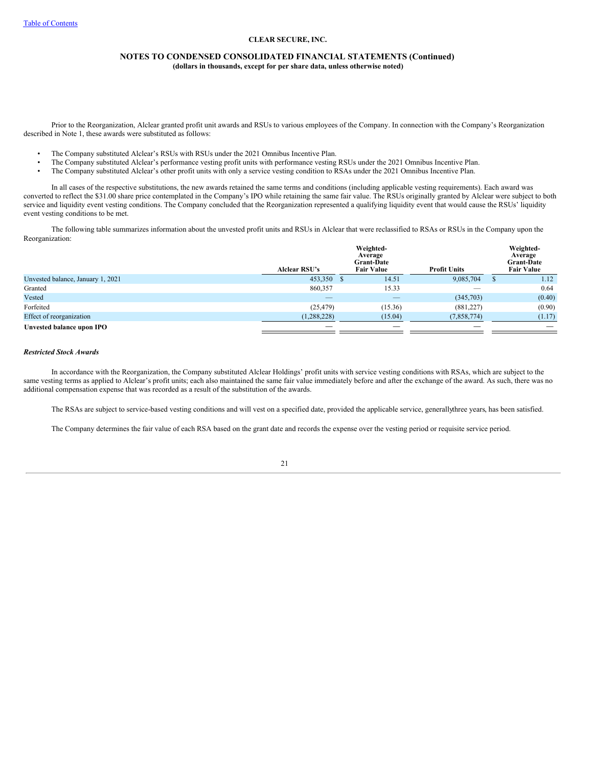Prior to the Reorganization, Alclear granted profit unit awards and RSUs to various employees of the Company. In connection with the Company's Reorganization described in Note 1, these awards were substituted as follows:

- The Company substituted Alclear's RSUs with RSUs under the 2021 Omnibus Incentive Plan.
- The Company substituted Alclear's performance vesting profit units with performance vesting RSUs under the 2021 Omnibus Incentive Plan.
- The Company substituted Alclear's other profit units with only a service vesting condition to RSAs under the 2021 Omnibus Incentive Plan.

In all cases of the respective substitutions, the new awards retained the same terms and conditions (including applicable vesting requirements). Each award was converted to reflect the $31.00 share price contemplated in the Company's IPO while retaining the same fair value. The RSUs originally granted by Alclear were subject to both service and liquidity event vesting conditions. The Company concluded that the Reorganization represented a qualifying liquidity event that would cause the RSUs' liquidity event vesting conditions to be met.

The following table summarizes information about the unvested profit units and RSUs in Alclear that were reclassified to RSAs or RSUs in the Company upon the Reorganization:

| | Alclear RSU's | Weighted-Average Grant-Date Fair Value | Profit Units | Weighted-Average Grant-Date Fair Value |
|---|---|---|---|---|
| Unvested balance, January 1, 2021 | 453,350 | $ 14.51 | 9,085,704 | $ 1.12 |
| Granted | 860,357 | 15.33 | — | 0.64 |
| Vested | — | — | (345,703) | (0.40) |
| Forfeited | (25,479) | (15.36) | (881,227) | (0.90) |
| Effect of reorganization | (1,288,228) | (15.04) | (7,858,774) | (1.17) |
| **Unvested balance upon IPO** | — | — | — | — |

***Restricted Stock Awards***

In accordance with the Reorganization, the Company substituted Alclear Holdings' profit units with service vesting conditions with RSAs, which are subject to the same vesting terms as applied to Alclear's profit units; each also maintained the same fair value immediately before and after the exchange of the award. As such, there was no additional compensation expense that was recorded as a result of the substitution of the awards.

The RSAs are subject to service-based vesting conditions and will vest on a specified date, provided the applicable service, generallythree years, has been satisfied.

The Company determines the fair value of each RSA based on the grant date and records the expense over the vesting period or requisite service period.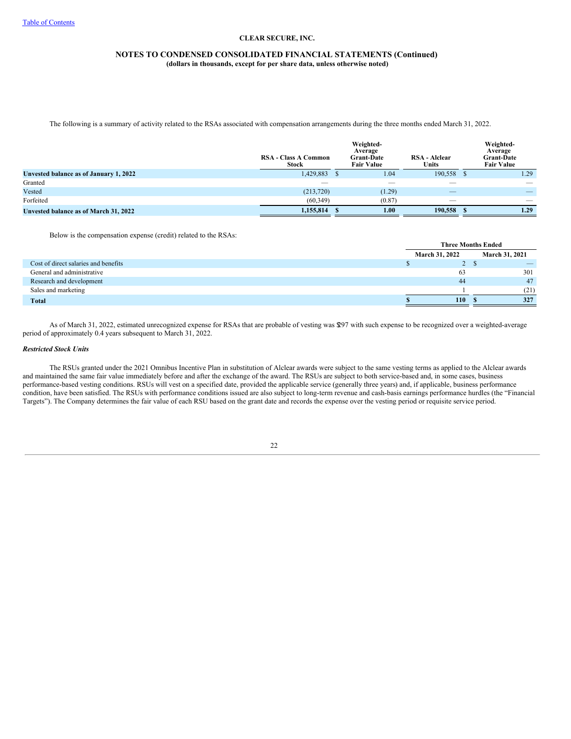**CLEAR SECURE, INC.**

**NOTES TO CONDENSED CONSOLIDATED FINANCIAL STATEMENTS (Continued)**
**(dollars in thousands, except for per share data, unless otherwise noted)**

The following is a summary of activity related to the RSAs associated with compensation arrangements during the three months ended March 31, 2022.

| | RSA - Class A Common Stock | Weighted-Average Grant-Date Fair Value | RSA - Alclear Units | Weighted-Average Grant-Date Fair Value |
|---|---|---|---|---|
| **Unvested balance as of January 1, 2022** | 1,429,883 | $ 1.04 | 190,558 | $ 1.29 |
| Granted | — | — | — | — |
| Vested | (213,720) | (1.29) | — | — |
| Forfeited | (60,349) | (0.87) | — | — |
| **Unvested balance as of March 31, 2022** | **1,155,814** | **$ 1.00** | **190,558** | **$ 1.29** |

Below is the compensation expense (credit) related to the RSAs:

| | Three Months Ended | |
|---|---|---|
| | March 31, 2022 | March 31, 2021 |
| Cost of direct salaries and benefits | $ 2 | $ — |
| General and administrative | 63 | 301 |
| Research and development | 44 | 47 |
| Sales and marketing | 1 | (21) |
| **Total** | **$ 110** | **$ 327** |

As of March 31, 2022, estimated unrecognized expense for RSAs that are probable of vesting was $297 with such expense to be recognized over a weighted-average period of approximately 0.4 years subsequent to March 31, 2022.

***Restricted Stock Units***

The RSUs granted under the 2021 Omnibus Incentive Plan in substitution of Alclear awards were subject to the same vesting terms as applied to the Alclear awards and maintained the same fair value immediately before and after the exchange of the award. The RSUs are subject to both service-based and, in some cases, business performance-based vesting conditions. RSUs will vest on a specified date, provided the applicable service (generally three years) and, if applicable, business performance condition, have been satisfied. The RSUs with performance conditions issued are also subject to long-term revenue and cash-basis earnings performance hurdles (the "Financial Targets"). The Company determines the fair value of each RSU based on the grant date and records the expense over the vesting period or requisite service period.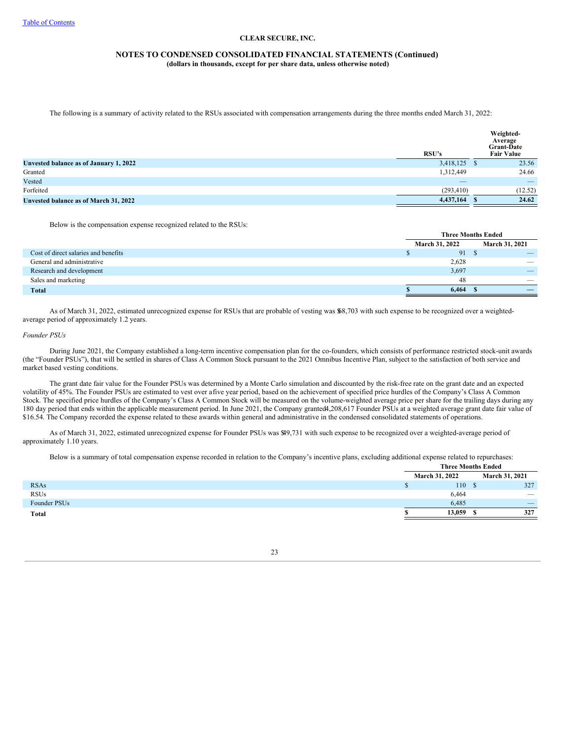CLEAR SECURE, INC.

**NOTES TO CONDENSED CONSOLIDATED FINANCIAL STATEMENTS (Continued)**
**(dollars in thousands, except for per share data, unless otherwise noted)**

The following is a summary of activity related to the RSUs associated with compensation arrangements during the three months ended March 31, 2022:

| | RSU's | Weighted-Average Grant-Date Fair Value |
|---|---|---|
| **Unvested balance as of January 1, 2022** | 3,418,125 | $ 23.56 |
| Granted | 1,312,449 | 24.66 |
| Vested | — | — |
| Forfeited | (293,410) | (12.52) |
| **Unvested balance as of March 31, 2022** | **4,437,164** | **$ 24.62** |

Below is the compensation expense recognized related to the RSUs:

| | Three Months Ended | |
|---|---|---|
| | March 31, 2022 | March 31, 2021 |
| Cost of direct salaries and benefits | $ 91 | $ — |
| General and administrative | 2,628 | — |
| Research and development | 3,697 | — |
| Sales and marketing | 48 | — |
| **Total** | **$ 6,464** | **$ —** |

As of March 31, 2022, estimated unrecognized expense for RSUs that are probable of vesting was $68,703 with such expense to be recognized over a weighted-average period of approximately 1.2 years.

*Founder PSUs*

During June 2021, the Company established a long-term incentive compensation plan for the co-founders, which consists of performance restricted stock-unit awards (the "Founder PSUs"), that will be settled in shares of Class A Common Stock pursuant to the 2021 Omnibus Incentive Plan, subject to the satisfaction of both service and market based vesting conditions.

The grant date fair value for the Founder PSUs was determined by a Monte Carlo simulation and discounted by the risk-free rate on the grant date and an expected volatility of 45%. The Founder PSUs are estimated to vest over a five year period, based on the achievement of specified price hurdles of the Company's Class A Common Stock. The specified price hurdles of the Company's Class A Common Stock will be measured on the volume-weighted average price per share for the trailing days during any 180 day period that ends within the applicable measurement period. In June 2021, the Company granted 4,208,617 Founder PSUs at a weighted average grant date fair value of $16.54. The Company recorded the expense related to these awards within general and administrative in the condensed consolidated statements of operations.

As of March 31, 2022, estimated unrecognized expense for Founder PSUs was $49,731 with such expense to be recognized over a weighted-average period of approximately 1.10 years.

Below is a summary of total compensation expense recorded in relation to the Company's incentive plans, excluding additional expense related to repurchases:

| | Three Months Ended | |
|---|---|---|
| | March 31, 2022 | March 31, 2021 |
| RSAs | $ 110 | $ 327 |
| RSUs | 6,464 | — |
| Founder PSUs | 6,485 | — |
| **Total** | **$ 13,059** | **$ 327** |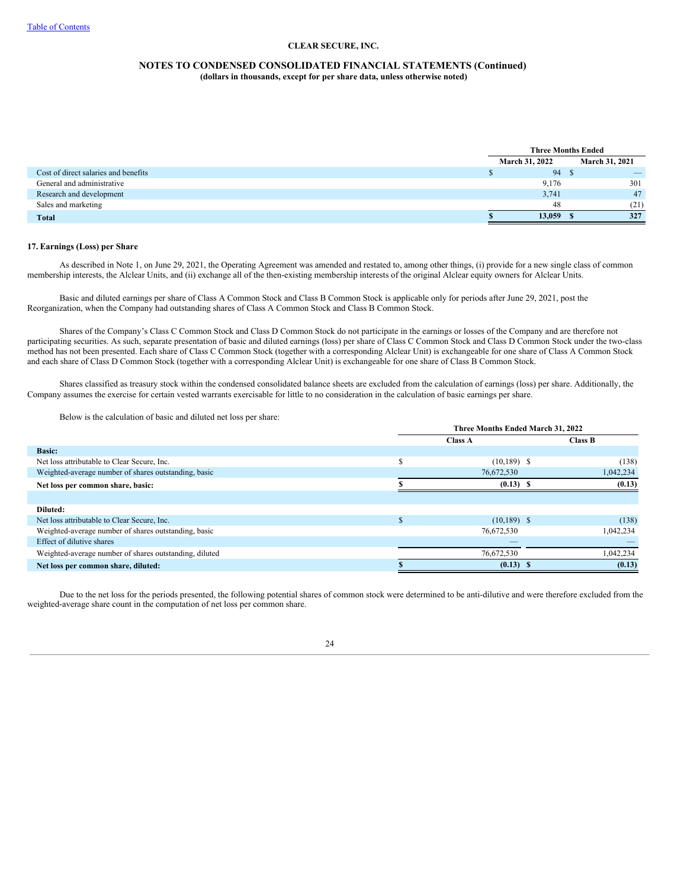|  | Three Months Ended |  |
|---|---|---|
|  | March 31, 2022 | March 31, 2021 |
| Cost of direct salaries and benefits | $ 94 | $ — |
| General and administrative | 9,176 | 301 |
| Research and development | 3,741 | 47 |
| Sales and marketing | 48 | (21) |
| **Total** | **$ 13,059** | **$ 327** |

### 17. Earnings (Loss) per Share

As described in Note 1, on June 29, 2021, the Operating Agreement was amended and restated to, among other things, (i) provide for a new single class of common membership interests, the Alclear Units, and (ii) exchange all of the then-existing membership interests of the original Alclear equity owners for Alclear Units.

Basic and diluted earnings per share of Class A Common Stock and Class B Common Stock is applicable only for periods after June 29, 2021, post the Reorganization, when the Company had outstanding shares of Class A Common Stock and Class B Common Stock.

Shares of the Company's Class C Common Stock and Class D Common Stock do not participate in the earnings or losses of the Company and are therefore not participating securities. As such, separate presentation of basic and diluted earnings (loss) per share of Class C Common Stock and Class D Common Stock under the two-class method has not been presented. Each share of Class C Common Stock (together with a corresponding Alclear Unit) is exchangeable for one share of Class A Common Stock and each share of Class D Common Stock (together with a corresponding Alclear Unit) is exchangeable for one share of Class B Common Stock.

Shares classified as treasury stock within the condensed consolidated balance sheets are excluded from the calculation of earnings (loss) per share. Additionally, the Company assumes the exercise for certain vested warrants exercisable for little to no consideration in the calculation of basic earnings per share.

Below is the calculation of basic and diluted net loss per share:

|  | Three Months Ended March 31, 2022 |  |
|---|---|---|
|  | Class A | Class B |
| **Basic:** |  |  |
| Net loss attributable to Clear Secure, Inc. | $ (10,189) | $ (138) |
| Weighted-average number of shares outstanding, basic | 76,672,530 | 1,042,234 |
| **Net loss per common share, basic:** | **$ (0.13)** | **$ (0.13)** |
|  |  |  |
| **Diluted:** |  |  |
| Net loss attributable to Clear Secure, Inc. | $ (10,189) | $ (138) |
| Weighted-average number of shares outstanding, basic | 76,672,530 | 1,042,234 |
| Effect of dilutive shares | — | — |
| Weighted-average number of shares outstanding, diluted | 76,672,530 | 1,042,234 |
| **Net loss per common share, diluted:** | **$ (0.13)** | **$ (0.13)** |

Due to the net loss for the periods presented, the following potential shares of common stock were determined to be anti-dilutive and were therefore excluded from the weighted-average share count in the computation of net loss per common share.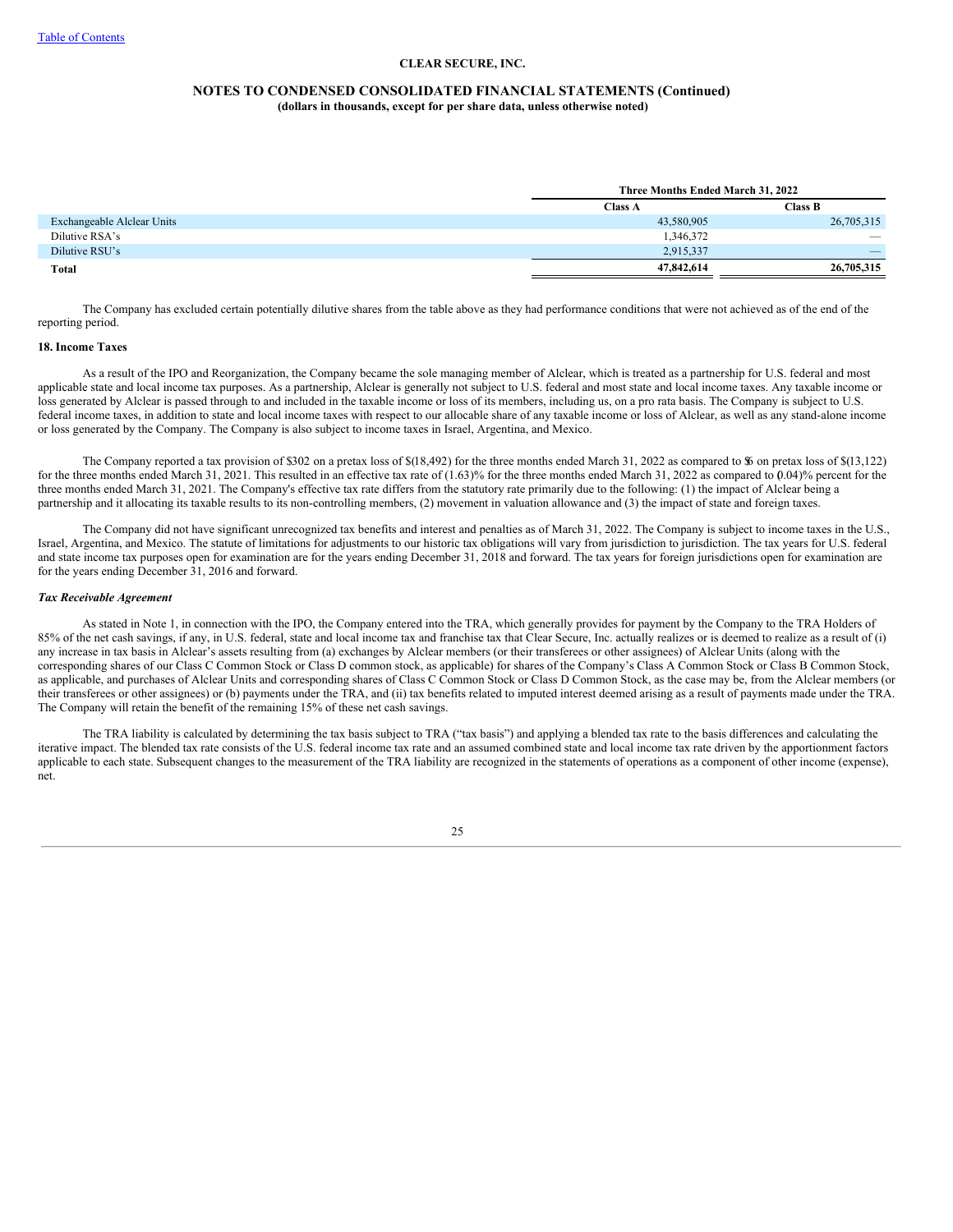|  | Three Months Ended March 31, 2022 |  |
| --- | --- | --- |
|  | Class A | Class B |
| Exchangeable Alclear Units | 43,580,905 | 26,705,315 |
| Dilutive RSA's | 1,346,372 | — |
| Dilutive RSU's | 2,915,337 | — |
| **Total** | **47,842,614** | **26,705,315** |

The Company has excluded certain potentially dilutive shares from the table above as they had performance conditions that were not achieved as of the end of the reporting period.

### 18. Income Taxes

As a result of the IPO and Reorganization, the Company became the sole managing member of Alclear, which is treated as a partnership for U.S. federal and most applicable state and local income tax purposes. As a partnership, Alclear is generally not subject to U.S. federal and most state and local income taxes. Any taxable income or loss generated by Alclear is passed through to and included in the taxable income or loss of its members, including us, on a pro rata basis. The Company is subject to U.S. federal income taxes, in addition to state and local income taxes with respect to our allocable share of any taxable income or loss of Alclear, as well as any stand-alone income or loss generated by the Company. The Company is also subject to income taxes in Israel, Argentina, and Mexico.

The Company reported a tax provision of $302 on a pretax loss of $(18,492) for the three months ended March 31, 2022 as compared to $6 on pretax loss of $(13,122) for the three months ended March 31, 2021. This resulted in an effective tax rate of (1.63)% for the three months ended March 31, 2022 as compared to (0.04)% percent for the three months ended March 31, 2021. The Company's effective tax rate differs from the statutory rate primarily due to the following: (1) the impact of Alclear being a partnership and it allocating its taxable results to its non-controlling members, (2) movement in valuation allowance and (3) the impact of state and foreign taxes.

The Company did not have significant unrecognized tax benefits and interest and penalties as of March 31, 2022. The Company is subject to income taxes in the U.S., Israel, Argentina, and Mexico. The statute of limitations for adjustments to our historic tax obligations will vary from jurisdiction to jurisdiction. The tax years for U.S. federal and state income tax purposes open for examination are for the years ending December 31, 2018 and forward. The tax years for foreign jurisdictions open for examination are for the years ending December 31, 2016 and forward.

#### *Tax Receivable Agreement*

As stated in Note 1, in connection with the IPO, the Company entered into the TRA, which generally provides for payment by the Company to the TRA Holders of 85% of the net cash savings, if any, in U.S. federal, state and local income tax and franchise tax that Clear Secure, Inc. actually realizes or is deemed to realize as a result of (i) any increase in tax basis in Alclear's assets resulting from (a) exchanges by Alclear members (or their transferees or other assignees) of Alclear Units (along with the corresponding shares of our Class C Common Stock or Class D common stock, as applicable) for shares of the Company's Class A Common Stock or Class B Common Stock, as applicable, and purchases of Alclear Units and corresponding shares of Class C Common Stock or Class D Common Stock, as the case may be, from the Alclear members (or their transferees or other assignees) or (b) payments under the TRA, and (ii) tax benefits related to imputed interest deemed arising as a result of payments made under the TRA. The Company will retain the benefit of the remaining 15% of these net cash savings.

The TRA liability is calculated by determining the tax basis subject to TRA ("tax basis") and applying a blended tax rate to the basis differences and calculating the iterative impact. The blended tax rate consists of the U.S. federal income tax rate and an assumed combined state and local income tax rate driven by the apportionment factors applicable to each state. Subsequent changes to the measurement of the TRA liability are recognized in the statements of operations as a component of other income (expense), net.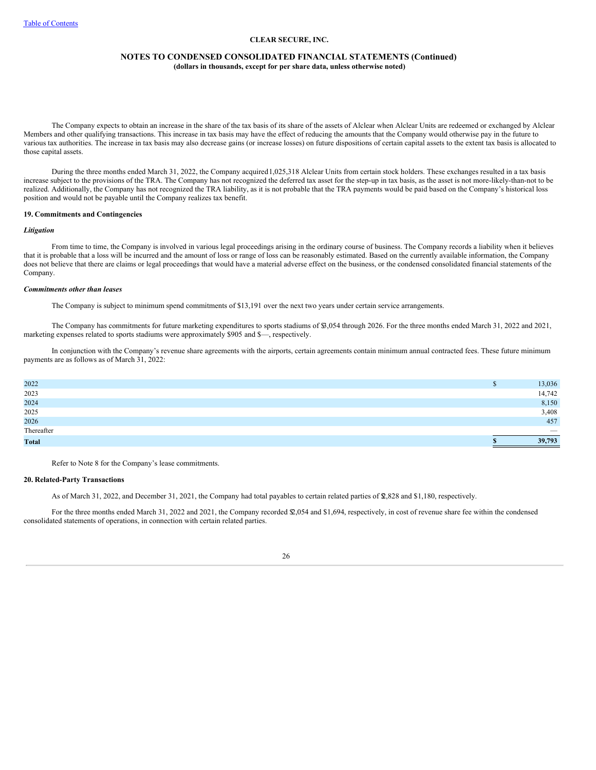The Company expects to obtain an increase in the share of the tax basis of its share of the assets of Alclear when Alclear Units are redeemed or exchanged by Alclear Members and other qualifying transactions. This increase in tax basis may have the effect of reducing the amounts that the Company would otherwise pay in the future to various tax authorities. The increase in tax basis may also decrease gains (or increase losses) on future dispositions of certain capital assets to the extent tax basis is allocated to those capital assets.

During the three months ended March 31, 2022, the Company acquired 1,025,318 Alclear Units from certain stock holders. These exchanges resulted in a tax basis increase subject to the provisions of the TRA. The Company has not recognized the deferred tax asset for the step-up in tax basis, as the asset is not more-likely-than-not to be realized. Additionally, the Company has not recognized the TRA liability, as it is not probable that the TRA payments would be paid based on the Company's historical loss position and would not be payable until the Company realizes tax benefit.

**19. Commitments and Contingencies**

***Litigation***

From time to time, the Company is involved in various legal proceedings arising in the ordinary course of business. The Company records a liability when it believes that it is probable that a loss will be incurred and the amount of loss or range of loss can be reasonably estimated. Based on the currently available information, the Company does not believe that there are claims or legal proceedings that would have a material adverse effect on the business, or the condensed consolidated financial statements of the Company.

***Commitments other than leases***

The Company is subject to minimum spend commitments of $13,191 over the next two years under certain service arrangements.

The Company has commitments for future marketing expenditures to sports stadiums of $3,054 through 2026. For the three months ended March 31, 2022 and 2021, marketing expenses related to sports stadiums were approximately $905 and $—, respectively.

In conjunction with the Company's revenue share agreements with the airports, certain agreements contain minimum annual contracted fees. These future minimum payments are as follows as of March 31, 2022:

| | |
|---|---|
| 2022 | $ 13,036 |
| 2023 | 14,742 |
| 2024 | 8,150 |
| 2025 | 3,408 |
| 2026 | 457 |
| Thereafter | — |
| **Total** | **$ 39,793** |

Refer to Note 8 for the Company's lease commitments.

**20. Related-Party Transactions**

As of March 31, 2022, and December 31, 2021, the Company had total payables to certain related parties of $2,828 and $1,180, respectively.

For the three months ended March 31, 2022 and 2021, the Company recorded $2,054 and $1,694, respectively, in cost of revenue share fee within the condensed consolidated statements of operations, in connection with certain related parties.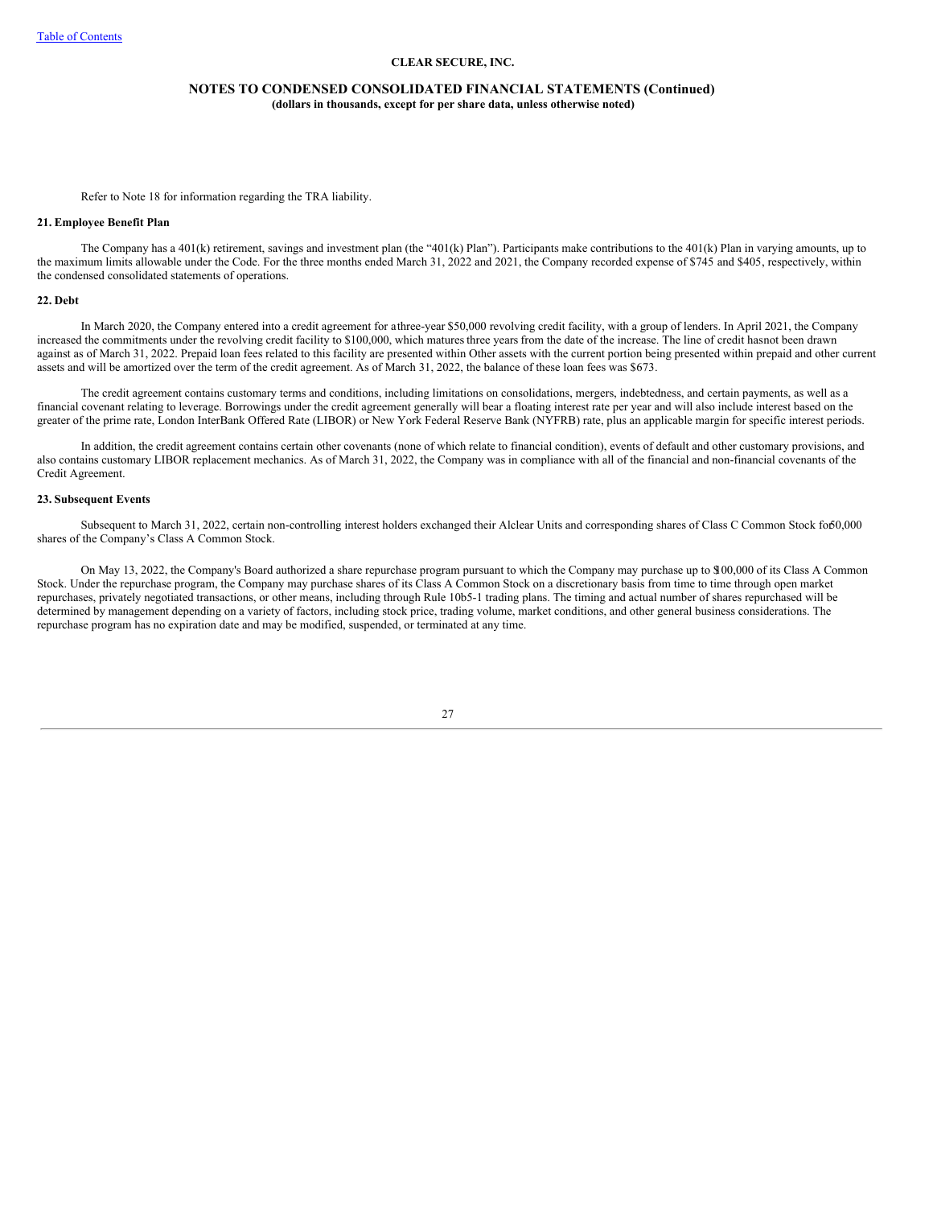Refer to Note 18 for information regarding the TRA liability.

**21. Employee Benefit Plan**

The Company has a 401(k) retirement, savings and investment plan (the "401(k) Plan"). Participants make contributions to the 401(k) Plan in varying amounts, up to the maximum limits allowable under the Code. For the three months ended March 31, 2022 and 2021, the Company recorded expense of $745 and $405, respectively, within the condensed consolidated statements of operations.

**22. Debt**

In March 2020, the Company entered into a credit agreement for a three-year $50,000 revolving credit facility, with a group of lenders. In April 2021, the Company increased the commitments under the revolving credit facility to $100,000, which matures three years from the date of the increase. The line of credit has not been drawn against as of March 31, 2022. Prepaid loan fees related to this facility are presented within Other assets with the current portion being presented within prepaid and other current assets and will be amortized over the term of the credit agreement. As of March 31, 2022, the balance of these loan fees was $673.

The credit agreement contains customary terms and conditions, including limitations on consolidations, mergers, indebtedness, and certain payments, as well as a financial covenant relating to leverage. Borrowings under the credit agreement generally will bear a floating interest rate per year and will also include interest based on the greater of the prime rate, London InterBank Offered Rate (LIBOR) or New York Federal Reserve Bank (NYFRB) rate, plus an applicable margin for specific interest periods.

In addition, the credit agreement contains certain other covenants (none of which relate to financial condition), events of default and other customary provisions, and also contains customary LIBOR replacement mechanics. As of March 31, 2022, the Company was in compliance with all of the financial and non-financial covenants of the Credit Agreement.

**23. Subsequent Events**

Subsequent to March 31, 2022, certain non-controlling interest holders exchanged their Alclear Units and corresponding shares of Class C Common Stock for 50,000 shares of the Company's Class A Common Stock.

On May 13, 2022, the Company's Board authorized a share repurchase program pursuant to which the Company may purchase up to $100,000 of its Class A Common Stock. Under the repurchase program, the Company may purchase shares of its Class A Common Stock on a discretionary basis from time to time through open market repurchases, privately negotiated transactions, or other means, including through Rule 10b5-1 trading plans. The timing and actual number of shares repurchased will be determined by management depending on a variety of factors, including stock price, trading volume, market conditions, and other general business considerations. The repurchase program has no expiration date and may be modified, suspended, or terminated at any time.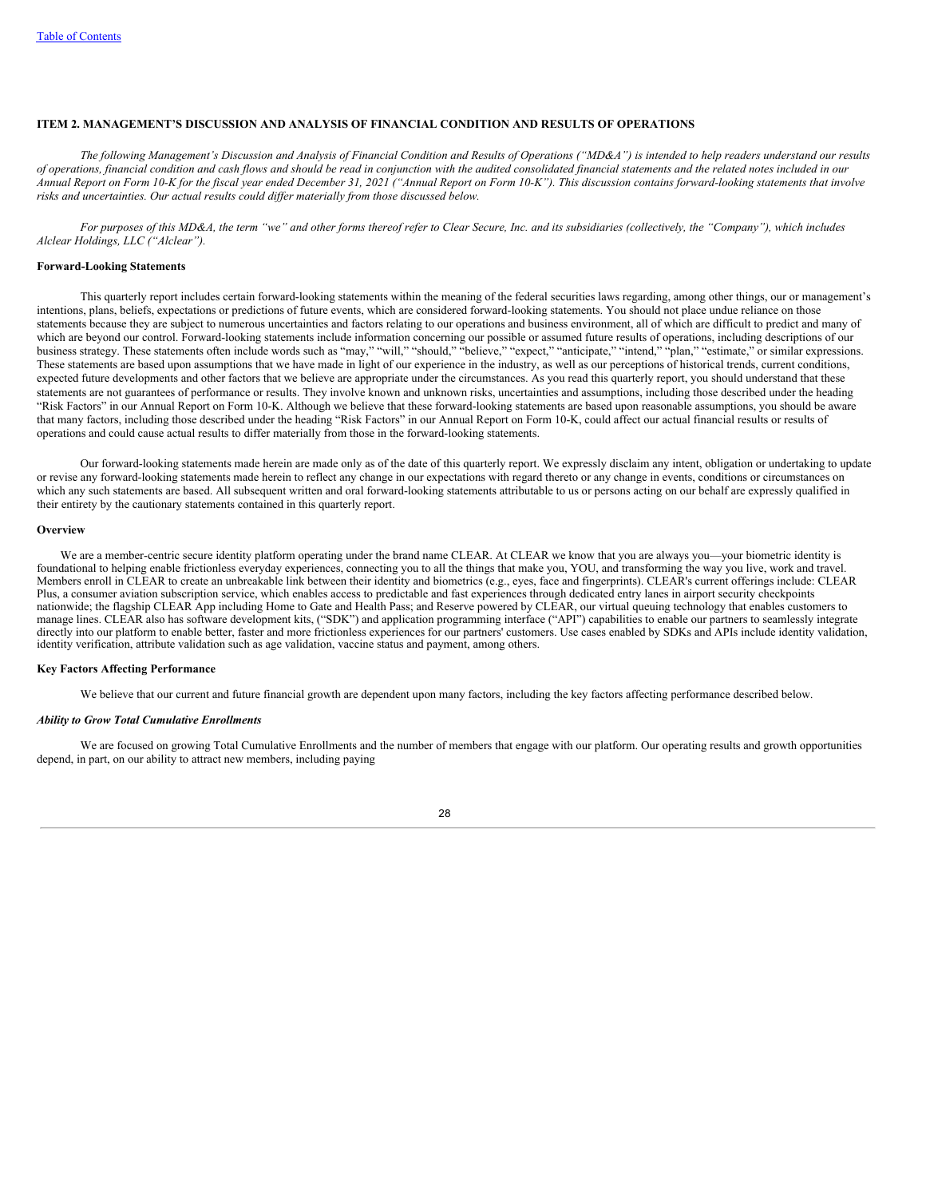## ITEM 2. MANAGEMENT'S DISCUSSION AND ANALYSIS OF FINANCIAL CONDITION AND RESULTS OF OPERATIONS

*The following Management's Discussion and Analysis of Financial Condition and Results of Operations ("MD&A") is intended to help readers understand our results of operations, financial condition and cash flows and should be read in conjunction with the audited consolidated financial statements and the related notes included in our Annual Report on Form 10-K for the fiscal year ended December 31, 2021 ("Annual Report on Form 10-K"). This discussion contains forward-looking statements that involve risks and uncertainties. Our actual results could differ materially from those discussed below.*

*For purposes of this MD&A, the term "we" and other forms thereof refer to Clear Secure, Inc. and its subsidiaries (collectively, the "Company"), which includes Alclear Holdings, LLC ("Alclear").*

### Forward-Looking Statements

This quarterly report includes certain forward-looking statements within the meaning of the federal securities laws regarding, among other things, our or management's intentions, plans, beliefs, expectations or predictions of future events, which are considered forward-looking statements. You should not place undue reliance on those statements because they are subject to numerous uncertainties and factors relating to our operations and business environment, all of which are difficult to predict and many of which are beyond our control. Forward-looking statements include information concerning our possible or assumed future results of operations, including descriptions of our business strategy. These statements often include words such as "may," "will," "should," "believe," "expect," "anticipate," "intend," "plan," "estimate," or similar expressions. These statements are based upon assumptions that we have made in light of our experience in the industry, as well as our perceptions of historical trends, current conditions, expected future developments and other factors that we believe are appropriate under the circumstances. As you read this quarterly report, you should understand that these statements are not guarantees of performance or results. They involve known and unknown risks, uncertainties and assumptions, including those described under the heading "Risk Factors" in our Annual Report on Form 10-K. Although we believe that these forward-looking statements are based upon reasonable assumptions, you should be aware that many factors, including those described under the heading "Risk Factors" in our Annual Report on Form 10-K, could affect our actual financial results or results of operations and could cause actual results to differ materially from those in the forward-looking statements.

Our forward-looking statements made herein are made only as of the date of this quarterly report. We expressly disclaim any intent, obligation or undertaking to update or revise any forward-looking statements made herein to reflect any change in our expectations with regard thereto or any change in events, conditions or circumstances on which any such statements are based. All subsequent written and oral forward-looking statements attributable to us or persons acting on our behalf are expressly qualified in their entirety by the cautionary statements contained in this quarterly report.

### Overview

We are a member-centric secure identity platform operating under the brand name CLEAR. At CLEAR we know that you are always you—your biometric identity is foundational to helping enable frictionless everyday experiences, connecting you to all the things that make you, YOU, and transforming the way you live, work and travel. Members enroll in CLEAR to create an unbreakable link between their identity and biometrics (e.g., eyes, face and fingerprints). CLEAR's current offerings include: CLEAR Plus, a consumer aviation subscription service, which enables access to predictable and fast experiences through dedicated entry lanes in airport security checkpoints nationwide; the flagship CLEAR App including Home to Gate and Health Pass; and Reserve powered by CLEAR, our virtual queuing technology that enables customers to manage lines. CLEAR also has software development kits, ("SDK") and application programming interface ("API") capabilities to enable our partners to seamlessly integrate directly into our platform to enable better, faster and more frictionless experiences for our partners' customers. Use cases enabled by SDKs and APIs include identity validation, identity verification, attribute validation such as age validation, vaccine status and payment, among others.

### Key Factors Affecting Performance

We believe that our current and future financial growth are dependent upon many factors, including the key factors affecting performance described below.

#### *Ability to Grow Total Cumulative Enrollments*

We are focused on growing Total Cumulative Enrollments and the number of members that engage with our platform. Our operating results and growth opportunities depend, in part, on our ability to attract new members, including paying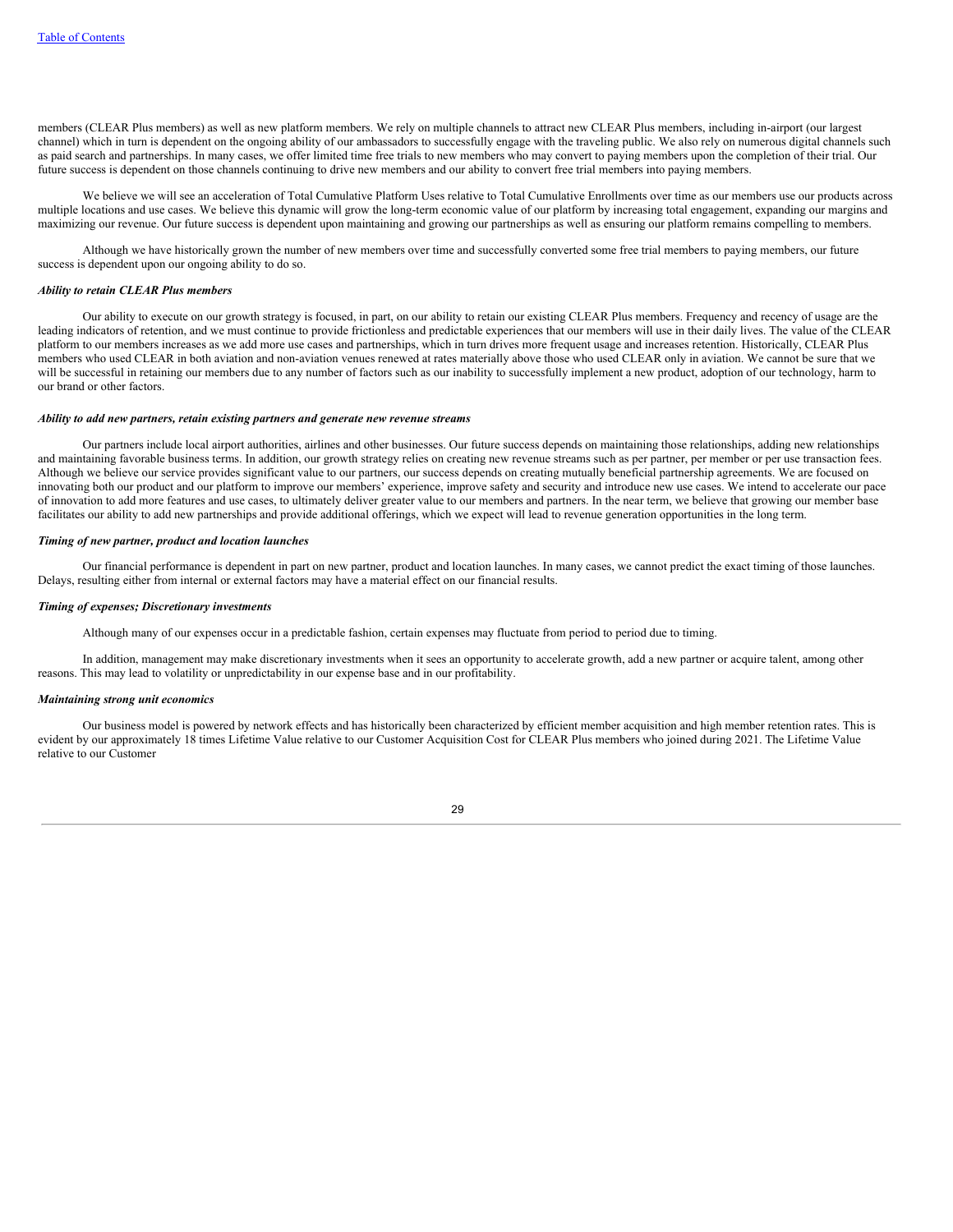members (CLEAR Plus members) as well as new platform members. We rely on multiple channels to attract new CLEAR Plus members, including in-airport (our largest channel) which in turn is dependent on the ongoing ability of our ambassadors to successfully engage with the traveling public. We also rely on numerous digital channels such as paid search and partnerships. In many cases, we offer limited time free trials to new members who may convert to paying members upon the completion of their trial. Our future success is dependent on those channels continuing to drive new members and our ability to convert free trial members into paying members.

We believe we will see an acceleration of Total Cumulative Platform Uses relative to Total Cumulative Enrollments over time as our members use our products across multiple locations and use cases. We believe this dynamic will grow the long-term economic value of our platform by increasing total engagement, expanding our margins and maximizing our revenue. Our future success is dependent upon maintaining and growing our partnerships as well as ensuring our platform remains compelling to members.

Although we have historically grown the number of new members over time and successfully converted some free trial members to paying members, our future success is dependent upon our ongoing ability to do so.

***Ability to retain CLEAR Plus members***

Our ability to execute on our growth strategy is focused, in part, on our ability to retain our existing CLEAR Plus members. Frequency and recency of usage are the leading indicators of retention, and we must continue to provide frictionless and predictable experiences that our members will use in their daily lives. The value of the CLEAR platform to our members increases as we add more use cases and partnerships, which in turn drives more frequent usage and increases retention. Historically, CLEAR Plus members who used CLEAR in both aviation and non-aviation venues renewed at rates materially above those who used CLEAR only in aviation. We cannot be sure that we will be successful in retaining our members due to any number of factors such as our inability to successfully implement a new product, adoption of our technology, harm to our brand or other factors.

***Ability to add new partners, retain existing partners and generate new revenue streams***

Our partners include local airport authorities, airlines and other businesses. Our future success depends on maintaining those relationships, adding new relationships and maintaining favorable business terms. In addition, our growth strategy relies on creating new revenue streams such as per partner, per member or per use transaction fees. Although we believe our service provides significant value to our partners, our success depends on creating mutually beneficial partnership agreements. We are focused on innovating both our product and our platform to improve our members' experience, improve safety and security and introduce new use cases. We intend to accelerate our pace of innovation to add more features and use cases, to ultimately deliver greater value to our members and partners. In the near term, we believe that growing our member base facilitates our ability to add new partnerships and provide additional offerings, which we expect will lead to revenue generation opportunities in the long term.

***Timing of new partner, product and location launches***

Our financial performance is dependent in part on new partner, product and location launches. In many cases, we cannot predict the exact timing of those launches. Delays, resulting either from internal or external factors may have a material effect on our financial results.

***Timing of expenses; Discretionary investments***

Although many of our expenses occur in a predictable fashion, certain expenses may fluctuate from period to period due to timing.

In addition, management may make discretionary investments when it sees an opportunity to accelerate growth, add a new partner or acquire talent, among other reasons. This may lead to volatility or unpredictability in our expense base and in our profitability.

***Maintaining strong unit economics***

Our business model is powered by network effects and has historically been characterized by efficient member acquisition and high member retention rates. This is evident by our approximately 18 times Lifetime Value relative to our Customer Acquisition Cost for CLEAR Plus members who joined during 2021. The Lifetime Value relative to our Customer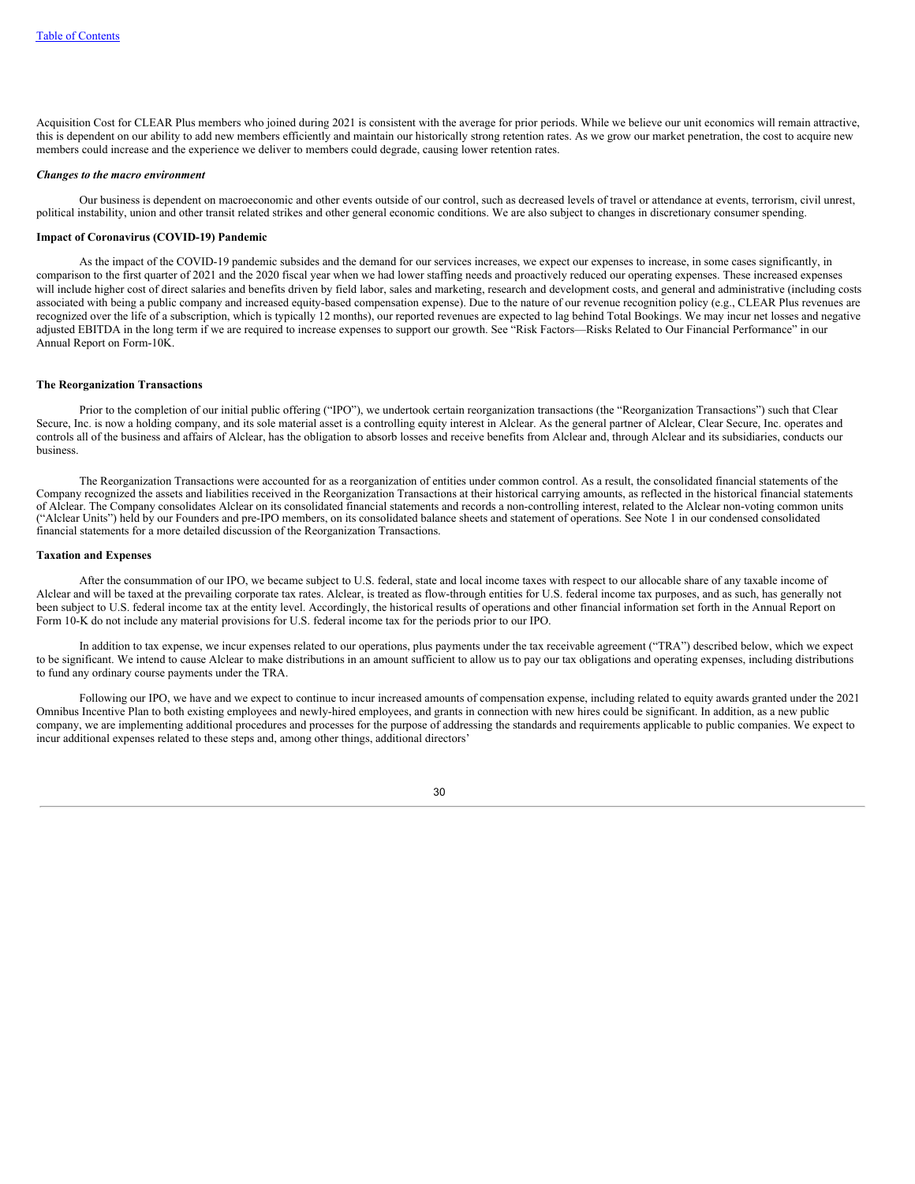Acquisition Cost for CLEAR Plus members who joined during 2021 is consistent with the average for prior periods. While we believe our unit economics will remain attractive, this is dependent on our ability to add new members efficiently and maintain our historically strong retention rates. As we grow our market penetration, the cost to acquire new members could increase and the experience we deliver to members could degrade, causing lower retention rates.

***Changes to the macro environment***

Our business is dependent on macroeconomic and other events outside of our control, such as decreased levels of travel or attendance at events, terrorism, civil unrest, political instability, union and other transit related strikes and other general economic conditions. We are also subject to changes in discretionary consumer spending.

**Impact of Coronavirus (COVID-19) Pandemic**

As the impact of the COVID-19 pandemic subsides and the demand for our services increases, we expect our expenses to increase, in some cases significantly, in comparison to the first quarter of 2021 and the 2020 fiscal year when we had lower staffing needs and proactively reduced our operating expenses. These increased expenses will include higher cost of direct salaries and benefits driven by field labor, sales and marketing, research and development costs, and general and administrative (including costs associated with being a public company and increased equity-based compensation expense). Due to the nature of our revenue recognition policy (e.g., CLEAR Plus revenues are recognized over the life of a subscription, which is typically 12 months), our reported revenues are expected to lag behind Total Bookings. We may incur net losses and negative adjusted EBITDA in the long term if we are required to increase expenses to support our growth. See "Risk Factors—Risks Related to Our Financial Performance" in our Annual Report on Form-10K.

**The Reorganization Transactions**

Prior to the completion of our initial public offering ("IPO"), we undertook certain reorganization transactions (the "Reorganization Transactions") such that Clear Secure, Inc. is now a holding company, and its sole material asset is a controlling equity interest in Alclear. As the general partner of Alclear, Clear Secure, Inc. operates and controls all of the business and affairs of Alclear, has the obligation to absorb losses and receive benefits from Alclear and, through Alclear and its subsidiaries, conducts our business.

The Reorganization Transactions were accounted for as a reorganization of entities under common control. As a result, the consolidated financial statements of the Company recognized the assets and liabilities received in the Reorganization Transactions at their historical carrying amounts, as reflected in the historical financial statements of Alclear. The Company consolidates Alclear on its consolidated financial statements and records a non-controlling interest, related to the Alclear non-voting common units ("Alclear Units") held by our Founders and pre-IPO members, on its consolidated balance sheets and statement of operations. See Note 1 in our condensed consolidated financial statements for a more detailed discussion of the Reorganization Transactions.

**Taxation and Expenses**

After the consummation of our IPO, we became subject to U.S. federal, state and local income taxes with respect to our allocable share of any taxable income of Alclear and will be taxed at the prevailing corporate tax rates. Alclear, is treated as flow-through entities for U.S. federal income tax purposes, and as such, has generally not been subject to U.S. federal income tax at the entity level. Accordingly, the historical results of operations and other financial information set forth in the Annual Report on Form 10-K do not include any material provisions for U.S. federal income tax for the periods prior to our IPO.

In addition to tax expense, we incur expenses related to our operations, plus payments under the tax receivable agreement ("TRA") described below, which we expect to be significant. We intend to cause Alclear to make distributions in an amount sufficient to allow us to pay our tax obligations and operating expenses, including distributions to fund any ordinary course payments under the TRA.

Following our IPO, we have and we expect to continue to incur increased amounts of compensation expense, including related to equity awards granted under the 2021 Omnibus Incentive Plan to both existing employees and newly-hired employees, and grants in connection with new hires could be significant. In addition, as a new public company, we are implementing additional procedures and processes for the purpose of addressing the standards and requirements applicable to public companies. We expect to incur additional expenses related to these steps and, among other things, additional directors'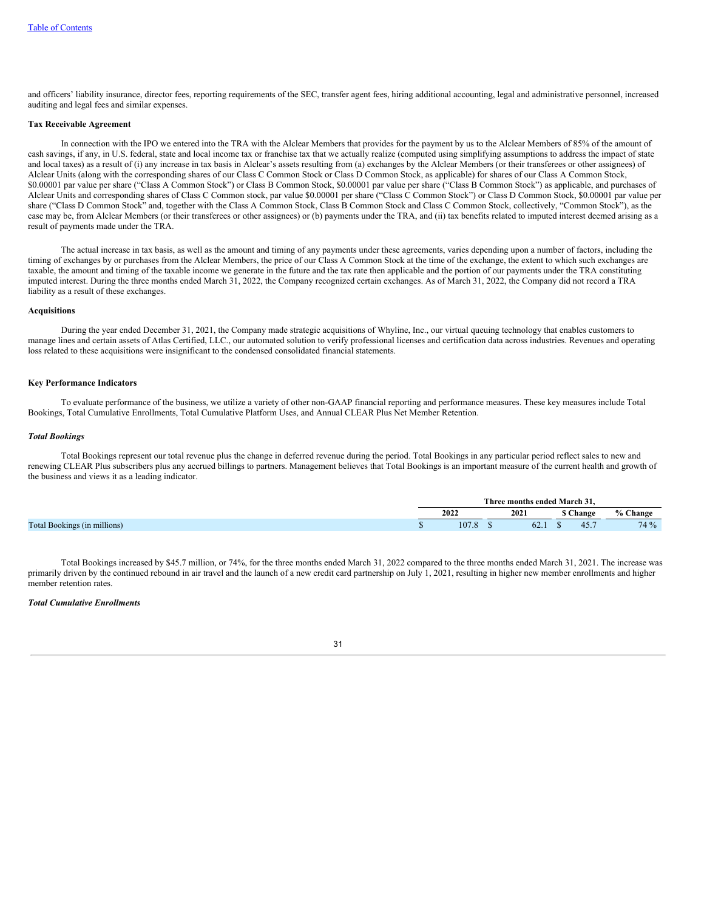and officers' liability insurance, director fees, reporting requirements of the SEC, transfer agent fees, hiring additional accounting, legal and administrative personnel, increased auditing and legal fees and similar expenses.

**Tax Receivable Agreement**

In connection with the IPO we entered into the TRA with the Alclear Members that provides for the payment by us to the Alclear Members of 85% of the amount of cash savings, if any, in U.S. federal, state and local income tax or franchise tax that we actually realize (computed using simplifying assumptions to address the impact of state and local taxes) as a result of (i) any increase in tax basis in Alclear's assets resulting from (a) exchanges by the Alclear Members (or their transferees or other assignees) of Alclear Units (along with the corresponding shares of our Class C Common Stock or Class D Common Stock, as applicable) for shares of our Class A Common Stock, $0.00001 par value per share ("Class A Common Stock") or Class B Common Stock, $0.00001 par value per share ("Class B Common Stock") as applicable, and purchases of Alclear Units and corresponding shares of Class C Common stock, par value $0.00001 per share ("Class C Common Stock") or Class D Common Stock, $0.00001 par value per share ("Class D Common Stock" and, together with the Class A Common Stock, Class B Common Stock and Class C Common Stock, collectively, "Common Stock"), as the case may be, from Alclear Members (or their transferees or other assignees) or (b) payments under the TRA, and (ii) tax benefits related to imputed interest deemed arising as a result of payments made under the TRA.

The actual increase in tax basis, as well as the amount and timing of any payments under these agreements, varies depending upon a number of factors, including the timing of exchanges by or purchases from the Alclear Members, the price of our Class A Common Stock at the time of the exchange, the extent to which such exchanges are taxable, the amount and timing of the taxable income we generate in the future and the tax rate then applicable and the portion of our payments under the TRA constituting imputed interest. During the three months ended March 31, 2022, the Company recognized certain exchanges. As of March 31, 2022, the Company did not record a TRA liability as a result of these exchanges.

**Acquisitions**

During the year ended December 31, 2021, the Company made strategic acquisitions of Whyline, Inc., our virtual queuing technology that enables customers to manage lines and certain assets of Atlas Certified, LLC., our automated solution to verify professional licenses and certification data across industries. Revenues and operating loss related to these acquisitions were insignificant to the condensed consolidated financial statements.

**Key Performance Indicators**

To evaluate performance of the business, we utilize a variety of other non-GAAP financial reporting and performance measures. These key measures include Total Bookings, Total Cumulative Enrollments, Total Cumulative Platform Uses, and Annual CLEAR Plus Net Member Retention.

***Total Bookings***

Total Bookings represent our total revenue plus the change in deferred revenue during the period. Total Bookings in any particular period reflect sales to new and renewing CLEAR Plus subscribers plus any accrued billings to partners. Management believes that Total Bookings is an important measure of the current health and growth of the business and views it as a leading indicator.

| | Three months ended March 31, | | | |
|---|---|---|---|---|
| | 2022 | 2021 | $ Change | % Change |
| Total Bookings (in millions) | $ 107.8 | $ 62.1 | $ 45.7 | 74 % |

Total Bookings increased by $45.7 million, or 74%, for the three months ended March 31, 2022 compared to the three months ended March 31, 2021. The increase was primarily driven by the continued rebound in air travel and the launch of a new credit card partnership on July 1, 2021, resulting in higher new member enrollments and higher member retention rates.

***Total Cumulative Enrollments***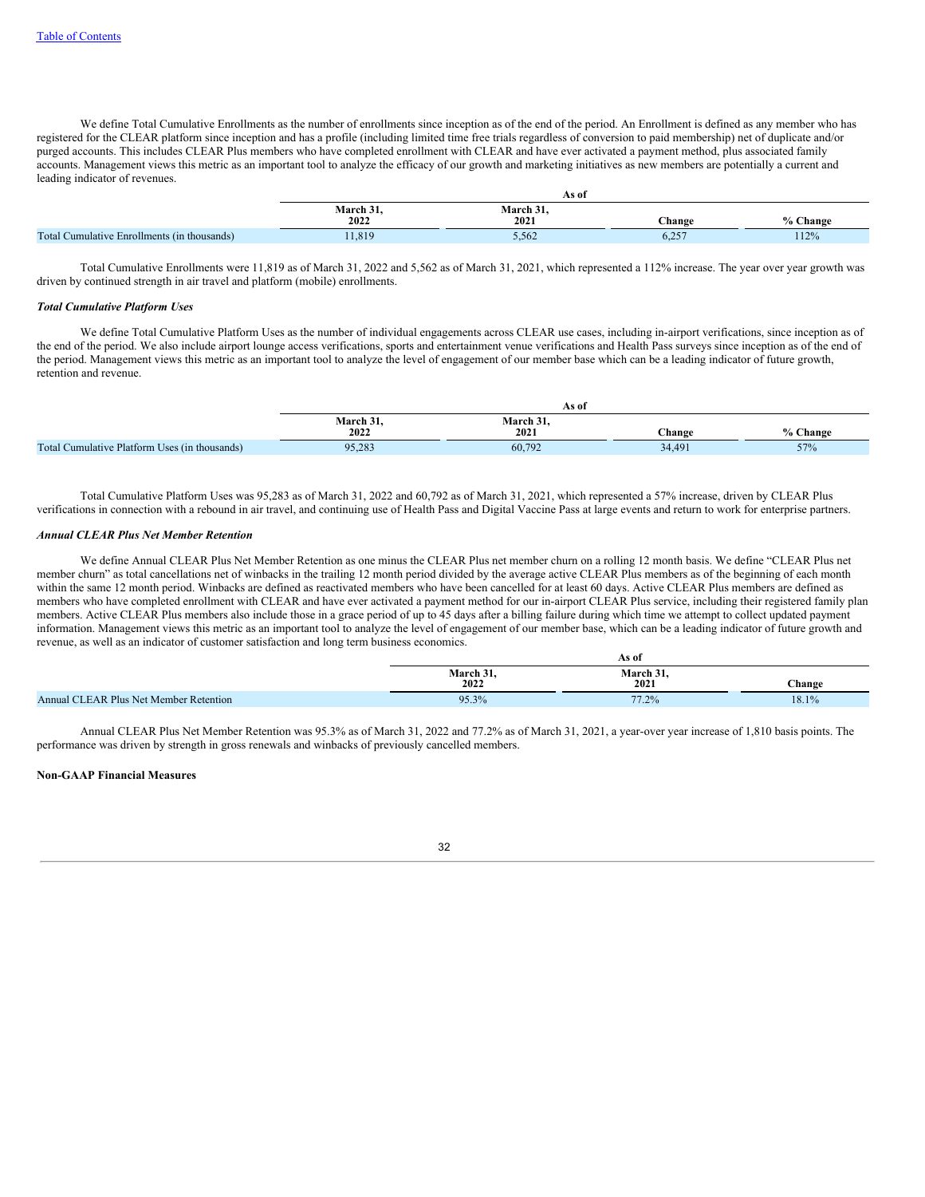We define Total Cumulative Enrollments as the number of enrollments since inception as of the end of the period. An Enrollment is defined as any member who has registered for the CLEAR platform since inception and has a profile (including limited time free trials regardless of conversion to paid membership) net of duplicate and/or purged accounts. This includes CLEAR Plus members who have completed enrollment with CLEAR and have ever activated a payment method, plus associated family accounts. Management views this metric as an important tool to analyze the efficacy of our growth and marketing initiatives as new members are potentially a current and leading indicator of revenues.

| | As of | | | |
|---|---|---|---|---|
| | March 31, 2022 | March 31, 2021 | Change | % Change |
| Total Cumulative Enrollments (in thousands) | 11,819 | 5,562 | 6,257 | 112% |

Total Cumulative Enrollments were 11,819 as of March 31, 2022 and 5,562 as of March 31, 2021, which represented a 112% increase. The year over year growth was driven by continued strength in air travel and platform (mobile) enrollments.

***Total Cumulative Platform Uses***

We define Total Cumulative Platform Uses as the number of individual engagements across CLEAR use cases, including in-airport verifications, since inception as of the end of the period. We also include airport lounge access verifications, sports and entertainment venue verifications and Health Pass surveys since inception as of the end of the period. Management views this metric as an important tool to analyze the level of engagement of our member base which can be a leading indicator of future growth, retention and revenue.

| | As of | | | |
|---|---|---|---|---|
| | March 31, 2022 | March 31, 2021 | Change | % Change |
| Total Cumulative Platform Uses (in thousands) | 95,283 | 60,792 | 34,491 | 57% |

Total Cumulative Platform Uses was 95,283 as of March 31, 2022 and 60,792 as of March 31, 2021, which represented a 57% increase, driven by CLEAR Plus verifications in connection with a rebound in air travel, and continuing use of Health Pass and Digital Vaccine Pass at large events and return to work for enterprise partners.

***Annual CLEAR Plus Net Member Retention***

We define Annual CLEAR Plus Net Member Retention as one minus the CLEAR Plus net member churn on a rolling 12 month basis. We define "CLEAR Plus net member churn" as total cancellations net of winbacks in the trailing 12 month period divided by the average active CLEAR Plus members as of the beginning of each month within the same 12 month period. Winbacks are defined as reactivated members who have been cancelled for at least 60 days. Active CLEAR Plus members are defined as members who have completed enrollment with CLEAR and have ever activated a payment method for our in-airport CLEAR Plus service, including their registered family plan members. Active CLEAR Plus members also include those in a grace period of up to 45 days after a billing failure during which time we attempt to collect updated payment information. Management views this metric as an important tool to analyze the level of engagement of our member base, which can be a leading indicator of future growth and revenue, as well as an indicator of customer satisfaction and long term business economics.

| | As of | | |
|---|---|---|---|
| | March 31, 2022 | March 31, 2021 | Change |
| Annual CLEAR Plus Net Member Retention | 95.3% | 77.2% | 18.1% |

Annual CLEAR Plus Net Member Retention was 95.3% as of March 31, 2022 and 77.2% as of March 31, 2021, a year-over year increase of 1,810 basis points. The performance was driven by strength in gross renewals and winbacks of previously cancelled members.

**Non-GAAP Financial Measures**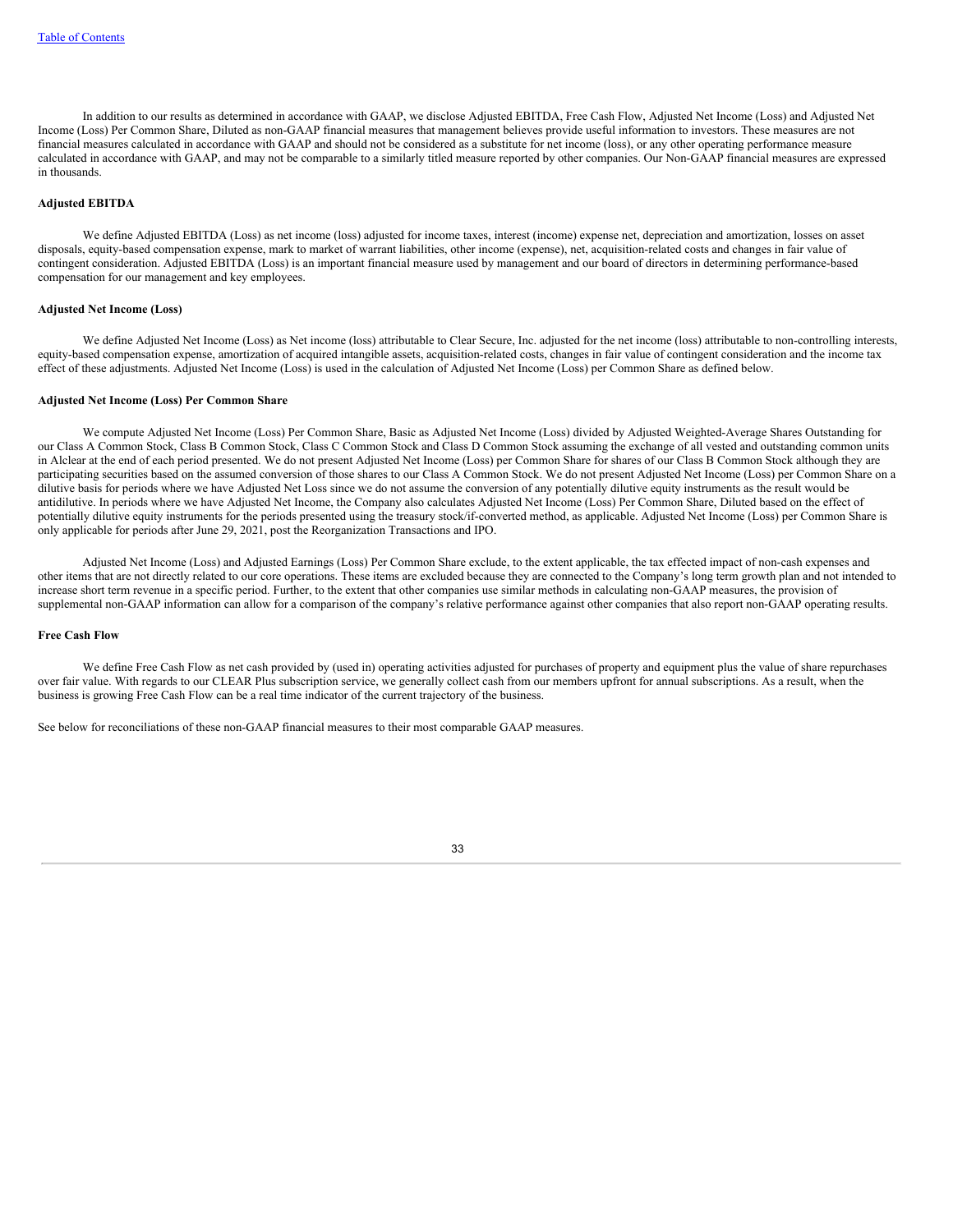In addition to our results as determined in accordance with GAAP, we disclose Adjusted EBITDA, Free Cash Flow, Adjusted Net Income (Loss) and Adjusted Net Income (Loss) Per Common Share, Diluted as non-GAAP financial measures that management believes provide useful information to investors. These measures are not financial measures calculated in accordance with GAAP and should not be considered as a substitute for net income (loss), or any other operating performance measure calculated in accordance with GAAP, and may not be comparable to a similarly titled measure reported by other companies. Our Non-GAAP financial measures are expressed in thousands.

**Adjusted EBITDA**

We define Adjusted EBITDA (Loss) as net income (loss) adjusted for income taxes, interest (income) expense net, depreciation and amortization, losses on asset disposals, equity-based compensation expense, mark to market of warrant liabilities, other income (expense), net, acquisition-related costs and changes in fair value of contingent consideration. Adjusted EBITDA (Loss) is an important financial measure used by management and our board of directors in determining performance-based compensation for our management and key employees.

**Adjusted Net Income (Loss)**

We define Adjusted Net Income (Loss) as Net income (loss) attributable to Clear Secure, Inc. adjusted for the net income (loss) attributable to non-controlling interests, equity-based compensation expense, amortization of acquired intangible assets, acquisition-related costs, changes in fair value of contingent consideration and the income tax effect of these adjustments. Adjusted Net Income (Loss) is used in the calculation of Adjusted Net Income (Loss) per Common Share as defined below.

**Adjusted Net Income (Loss) Per Common Share**

We compute Adjusted Net Income (Loss) Per Common Share, Basic as Adjusted Net Income (Loss) divided by Adjusted Weighted-Average Shares Outstanding for our Class A Common Stock, Class B Common Stock, Class C Common Stock and Class D Common Stock assuming the exchange of all vested and outstanding common units in Alclear at the end of each period presented. We do not present Adjusted Net Income (Loss) per Common Share for shares of our Class B Common Stock although they are participating securities based on the assumed conversion of those shares to our Class A Common Stock. We do not present Adjusted Net Income (Loss) per Common Share on a dilutive basis for periods where we have Adjusted Net Loss since we do not assume the conversion of any potentially dilutive equity instruments as the result would be antidilutive. In periods where we have Adjusted Net Income, the Company also calculates Adjusted Net Income (Loss) Per Common Share, Diluted based on the effect of potentially dilutive equity instruments for the periods presented using the treasury stock/if-converted method, as applicable. Adjusted Net Income (Loss) per Common Share is only applicable for periods after June 29, 2021, post the Reorganization Transactions and IPO.

Adjusted Net Income (Loss) and Adjusted Earnings (Loss) Per Common Share exclude, to the extent applicable, the tax effected impact of non-cash expenses and other items that are not directly related to our core operations. These items are excluded because they are connected to the Company's long term growth plan and not intended to increase short term revenue in a specific period. Further, to the extent that other companies use similar methods in calculating non-GAAP measures, the provision of supplemental non-GAAP information can allow for a comparison of the company's relative performance against other companies that also report non-GAAP operating results.

**Free Cash Flow**

We define Free Cash Flow as net cash provided by (used in) operating activities adjusted for purchases of property and equipment plus the value of share repurchases over fair value. With regards to our CLEAR Plus subscription service, we generally collect cash from our members upfront for annual subscriptions. As a result, when the business is growing Free Cash Flow can be a real time indicator of the current trajectory of the business.

See below for reconciliations of these non-GAAP financial measures to their most comparable GAAP measures.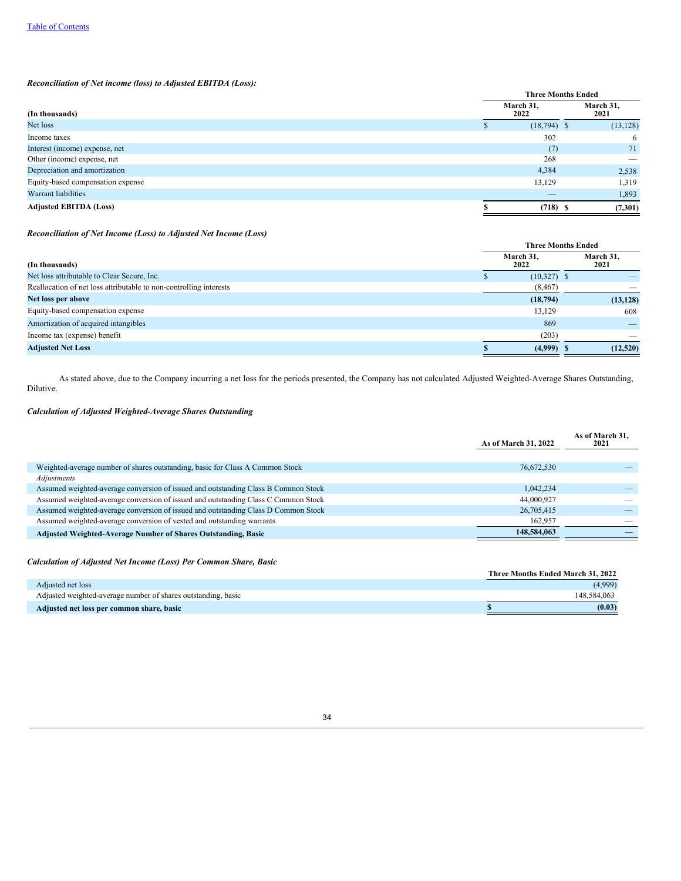[Table of Contents](#)

***Reconciliation of Net income (loss) to Adjusted EBITDA (Loss):***

| (In thousands) | Three Months Ended March 31, 2022 | Three Months Ended March 31, 2021 |
|---|---|---|
| Net loss | $ (18,794) | $ (13,128) |
| Income taxes | 302 | 6 |
| Interest (income) expense, net | (7) | 71 |
| Other (income) expense, net | 268 | — |
| Depreciation and amortization | 4,384 | 2,538 |
| Equity-based compensation expense | 13,129 | 1,319 |
| Warrant liabilities | — | 1,893 |
| **Adjusted EBITDA (Loss)** | **$ (718)** | **$ (7,301)** |

***Reconciliation of Net Income (Loss) to Adjusted Net Income (Loss)***

| (In thousands) | Three Months Ended March 31, 2022 | Three Months Ended March 31, 2021 |
|---|---|---|
| Net loss attributable to Clear Secure, Inc. | $ (10,327) | $ — |
| Reallocation of net loss attributable to non-controlling interests | (8,467) | — |
| **Net loss per above** | **(18,794)** | **(13,128)** |
| Equity-based compensation expense | 13,129 | 608 |
| Amortization of acquired intangibles | 869 | — |
| Income tax (expense) benefit | (203) | — |
| **Adjusted Net Loss** | **$ (4,999)** | **$ (12,520)** |

As stated above, due to the Company incurring a net loss for the periods presented, the Company has not calculated Adjusted Weighted-Average Shares Outstanding, Dilutive.

***Calculation of Adjusted Weighted-Average Shares Outstanding***

| | As of March 31, 2022 | As of March 31, 2021 |
|---|---|---|
| Weighted-average number of shares outstanding, basic for Class A Common Stock | 76,672,530 | — |
| *Adjustments* | | |
| Assumed weighted-average conversion of issued and outstanding Class B Common Stock | 1,042,234 | — |
| Assumed weighted-average conversion of issued and outstanding Class C Common Stock | 44,000,927 | — |
| Assumed weighted-average conversion of issued and outstanding Class D Common Stock | 26,705,415 | — |
| Assumed weighted-average conversion of vested and outstanding warrants | 162,957 | — |
| **Adjusted Weighted-Average Number of Shares Outstanding, Basic** | **148,584,063** | **—** |

***Calculation of Adjusted Net Income (Loss) Per Common Share, Basic***

| | Three Months Ended March 31, 2022 |
|---|---|
| Adjusted net loss | (4,999) |
| Adjusted weighted-average number of shares outstanding, basic | 148,584,063 |
| **Adjusted net loss per common share, basic** | **$ (0.03)** |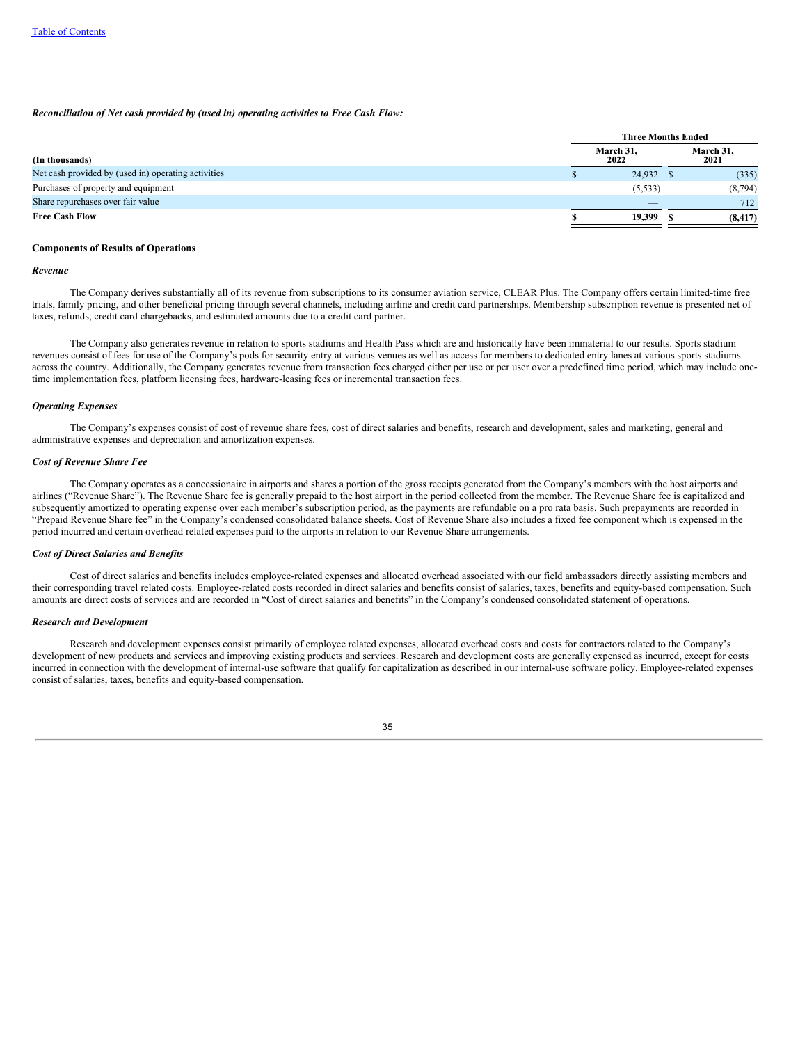*Reconciliation of Net cash provided by (used in) operating activities to Free Cash Flow:*

| (In thousands) | Three Months Ended March 31, 2022 | Three Months Ended March 31, 2021 |
|---|---|---|
| Net cash provided by (used in) operating activities | $ 24,932 | $ (335) |
| Purchases of property and equipment | (5,533) | (8,794) |
| Share repurchases over fair value | — | 712 |
| **Free Cash Flow** | **$ 19,399** | **$ (8,417)** |

**Components of Results of Operations**

***Revenue***

The Company derives substantially all of its revenue from subscriptions to its consumer aviation service, CLEAR Plus. The Company offers certain limited-time free trials, family pricing, and other beneficial pricing through several channels, including airline and credit card partnerships. Membership subscription revenue is presented net of taxes, refunds, credit card chargebacks, and estimated amounts due to a credit card partner.

The Company also generates revenue in relation to sports stadiums and Health Pass which are and historically have been immaterial to our results. Sports stadium revenues consist of fees for use of the Company's pods for security entry at various venues as well as access for members to dedicated entry lanes at various sports stadiums across the country. Additionally, the Company generates revenue from transaction fees charged either per use or per user over a predefined time period, which may include one-time implementation fees, platform licensing fees, hardware-leasing fees or incremental transaction fees.

***Operating Expenses***

The Company's expenses consist of cost of revenue share fees, cost of direct salaries and benefits, research and development, sales and marketing, general and administrative expenses and depreciation and amortization expenses.

***Cost of Revenue Share Fee***

The Company operates as a concessionaire in airports and shares a portion of the gross receipts generated from the Company's members with the host airports and airlines ("Revenue Share"). The Revenue Share fee is generally prepaid to the host airport in the period collected from the member. The Revenue Share fee is capitalized and subsequently amortized to operating expense over each member's subscription period, as the payments are refundable on a pro rata basis. Such prepayments are recorded in "Prepaid Revenue Share fee" in the Company's condensed consolidated balance sheets. Cost of Revenue Share also includes a fixed fee component which is expensed in the period incurred and certain overhead related expenses paid to the airports in relation to our Revenue Share arrangements.

***Cost of Direct Salaries and Benefits***

Cost of direct salaries and benefits includes employee-related expenses and allocated overhead associated with our field ambassadors directly assisting members and their corresponding travel related costs. Employee-related costs recorded in direct salaries and benefits consist of salaries, taxes, benefits and equity-based compensation. Such amounts are direct costs of services and are recorded in "Cost of direct salaries and benefits" in the Company's condensed consolidated statement of operations.

***Research and Development***

Research and development expenses consist primarily of employee related expenses, allocated overhead costs and costs for contractors related to the Company's development of new products and services and improving existing products and services. Research and development costs are generally expensed as incurred, except for costs incurred in connection with the development of internal-use software that qualify for capitalization as described in our internal-use software policy. Employee-related expenses consist of salaries, taxes, benefits and equity-based compensation.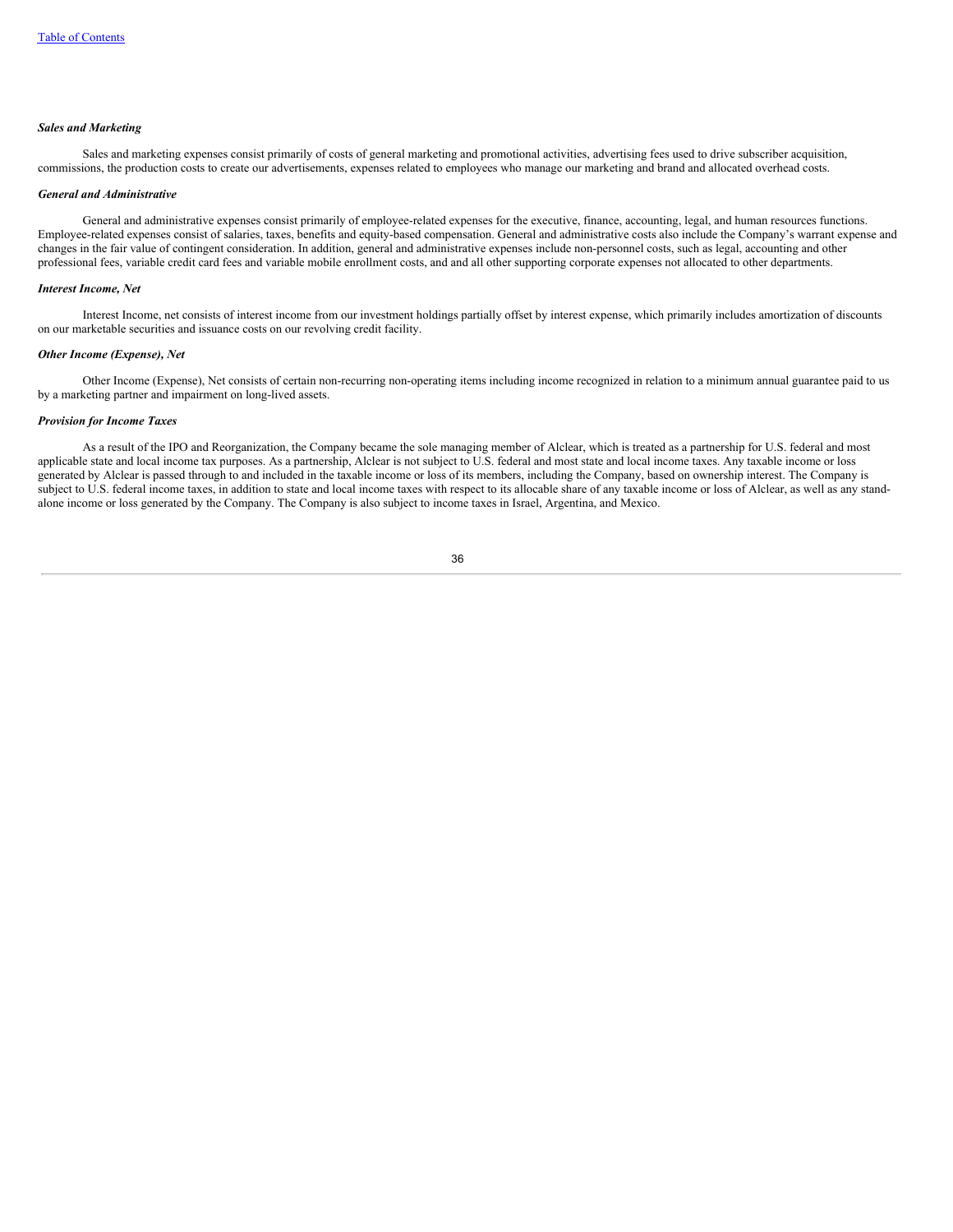### *Sales and Marketing*

Sales and marketing expenses consist primarily of costs of general marketing and promotional activities, advertising fees used to drive subscriber acquisition, commissions, the production costs to create our advertisements, expenses related to employees who manage our marketing and brand and allocated overhead costs.

### *General and Administrative*

General and administrative expenses consist primarily of employee-related expenses for the executive, finance, accounting, legal, and human resources functions. Employee-related expenses consist of salaries, taxes, benefits and equity-based compensation. General and administrative costs also include the Company's warrant expense and changes in the fair value of contingent consideration. In addition, general and administrative expenses include non-personnel costs, such as legal, accounting and other professional fees, variable credit card fees and variable mobile enrollment costs, and and all other supporting corporate expenses not allocated to other departments.

### *Interest Income, Net*

Interest Income, net consists of interest income from our investment holdings partially offset by interest expense, which primarily includes amortization of discounts on our marketable securities and issuance costs on our revolving credit facility.

### *Other Income (Expense), Net*

Other Income (Expense), Net consists of certain non-recurring non-operating items including income recognized in relation to a minimum annual guarantee paid to us by a marketing partner and impairment on long-lived assets.

### *Provision for Income Taxes*

As a result of the IPO and Reorganization, the Company became the sole managing member of Alclear, which is treated as a partnership for U.S. federal and most applicable state and local income tax purposes. As a partnership, Alclear is not subject to U.S. federal and most state and local income taxes. Any taxable income or loss generated by Alclear is passed through to and included in the taxable income or loss of its members, including the Company, based on ownership interest. The Company is subject to U.S. federal income taxes, in addition to state and local income taxes with respect to its allocable share of any taxable income or loss of Alclear, as well as any stand-alone income or loss generated by the Company. The Company is also subject to income taxes in Israel, Argentina, and Mexico.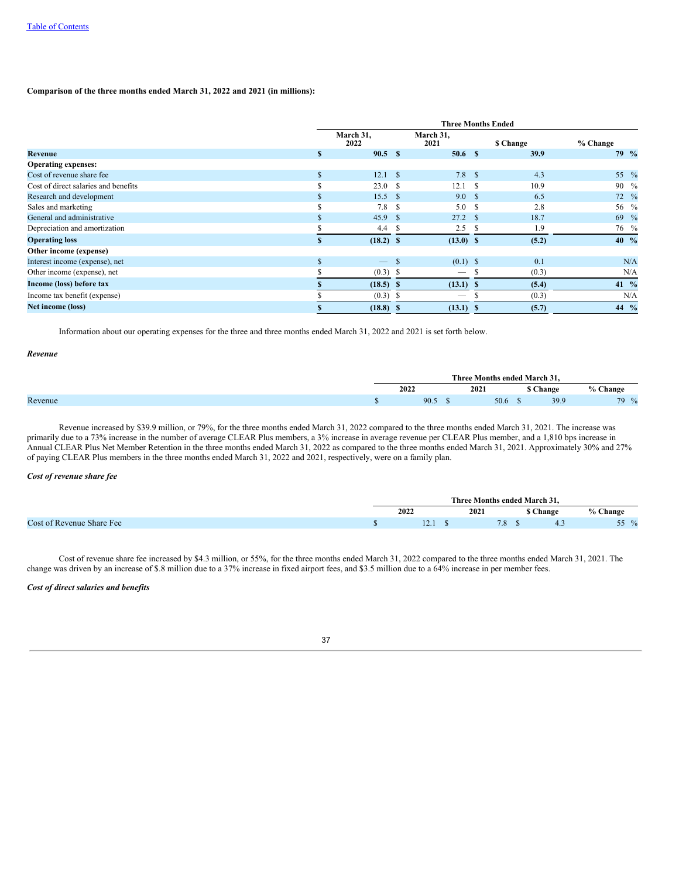**Comparison of the three months ended March 31, 2022 and 2021 (in millions):**

| | Three Months Ended | | | |
|---|---|---|---|---|
| | March 31, 2022 | March 31, 2021 | $ Change | % Change |
| **Revenue** | **$ 90.5** | **$ 50.6** | **$ 39.9** | **79 %** |
| **Operating expenses:** | | | | |
| Cost of revenue share fee | $ 12.1 | $ 7.8 | $ 4.3 | 55 % |
| Cost of direct salaries and benefits | $ 23.0 | $ 12.1 | $ 10.9 | 90 % |
| Research and development | $ 15.5 | $ 9.0 | $ 6.5 | 72 % |
| Sales and marketing | $ 7.8 | $ 5.0 | $ 2.8 | 56 % |
| General and administrative | $ 45.9 | $ 27.2 | $ 18.7 | 69 % |
| Depreciation and amortization | $ 4.4 | $ 2.5 | $ 1.9 | 76 % |
| **Operating loss** | **$ (18.2)** | **$ (13.0)** | **$ (5.2)** | **40 %** |
| **Other income (expense)** | | | | |
| Interest income (expense), net | $ — | $ (0.1) | $ 0.1 | N/A |
| Other income (expense), net | $ (0.3) | $ — | $ (0.3) | N/A |
| **Income (loss) before tax** | **$ (18.5)** | **$ (13.1)** | **$ (5.4)** | **41 %** |
| Income tax benefit (expense) | $ (0.3) | $ — | $ (0.3) | N/A |
| **Net income (loss)** | **$ (18.8)** | **$ (13.1)** | **$ (5.7)** | **44 %** |

Information about our operating expenses for the three and three months ended March 31, 2022 and 2021 is set forth below.

***Revenue***

| | Three Months ended March 31, | | | |
|---|---|---|---|---|
| | 2022 | 2021 | $ Change | % Change |
| Revenue | $ 90.5 | $ 50.6 | $ 39.9 | 79 % |

Revenue increased by $39.9 million, or 79%, for the three months ended March 31, 2022 compared to the three months ended March 31, 2021. The increase was primarily due to a 73% increase in the number of average CLEAR Plus members, a 3% increase in average revenue per CLEAR Plus member, and a 1,810 bps increase in Annual CLEAR Plus Net Member Retention in the three months ended March 31, 2022 as compared to the three months ended March 31, 2021. Approximately 30% and 27% of paying CLEAR Plus members in the three months ended March 31, 2022 and 2021, respectively, were on a family plan.

***Cost of revenue share fee***

| | Three Months ended March 31, | | | |
|---|---|---|---|---|
| | 2022 | 2021 | $ Change | % Change |
| Cost of Revenue Share Fee | $ 12.1 | $ 7.8 | $ 4.3 | 55 % |

Cost of revenue share fee increased by $4.3 million, or 55%, for the three months ended March 31, 2022 compared to the three months ended March 31, 2021. The change was driven by an increase of $.8 million due to a 37% increase in fixed airport fees, and $3.5 million due to a 64% increase in per member fees.

***Cost of direct salaries and benefits***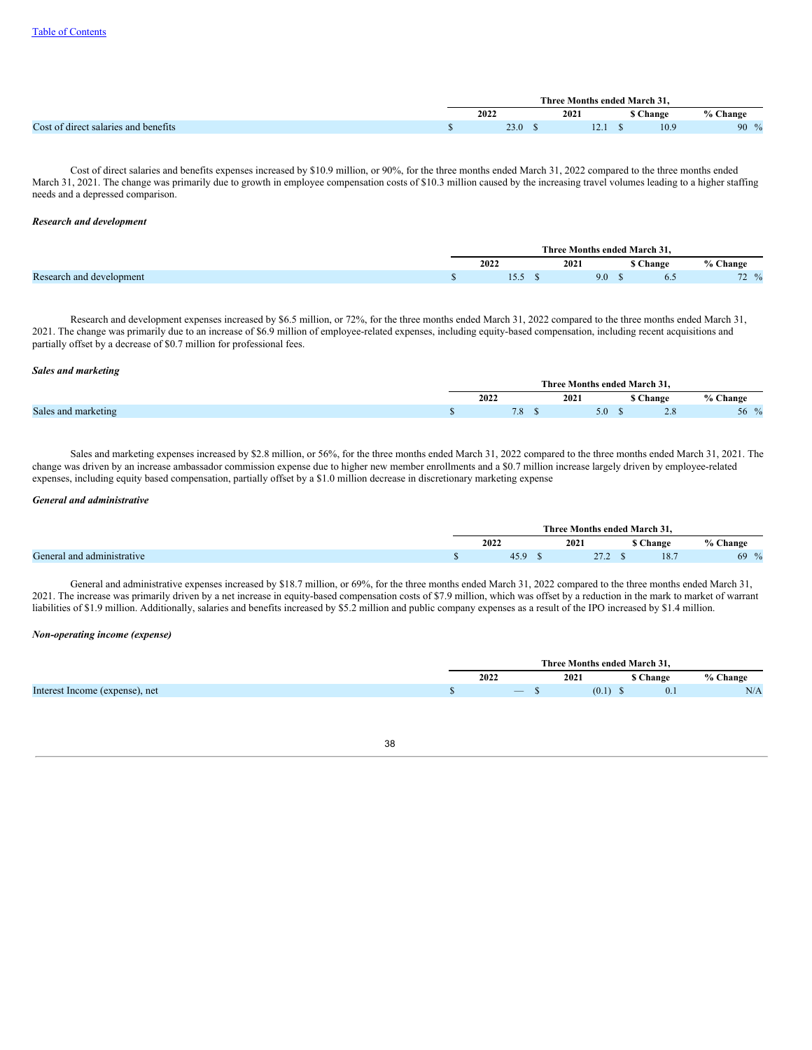| | Three Months ended March 31, | | | |
|---|---|---|---|---|
| | 2022 | 2021 | $ Change | % Change |
| Cost of direct salaries and benefits | $ 23.0 | $ 12.1 | $ 10.9 | 90 % |

Cost of direct salaries and benefits expenses increased by $10.9 million, or 90%, for the three months ended March 31, 2022 compared to the three months ended March 31, 2021. The change was primarily due to growth in employee compensation costs of $10.3 million caused by the increasing travel volumes leading to a higher staffing needs and a depressed comparison.

***Research and development***

| | Three Months ended March 31, | | | |
|---|---|---|---|---|
| | 2022 | 2021 | $ Change | % Change |
| Research and development | $ 15.5 | $ 9.0 | $ 6.5 | 72 % |

Research and development expenses increased by $6.5 million, or 72%, for the three months ended March 31, 2022 compared to the three months ended March 31, 2021. The change was primarily due to an increase of $6.9 million of employee-related expenses, including equity-based compensation, including recent acquisitions and partially offset by a decrease of $0.7 million for professional fees.

***Sales and marketing***

| | Three Months ended March 31, | | | |
|---|---|---|---|---|
| | 2022 | 2021 | $ Change | % Change |
| Sales and marketing | $ 7.8 | $ 5.0 | $ 2.8 | 56 % |

Sales and marketing expenses increased by $2.8 million, or 56%, for the three months ended March 31, 2022 compared to the three months ended March 31, 2021. The change was driven by an increase ambassador commission expense due to higher new member enrollments and a $0.7 million increase largely driven by employee-related expenses, including equity based compensation, partially offset by a $1.0 million decrease in discretionary marketing expense

***General and administrative***

| | Three Months ended March 31, | | | |
|---|---|---|---|---|
| | 2022 | 2021 | $ Change | % Change |
| General and administrative | $ 45.9 | $ 27.2 | $ 18.7 | 69 % |

General and administrative expenses increased by $18.7 million, or 69%, for the three months ended March 31, 2022 compared to the three months ended March 31, 2021. The increase was primarily driven by a net increase in equity-based compensation costs of $7.9 million, which was offset by a reduction in the mark to market of warrant liabilities of $1.9 million. Additionally, salaries and benefits increased by $5.2 million and public company expenses as a result of the IPO increased by $1.4 million.

***Non-operating income (expense)***

| | Three Months ended March 31, | | | |
|---|---|---|---|---|
| | 2022 | 2021 | $ Change | % Change |
| Interest Income (expense), net | $ — | $ (0.1) | $ 0.1 | N/A |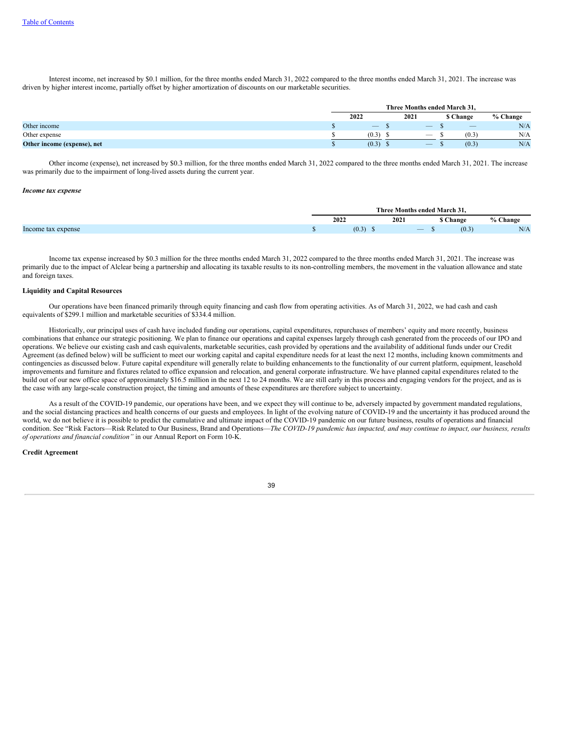Interest income, net increased by $0.1 million, for the three months ended March 31, 2022 compared to the three months ended March 31, 2021. The increase was driven by higher interest income, partially offset by higher amortization of discounts on our marketable securities.

| | Three Months ended March 31, | | | |
|---|---|---|---|---|
| | 2022 | 2021 | $ Change | % Change |
| Other income | $ — | $ — | $ — | N/A |
| Other expense | $ (0.3) | $ — | $ (0.3) | N/A |
| **Other income (expense), net** | $ (0.3) | $ — | $ (0.3) | N/A |

Other income (expense), net increased by $0.3 million, for the three months ended March 31, 2022 compared to the three months ended March 31, 2021. The increase was primarily due to the impairment of long-lived assets during the current year.

***Income tax expense***

| | Three Months ended March 31, | | | |
|---|---|---|---|---|
| | 2022 | 2021 | $ Change | % Change |
| Income tax expense | $ (0.3) | $ — | $ (0.3) | N/A |

Income tax expense increased by $0.3 million for the three months ended March 31, 2022 compared to the three months ended March 31, 2021. The increase was primarily due to the impact of Alclear being a partnership and allocating its taxable results to its non-controlling members, the movement in the valuation allowance and state and foreign taxes.

**Liquidity and Capital Resources**

Our operations have been financed primarily through equity financing and cash flow from operating activities. As of March 31, 2022, we had cash and cash equivalents of $299.1 million and marketable securities of $334.4 million.

Historically, our principal uses of cash have included funding our operations, capital expenditures, repurchases of members' equity and more recently, business combinations that enhance our strategic positioning. We plan to finance our operations and capital expenses largely through cash generated from the proceeds of our IPO and operations. We believe our existing cash and cash equivalents, marketable securities, cash provided by operations and the availability of additional funds under our Credit Agreement (as defined below) will be sufficient to meet our working capital and capital expenditure needs for at least the next 12 months, including known commitments and contingencies as discussed below. Future capital expenditure will generally relate to building enhancements to the functionality of our current platform, equipment, leasehold improvements and furniture and fixtures related to office expansion and relocation, and general corporate infrastructure. We have planned capital expenditures related to the build out of our new office space of approximately $16.5 million in the next 12 to 24 months. We are still early in this process and engaging vendors for the project, and as is the case with any large-scale construction project, the timing and amounts of these expenditures are therefore subject to uncertainty.

As a result of the COVID-19 pandemic, our operations have been, and we expect they will continue to be, adversely impacted by government mandated regulations, and the social distancing practices and health concerns of our guests and employees. In light of the evolving nature of COVID-19 and the uncertainty it has produced around the world, we do not believe it is possible to predict the cumulative and ultimate impact of the COVID-19 pandemic on our future business, results of operations and financial condition. See "Risk Factors—Risk Related to Our Business, Brand and Operations—*The COVID-19 pandemic has impacted, and may continue to impact, our business, results of operations and financial condition"* in our Annual Report on Form 10-K.

**Credit Agreement**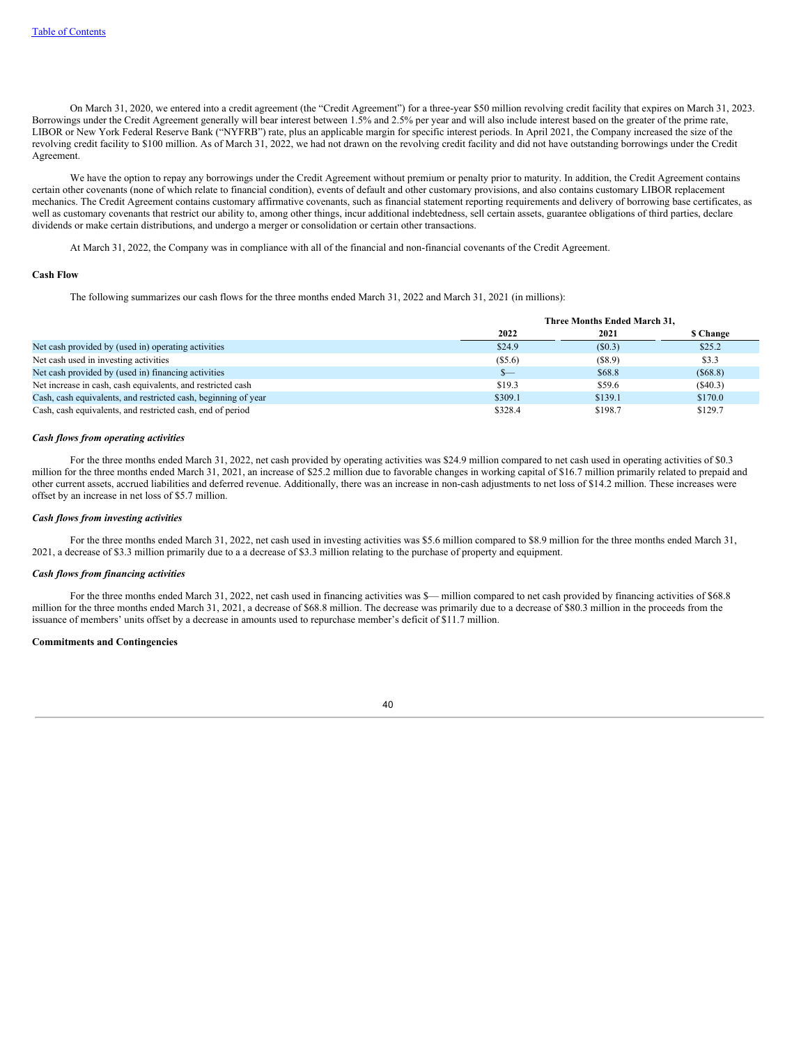[Table of Contents](#)

On March 31, 2020, we entered into a credit agreement (the "Credit Agreement") for a three-year $50 million revolving credit facility that expires on March 31, 2023. Borrowings under the Credit Agreement generally will bear interest between 1.5% and 2.5% per year and will also include interest based on the greater of the prime rate, LIBOR or New York Federal Reserve Bank ("NYFRB") rate, plus an applicable margin for specific interest periods. In April 2021, the Company increased the size of the revolving credit facility to $100 million. As of March 31, 2022, we had not drawn on the revolving credit facility and did not have outstanding borrowings under the Credit Agreement.

We have the option to repay any borrowings under the Credit Agreement without premium or penalty prior to maturity. In addition, the Credit Agreement contains certain other covenants (none of which relate to financial condition), events of default and other customary provisions, and also contains customary LIBOR replacement mechanics. The Credit Agreement contains customary affirmative covenants, such as financial statement reporting requirements and delivery of borrowing base certificates, as well as customary covenants that restrict our ability to, among other things, incur additional indebtedness, sell certain assets, guarantee obligations of third parties, declare dividends or make certain distributions, and undergo a merger or consolidation or certain other transactions.

At March 31, 2022, the Company was in compliance with all of the financial and non-financial covenants of the Credit Agreement.

**Cash Flow**

The following summarizes our cash flows for the three months ended March 31, 2022 and March 31, 2021 (in millions):

| | Three Months Ended March 31, | | |
|---|---|---|---|
| | **2022** | **2021** | **$ Change** |
| Net cash provided by (used in) operating activities | $24.9 | ($0.3) | $25.2 |
| Net cash used in investing activities | ($5.6) | ($8.9) | $3.3 |
| Net cash provided by (used in) financing activities | $— | $68.8 | ($68.8) |
| Net increase in cash, cash equivalents, and restricted cash | $19.3 | $59.6 | ($40.3) |
| Cash, cash equivalents, and restricted cash, beginning of year | $309.1 | $139.1 | $170.0 |
| Cash, cash equivalents, and restricted cash, end of period | $328.4 | $198.7 | $129.7 |

***Cash flows from operating activities***

For the three months ended March 31, 2022, net cash provided by operating activities was $24.9 million compared to net cash used in operating activities of $0.3 million for the three months ended March 31, 2021, an increase of $25.2 million due to favorable changes in working capital of $16.7 million primarily related to prepaid and other current assets, accrued liabilities and deferred revenue. Additionally, there was an increase in non-cash adjustments to net loss of $14.2 million. These increases were offset by an increase in net loss of $5.7 million.

***Cash flows from investing activities***

For the three months ended March 31, 2022, net cash used in investing activities was $5.6 million compared to $8.9 million for the three months ended March 31, 2021, a decrease of $3.3 million primarily due to a a decrease of $3.3 million relating to the purchase of property and equipment.

***Cash flows from financing activities***

For the three months ended March 31, 2022, net cash used in financing activities was $— million compared to net cash provided by financing activities of $68.8 million for the three months ended March 31, 2021, a decrease of $68.8 million. The decrease was primarily due to a decrease of $80.3 million in the proceeds from the issuance of members' units offset by a decrease in amounts used to repurchase member's deficit of $11.7 million.

**Commitments and Contingencies**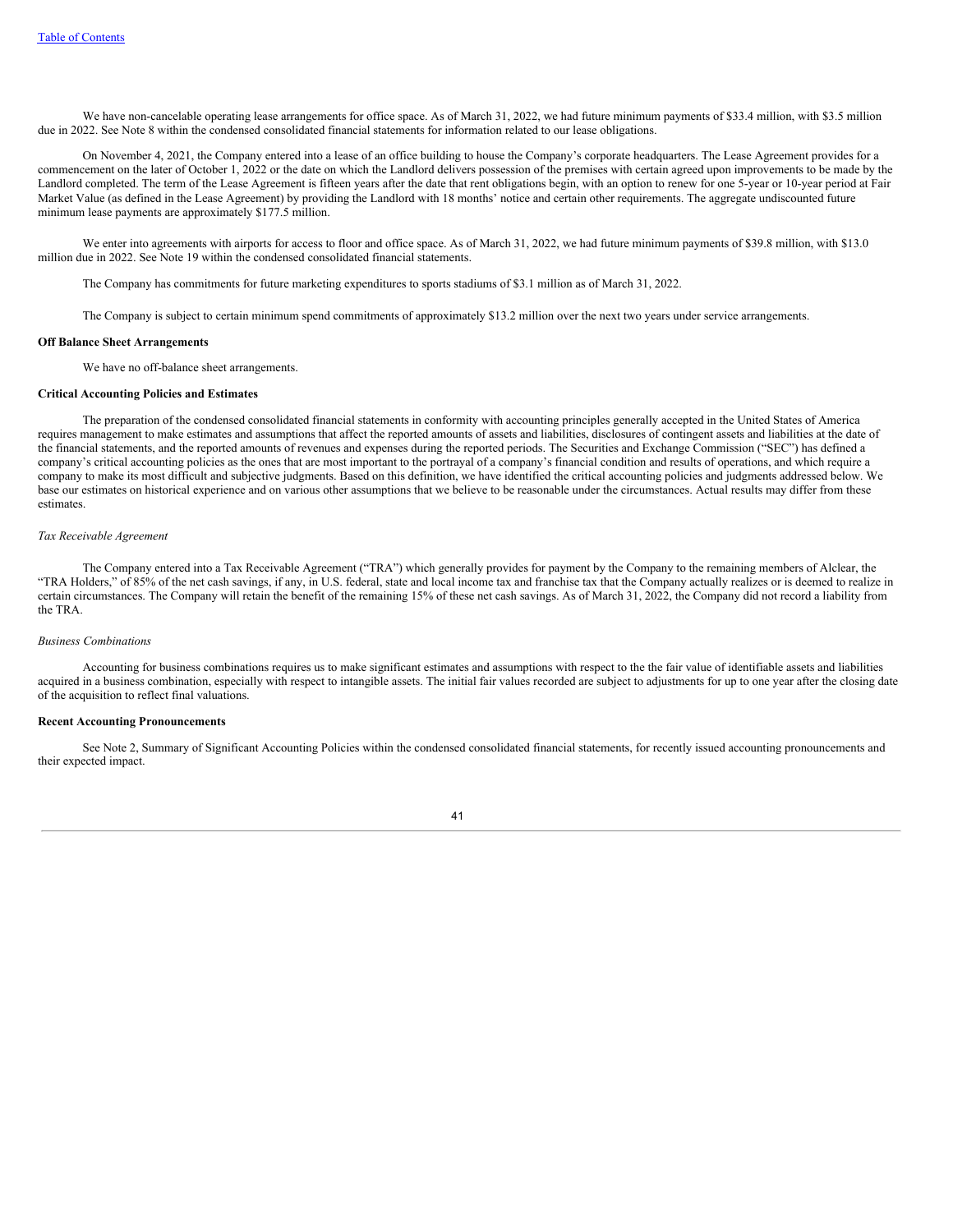We have non-cancelable operating lease arrangements for office space. As of March 31, 2022, we had future minimum payments of $33.4 million, with $3.5 million due in 2022. See Note 8 within the condensed consolidated financial statements for information related to our lease obligations.

On November 4, 2021, the Company entered into a lease of an office building to house the Company's corporate headquarters. The Lease Agreement provides for a commencement on the later of October 1, 2022 or the date on which the Landlord delivers possession of the premises with certain agreed upon improvements to be made by the Landlord completed. The term of the Lease Agreement is fifteen years after the date that rent obligations begin, with an option to renew for one 5-year or 10-year period at Fair Market Value (as defined in the Lease Agreement) by providing the Landlord with 18 months' notice and certain other requirements. The aggregate undiscounted future minimum lease payments are approximately $177.5 million.

We enter into agreements with airports for access to floor and office space. As of March 31, 2022, we had future minimum payments of $39.8 million, with $13.0 million due in 2022. See Note 19 within the condensed consolidated financial statements.

The Company has commitments for future marketing expenditures to sports stadiums of $3.1 million as of March 31, 2022.

The Company is subject to certain minimum spend commitments of approximately $13.2 million over the next two years under service arrangements.

**Off Balance Sheet Arrangements**

We have no off-balance sheet arrangements.

**Critical Accounting Policies and Estimates**

The preparation of the condensed consolidated financial statements in conformity with accounting principles generally accepted in the United States of America requires management to make estimates and assumptions that affect the reported amounts of assets and liabilities, disclosures of contingent assets and liabilities at the date of the financial statements, and the reported amounts of revenues and expenses during the reported periods. The Securities and Exchange Commission ("SEC") has defined a company's critical accounting policies as the ones that are most important to the portrayal of a company's financial condition and results of operations, and which require a company to make its most difficult and subjective judgments. Based on this definition, we have identified the critical accounting policies and judgments addressed below. We base our estimates on historical experience and on various other assumptions that we believe to be reasonable under the circumstances. Actual results may differ from these estimates.

*Tax Receivable Agreement*

The Company entered into a Tax Receivable Agreement ("TRA") which generally provides for payment by the Company to the remaining members of Alclear, the "TRA Holders," of 85% of the net cash savings, if any, in U.S. federal, state and local income tax and franchise tax that the Company actually realizes or is deemed to realize in certain circumstances. The Company will retain the benefit of the remaining 15% of these net cash savings. As of March 31, 2022, the Company did not record a liability from the TRA.

*Business Combinations*

Accounting for business combinations requires us to make significant estimates and assumptions with respect to the the fair value of identifiable assets and liabilities acquired in a business combination, especially with respect to intangible assets. The initial fair values recorded are subject to adjustments for up to one year after the closing date of the acquisition to reflect final valuations.

**Recent Accounting Pronouncements**

See Note 2, Summary of Significant Accounting Policies within the condensed consolidated financial statements, for recently issued accounting pronouncements and their expected impact.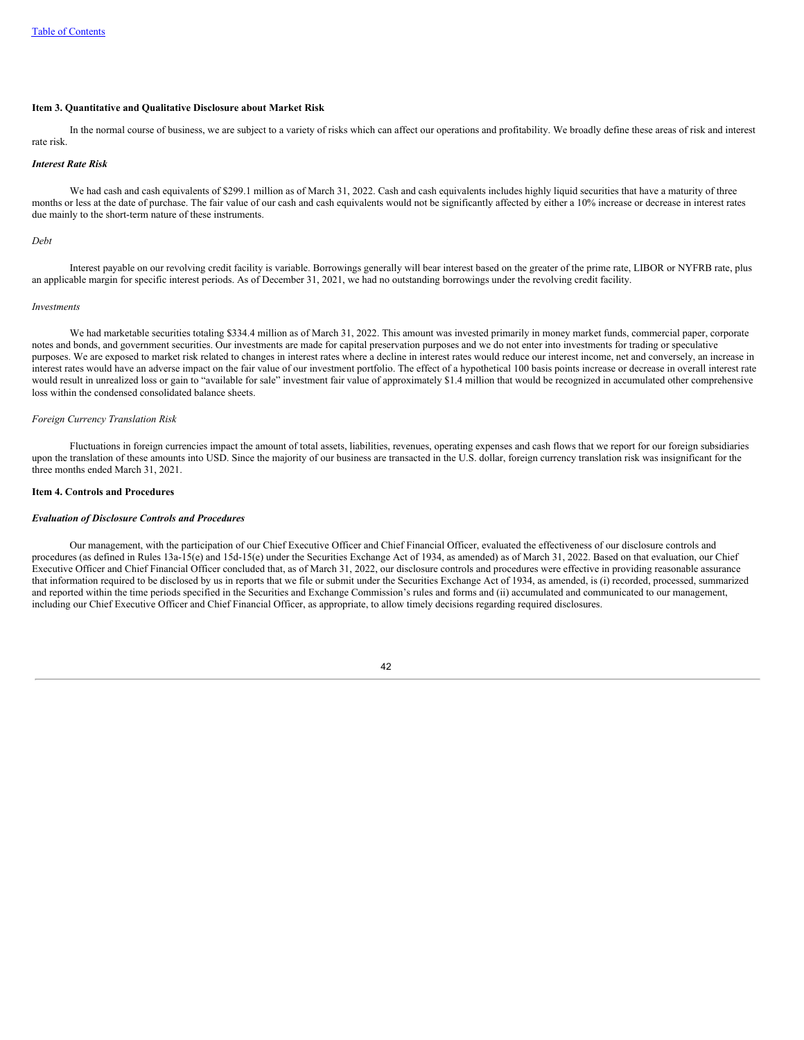**Item 3. Quantitative and Qualitative Disclosure about Market Risk**

In the normal course of business, we are subject to a variety of risks which can affect our operations and profitability. We broadly define these areas of risk and interest rate risk.

***Interest Rate Risk***

We had cash and cash equivalents of $299.1 million as of March 31, 2022. Cash and cash equivalents includes highly liquid securities that have a maturity of three months or less at the date of purchase. The fair value of our cash and cash equivalents would not be significantly affected by either a 10% increase or decrease in interest rates due mainly to the short-term nature of these instruments.

*Debt*

Interest payable on our revolving credit facility is variable. Borrowings generally will bear interest based on the greater of the prime rate, LIBOR or NYFRB rate, plus an applicable margin for specific interest periods. As of December 31, 2021, we had no outstanding borrowings under the revolving credit facility.

*Investments*

We had marketable securities totaling $334.4 million as of March 31, 2022. This amount was invested primarily in money market funds, commercial paper, corporate notes and bonds, and government securities. Our investments are made for capital preservation purposes and we do not enter into investments for trading or speculative purposes. We are exposed to market risk related to changes in interest rates where a decline in interest rates would reduce our interest income, net and conversely, an increase in interest rates would have an adverse impact on the fair value of our investment portfolio. The effect of a hypothetical 100 basis points increase or decrease in overall interest rate would result in unrealized loss or gain to "available for sale" investment fair value of approximately $1.4 million that would be recognized in accumulated other comprehensive loss within the condensed consolidated balance sheets.

*Foreign Currency Translation Risk*

Fluctuations in foreign currencies impact the amount of total assets, liabilities, revenues, operating expenses and cash flows that we report for our foreign subsidiaries upon the translation of these amounts into USD. Since the majority of our business are transacted in the U.S. dollar, foreign currency translation risk was insignificant for the three months ended March 31, 2021.

**Item 4. Controls and Procedures**

***Evaluation of Disclosure Controls and Procedures***

Our management, with the participation of our Chief Executive Officer and Chief Financial Officer, evaluated the effectiveness of our disclosure controls and procedures (as defined in Rules 13a-15(e) and 15d-15(e) under the Securities Exchange Act of 1934, as amended) as of March 31, 2022. Based on that evaluation, our Chief Executive Officer and Chief Financial Officer concluded that, as of March 31, 2022, our disclosure controls and procedures were effective in providing reasonable assurance that information required to be disclosed by us in reports that we file or submit under the Securities Exchange Act of 1934, as amended, is (i) recorded, processed, summarized and reported within the time periods specified in the Securities and Exchange Commission's rules and forms and (ii) accumulated and communicated to our management, including our Chief Executive Officer and Chief Financial Officer, as appropriate, to allow timely decisions regarding required disclosures.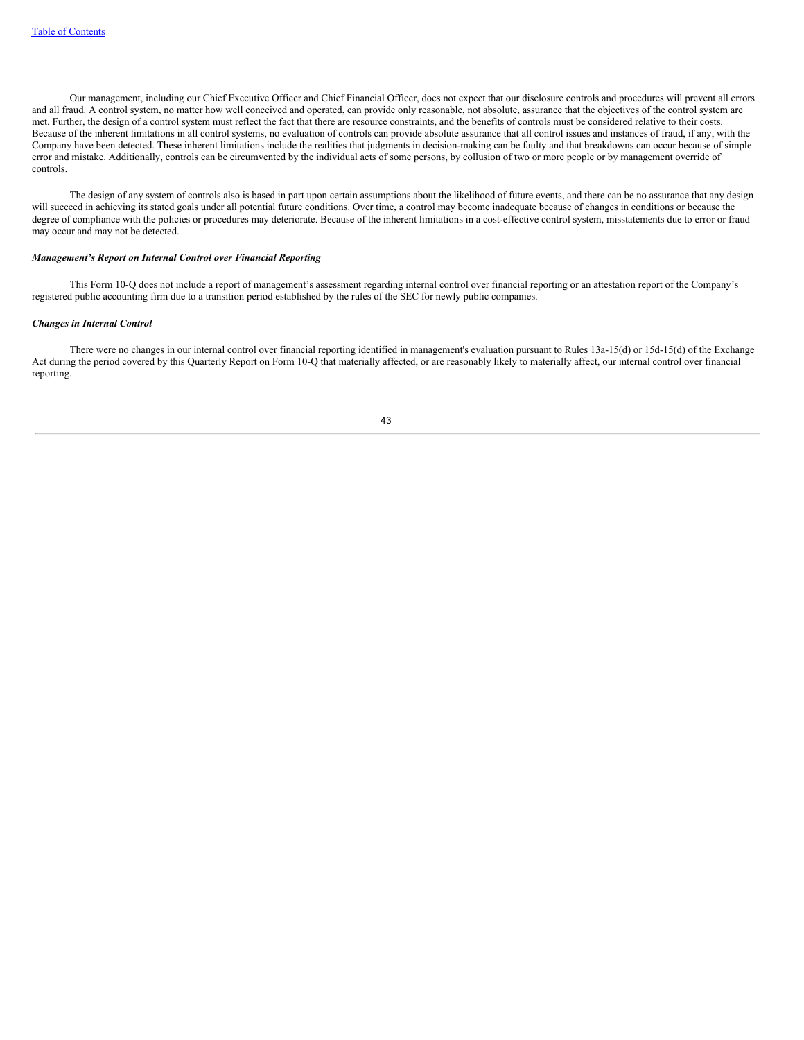Our management, including our Chief Executive Officer and Chief Financial Officer, does not expect that our disclosure controls and procedures will prevent all errors and all fraud. A control system, no matter how well conceived and operated, can provide only reasonable, not absolute, assurance that the objectives of the control system are met. Further, the design of a control system must reflect the fact that there are resource constraints, and the benefits of controls must be considered relative to their costs. Because of the inherent limitations in all control systems, no evaluation of controls can provide absolute assurance that all control issues and instances of fraud, if any, with the Company have been detected. These inherent limitations include the realities that judgments in decision-making can be faulty and that breakdowns can occur because of simple error and mistake. Additionally, controls can be circumvented by the individual acts of some persons, by collusion of two or more people or by management override of controls.

The design of any system of controls also is based in part upon certain assumptions about the likelihood of future events, and there can be no assurance that any design will succeed in achieving its stated goals under all potential future conditions. Over time, a control may become inadequate because of changes in conditions or because the degree of compliance with the policies or procedures may deteriorate. Because of the inherent limitations in a cost-effective control system, misstatements due to error or fraud may occur and may not be detected.

***Management's Report on Internal Control over Financial Reporting***

This Form 10-Q does not include a report of management's assessment regarding internal control over financial reporting or an attestation report of the Company's registered public accounting firm due to a transition period established by the rules of the SEC for newly public companies.

***Changes in Internal Control***

There were no changes in our internal control over financial reporting identified in management's evaluation pursuant to Rules 13a-15(d) or 15d-15(d) of the Exchange Act during the period covered by this Quarterly Report on Form 10-Q that materially affected, or are reasonably likely to materially affect, our internal control over financial reporting.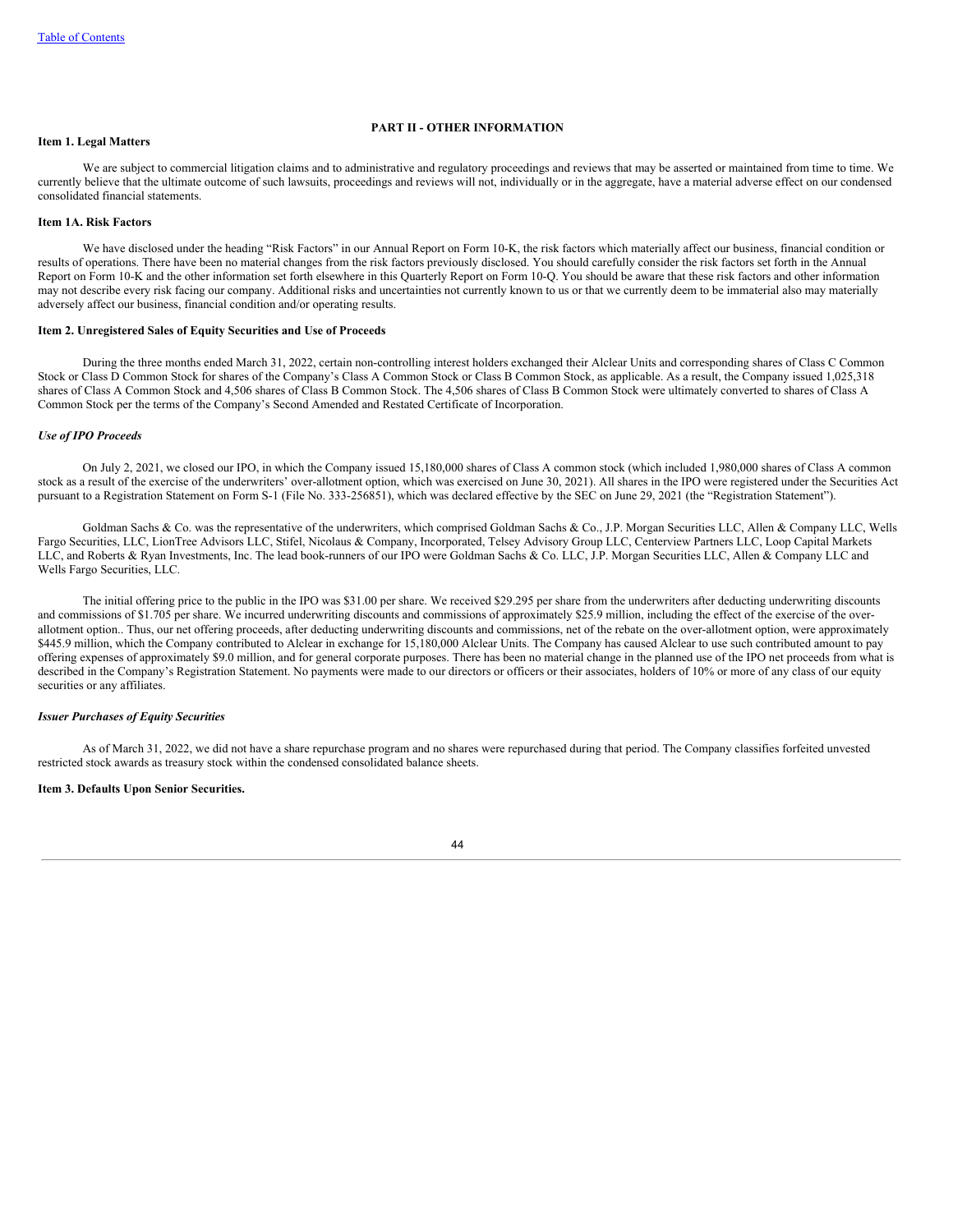# PART II - OTHER INFORMATION

## Item 1. Legal Matters

We are subject to commercial litigation claims and to administrative and regulatory proceedings and reviews that may be asserted or maintained from time to time. We currently believe that the ultimate outcome of such lawsuits, proceedings and reviews will not, individually or in the aggregate, have a material adverse effect on our condensed consolidated financial statements.

## Item 1A. Risk Factors

We have disclosed under the heading "Risk Factors" in our Annual Report on Form 10-K, the risk factors which materially affect our business, financial condition or results of operations. There have been no material changes from the risk factors previously disclosed. You should carefully consider the risk factors set forth in the Annual Report on Form 10-K and the other information set forth elsewhere in this Quarterly Report on Form 10-Q. You should be aware that these risk factors and other information may not describe every risk facing our company. Additional risks and uncertainties not currently known to us or that we currently deem to be immaterial also may materially adversely affect our business, financial condition and/or operating results.

## Item 2. Unregistered Sales of Equity Securities and Use of Proceeds

During the three months ended March 31, 2022, certain non-controlling interest holders exchanged their Alclear Units and corresponding shares of Class C Common Stock or Class D Common Stock for shares of the Company's Class A Common Stock or Class B Common Stock, as applicable. As a result, the Company issued 1,025,318 shares of Class A Common Stock and 4,506 shares of Class B Common Stock. The 4,506 shares of Class B Common Stock were ultimately converted to shares of Class A Common Stock per the terms of the Company's Second Amended and Restated Certificate of Incorporation.

### *Use of IPO Proceeds*

On July 2, 2021, we closed our IPO, in which the Company issued 15,180,000 shares of Class A common stock (which included 1,980,000 shares of Class A common stock as a result of the exercise of the underwriters' over-allotment option, which was exercised on June 30, 2021). All shares in the IPO were registered under the Securities Act pursuant to a Registration Statement on Form S-1 (File No. 333-256851), which was declared effective by the SEC on June 29, 2021 (the "Registration Statement").

Goldman Sachs & Co. was the representative of the underwriters, which comprised Goldman Sachs & Co., J.P. Morgan Securities LLC, Allen & Company LLC, Wells Fargo Securities, LLC, LionTree Advisors LLC, Stifel, Nicolaus & Company, Incorporated, Telsey Advisory Group LLC, Centerview Partners LLC, Loop Capital Markets LLC, and Roberts & Ryan Investments, Inc. The lead book-runners of our IPO were Goldman Sachs & Co. LLC, J.P. Morgan Securities LLC, Allen & Company LLC and Wells Fargo Securities, LLC.

The initial offering price to the public in the IPO was $31.00 per share. We received $29.295 per share from the underwriters after deducting underwriting discounts and commissions of $1.705 per share. We incurred underwriting discounts and commissions of approximately $25.9 million, including the effect of the exercise of the over-allotment option.. Thus, our net offering proceeds, after deducting underwriting discounts and commissions, net of the rebate on the over-allotment option, were approximately $445.9 million, which the Company contributed to Alclear in exchange for 15,180,000 Alclear Units. The Company has caused Alclear to use such contributed amount to pay offering expenses of approximately $9.0 million, and for general corporate purposes. There has been no material change in the planned use of the IPO net proceeds from what is described in the Company's Registration Statement. No payments were made to our directors or officers or their associates, holders of 10% or more of any class of our equity securities or any affiliates.

### *Issuer Purchases of Equity Securities*

As of March 31, 2022, we did not have a share repurchase program and no shares were repurchased during that period. The Company classifies forfeited unvested restricted stock awards as treasury stock within the condensed consolidated balance sheets.

## Item 3. Defaults Upon Senior Securities.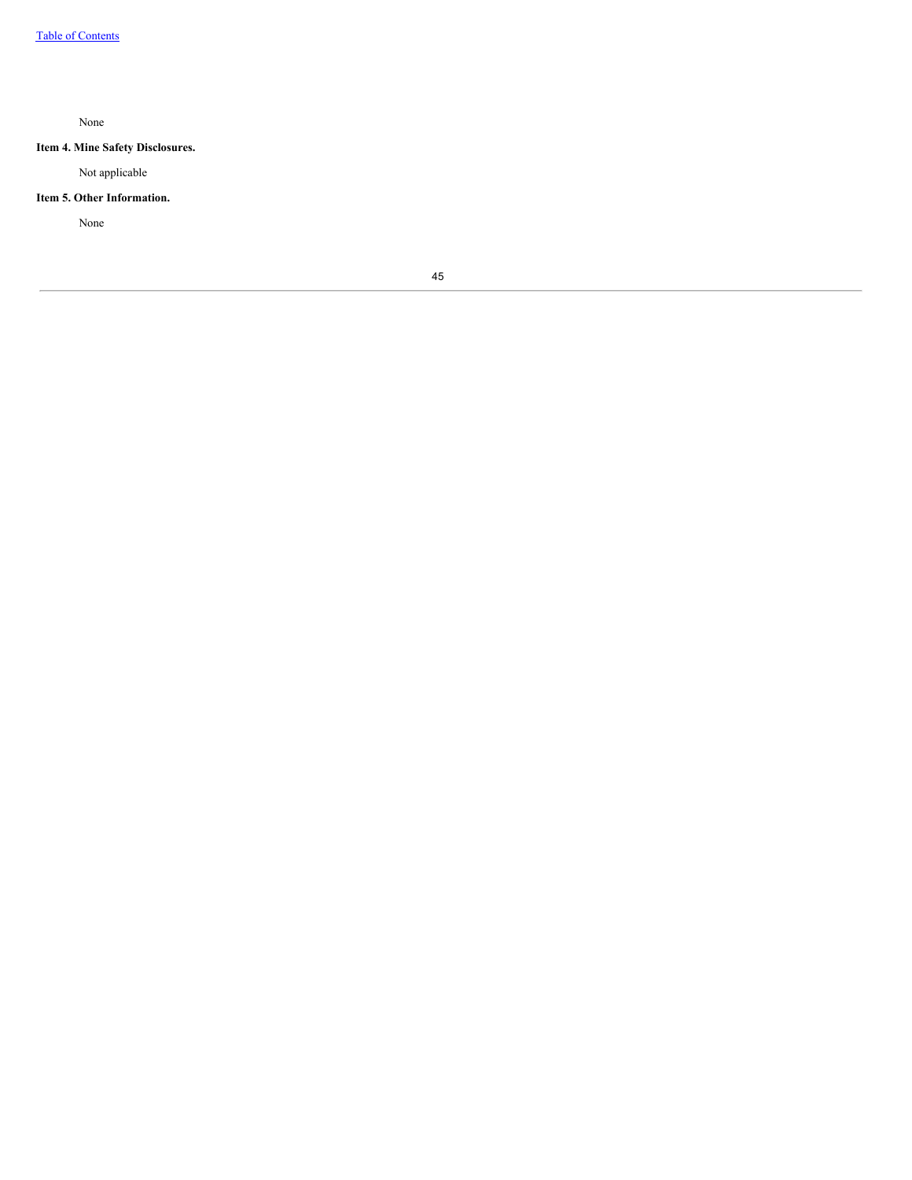None

**Item 4. Mine Safety Disclosures.**

Not applicable

**Item 5. Other Information.**

None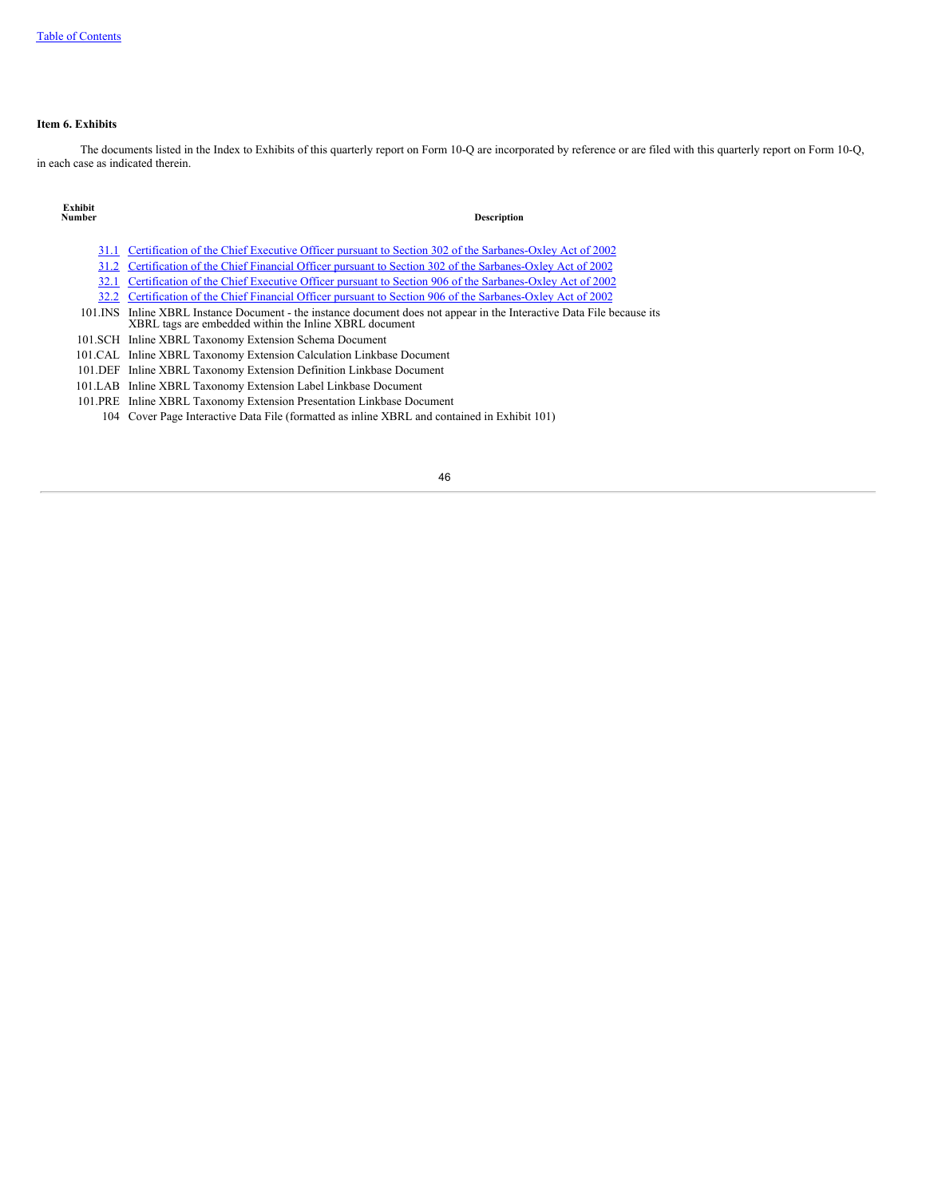### Item 6. Exhibits

The documents listed in the Index to Exhibits of this quarterly report on Form 10-Q are incorporated by reference or are filed with this quarterly report on Form 10-Q, in each case as indicated therein.

| Exhibit Number | Description |
|---|---|
| 31.1 | Certification of the Chief Executive Officer pursuant to Section 302 of the Sarbanes-Oxley Act of 2002 |
| 31.2 | Certification of the Chief Financial Officer pursuant to Section 302 of the Sarbanes-Oxley Act of 2002 |
| 32.1 | Certification of the Chief Executive Officer pursuant to Section 906 of the Sarbanes-Oxley Act of 2002 |
| 32.2 | Certification of the Chief Financial Officer pursuant to Section 906 of the Sarbanes-Oxley Act of 2002 |
| 101.INS | Inline XBRL Instance Document - the instance document does not appear in the Interactive Data File because its XBRL tags are embedded within the Inline XBRL document |
| 101.SCH | Inline XBRL Taxonomy Extension Schema Document |
| 101.CAL | Inline XBRL Taxonomy Extension Calculation Linkbase Document |
| 101.DEF | Inline XBRL Taxonomy Extension Definition Linkbase Document |
| 101.LAB | Inline XBRL Taxonomy Extension Label Linkbase Document |
| 101.PRE | Inline XBRL Taxonomy Extension Presentation Linkbase Document |
| 104 | Cover Page Interactive Data File (formatted as inline XBRL and contained in Exhibit 101) |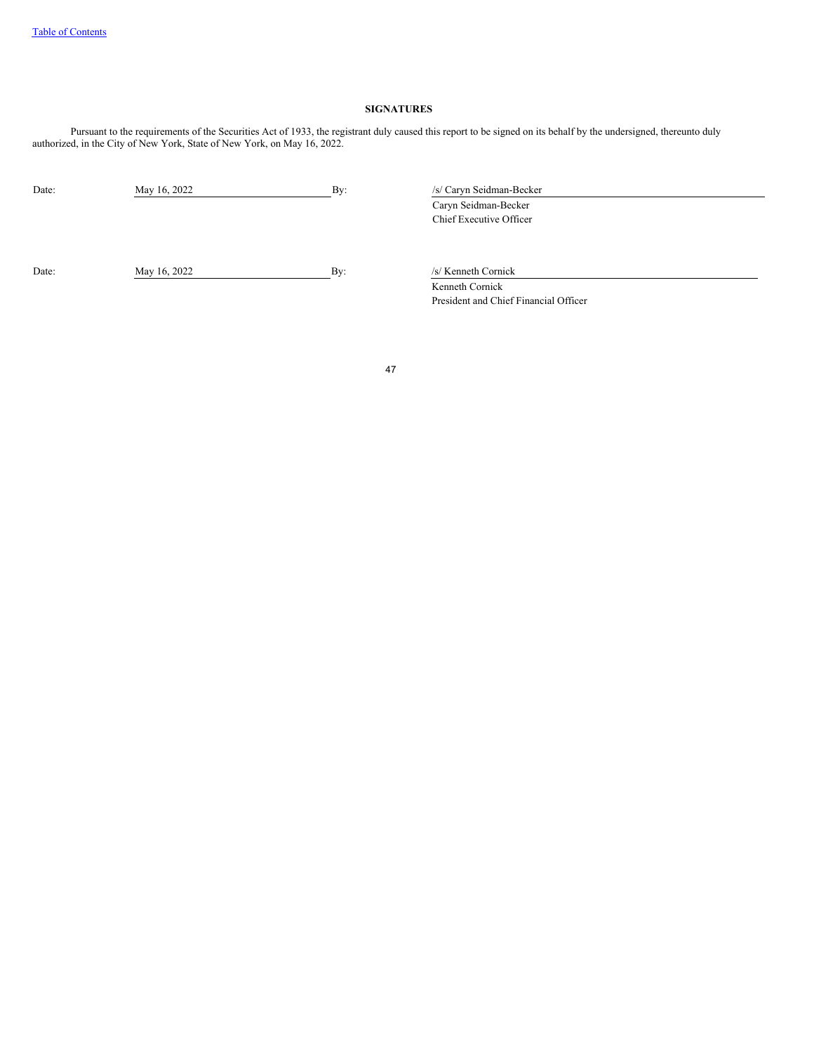## SIGNATURES

Pursuant to the requirements of the Securities Act of 1933, the registrant duly caused this report to be signed on its behalf by the undersigned, thereunto duly authorized, in the City of New York, State of New York, on May 16, 2022.

| | | | |
|---|---|---|---|
| Date: | May 16, 2022 | By: | /s/ Caryn Seidman-Becker |
| | | | Caryn Seidman-Becker |
| | | | Chief Executive Officer |
| Date: | May 16, 2022 | By: | /s/ Kenneth Cornick |
| | | | Kenneth Cornick |
| | | | President and Chief Financial Officer |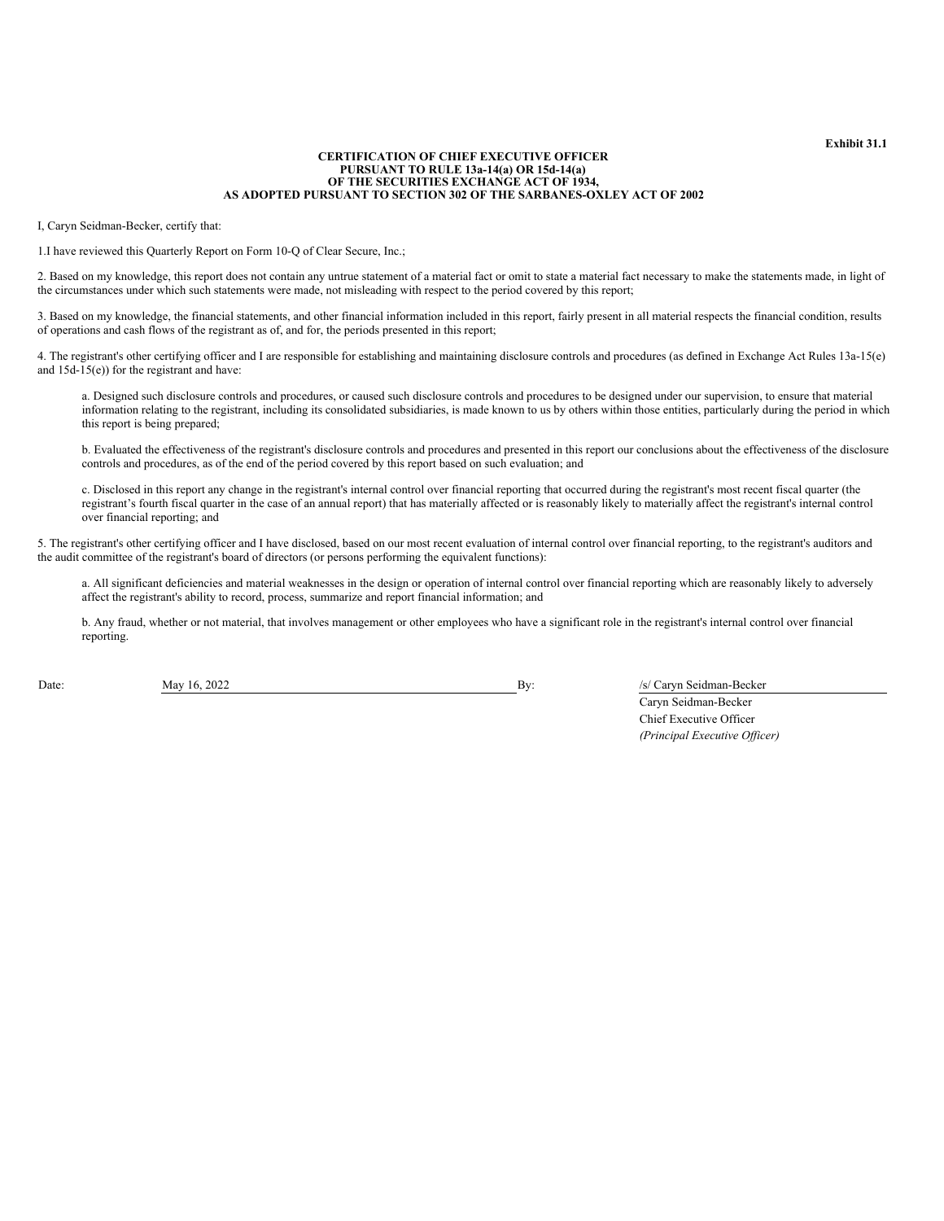**Exhibit 31.1**

**CERTIFICATION OF CHIEF EXECUTIVE OFFICER**
**PURSUANT TO RULE 13a-14(a) OR 15d-14(a)**
**OF THE SECURITIES EXCHANGE ACT OF 1934,**
**AS ADOPTED PURSUANT TO SECTION 302 OF THE SARBANES-OXLEY ACT OF 2002**

I, Caryn Seidman-Becker, certify that:

1.I have reviewed this Quarterly Report on Form 10-Q of Clear Secure, Inc.;

2. Based on my knowledge, this report does not contain any untrue statement of a material fact or omit to state a material fact necessary to make the statements made, in light of the circumstances under which such statements were made, not misleading with respect to the period covered by this report;

3. Based on my knowledge, the financial statements, and other financial information included in this report, fairly present in all material respects the financial condition, results of operations and cash flows of the registrant as of, and for, the periods presented in this report;

4. The registrant's other certifying officer and I are responsible for establishing and maintaining disclosure controls and procedures (as defined in Exchange Act Rules 13a-15(e) and 15d-15(e)) for the registrant and have:

a. Designed such disclosure controls and procedures, or caused such disclosure controls and procedures to be designed under our supervision, to ensure that material information relating to the registrant, including its consolidated subsidiaries, is made known to us by others within those entities, particularly during the period in which this report is being prepared;

b. Evaluated the effectiveness of the registrant's disclosure controls and procedures and presented in this report our conclusions about the effectiveness of the disclosure controls and procedures, as of the end of the period covered by this report based on such evaluation; and

c. Disclosed in this report any change in the registrant's internal control over financial reporting that occurred during the registrant's most recent fiscal quarter (the registrant's fourth fiscal quarter in the case of an annual report) that has materially affected or is reasonably likely to materially affect the registrant's internal control over financial reporting; and

5. The registrant's other certifying officer and I have disclosed, based on our most recent evaluation of internal control over financial reporting, to the registrant's auditors and the audit committee of the registrant's board of directors (or persons performing the equivalent functions):

a. All significant deficiencies and material weaknesses in the design or operation of internal control over financial reporting which are reasonably likely to adversely affect the registrant's ability to record, process, summarize and report financial information; and

b. Any fraud, whether or not material, that involves management or other employees who have a significant role in the registrant's internal control over financial reporting.

| | | | |
|---|---|---|---|
| Date: | May 16, 2022 | By: | /s/ Caryn Seidman-Becker |
| | | | Caryn Seidman-Becker |
| | | | Chief Executive Officer |
| | | | *(Principal Executive Officer)* |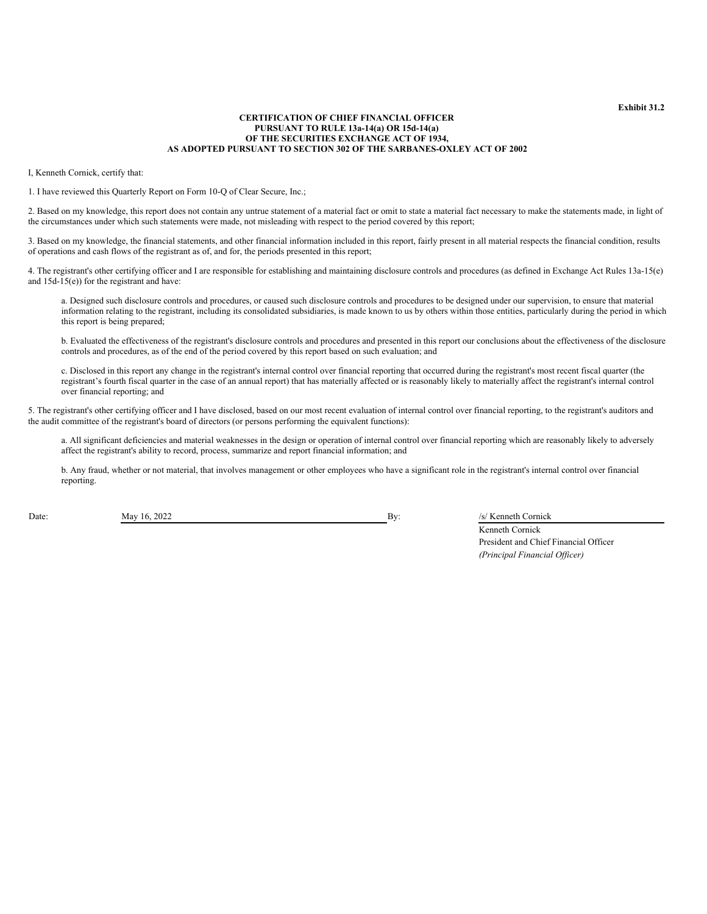**Exhibit 31.2**

**CERTIFICATION OF CHIEF FINANCIAL OFFICER**
**PURSUANT TO RULE 13a-14(a) OR 15d-14(a)**
**OF THE SECURITIES EXCHANGE ACT OF 1934,**
**AS ADOPTED PURSUANT TO SECTION 302 OF THE SARBANES-OXLEY ACT OF 2002**

I, Kenneth Cornick, certify that:

1. I have reviewed this Quarterly Report on Form 10-Q of Clear Secure, Inc.;

2. Based on my knowledge, this report does not contain any untrue statement of a material fact or omit to state a material fact necessary to make the statements made, in light of the circumstances under which such statements were made, not misleading with respect to the period covered by this report;

3. Based on my knowledge, the financial statements, and other financial information included in this report, fairly present in all material respects the financial condition, results of operations and cash flows of the registrant as of, and for, the periods presented in this report;

4. The registrant's other certifying officer and I are responsible for establishing and maintaining disclosure controls and procedures (as defined in Exchange Act Rules 13a-15(e) and 15d-15(e)) for the registrant and have:

a. Designed such disclosure controls and procedures, or caused such disclosure controls and procedures to be designed under our supervision, to ensure that material information relating to the registrant, including its consolidated subsidiaries, is made known to us by others within those entities, particularly during the period in which this report is being prepared;

b. Evaluated the effectiveness of the registrant's disclosure controls and procedures and presented in this report our conclusions about the effectiveness of the disclosure controls and procedures, as of the end of the period covered by this report based on such evaluation; and

c. Disclosed in this report any change in the registrant's internal control over financial reporting that occurred during the registrant's most recent fiscal quarter (the registrant's fourth fiscal quarter in the case of an annual report) that has materially affected or is reasonably likely to materially affect the registrant's internal control over financial reporting; and

5. The registrant's other certifying officer and I have disclosed, based on our most recent evaluation of internal control over financial reporting, to the registrant's auditors and the audit committee of the registrant's board of directors (or persons performing the equivalent functions):

a. All significant deficiencies and material weaknesses in the design or operation of internal control over financial reporting which are reasonably likely to adversely affect the registrant's ability to record, process, summarize and report financial information; and

b. Any fraud, whether or not material, that involves management or other employees who have a significant role in the registrant's internal control over financial reporting.

| Date: | May 16, 2022 | By: | /s/ Kenneth Cornick |
|---|---|---|---|
| | | | Kenneth Cornick |
| | | | President and Chief Financial Officer |
| | | | *(Principal Financial Officer)* |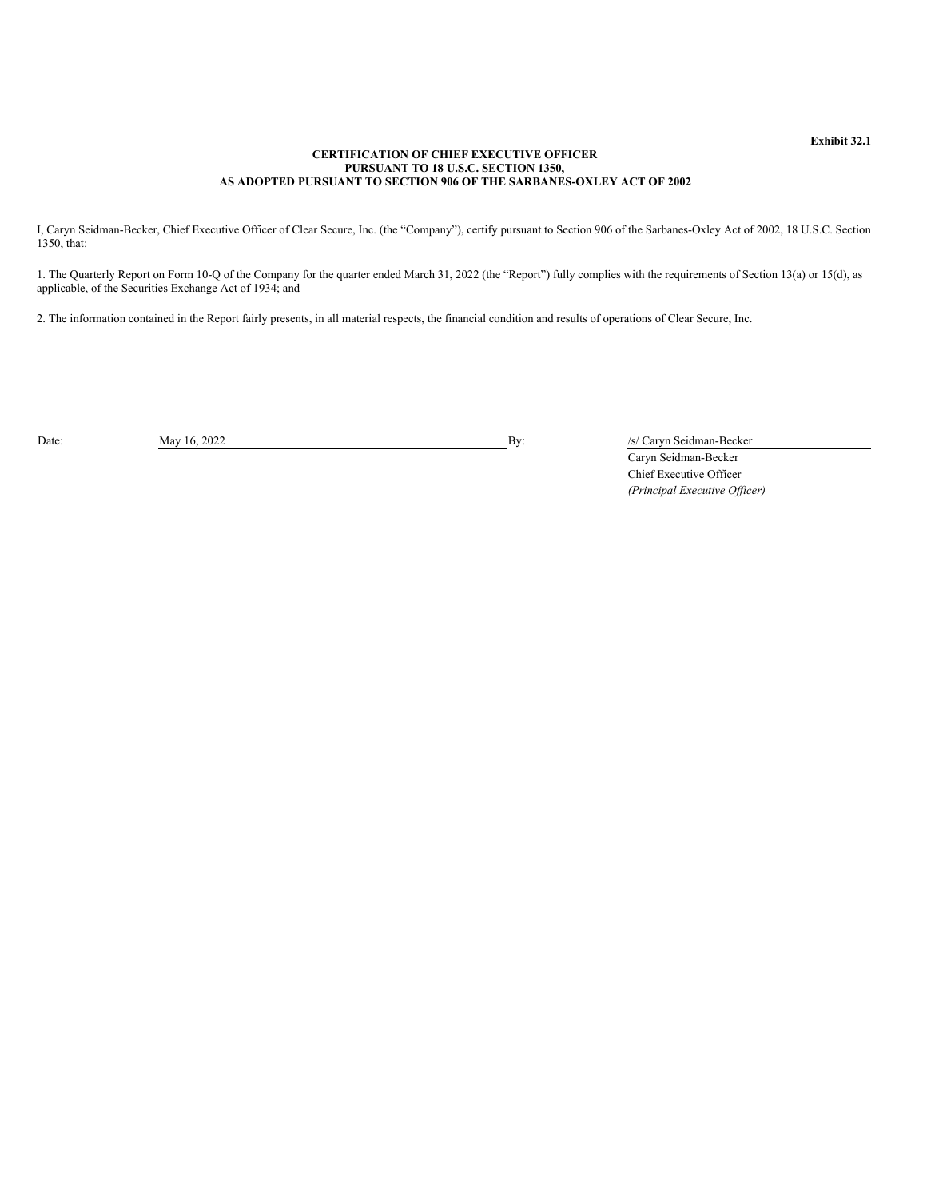**Exhibit 32.1**

**CERTIFICATION OF CHIEF EXECUTIVE OFFICER
PURSUANT TO 18 U.S.C. SECTION 1350,
AS ADOPTED PURSUANT TO SECTION 906 OF THE SARBANES-OXLEY ACT OF 2002**

I, Caryn Seidman-Becker, Chief Executive Officer of Clear Secure, Inc. (the "Company"), certify pursuant to Section 906 of the Sarbanes-Oxley Act of 2002, 18 U.S.C. Section 1350, that:

1. The Quarterly Report on Form 10-Q of the Company for the quarter ended March 31, 2022 (the "Report") fully complies with the requirements of Section 13(a) or 15(d), as applicable, of the Securities Exchange Act of 1934; and

2. The information contained in the Report fairly presents, in all material respects, the financial condition and results of operations of Clear Secure, Inc.

Date: May 16, 2022

By: /s/ Caryn Seidman-Becker
Caryn Seidman-Becker
Chief Executive Officer
*(Principal Executive Officer)*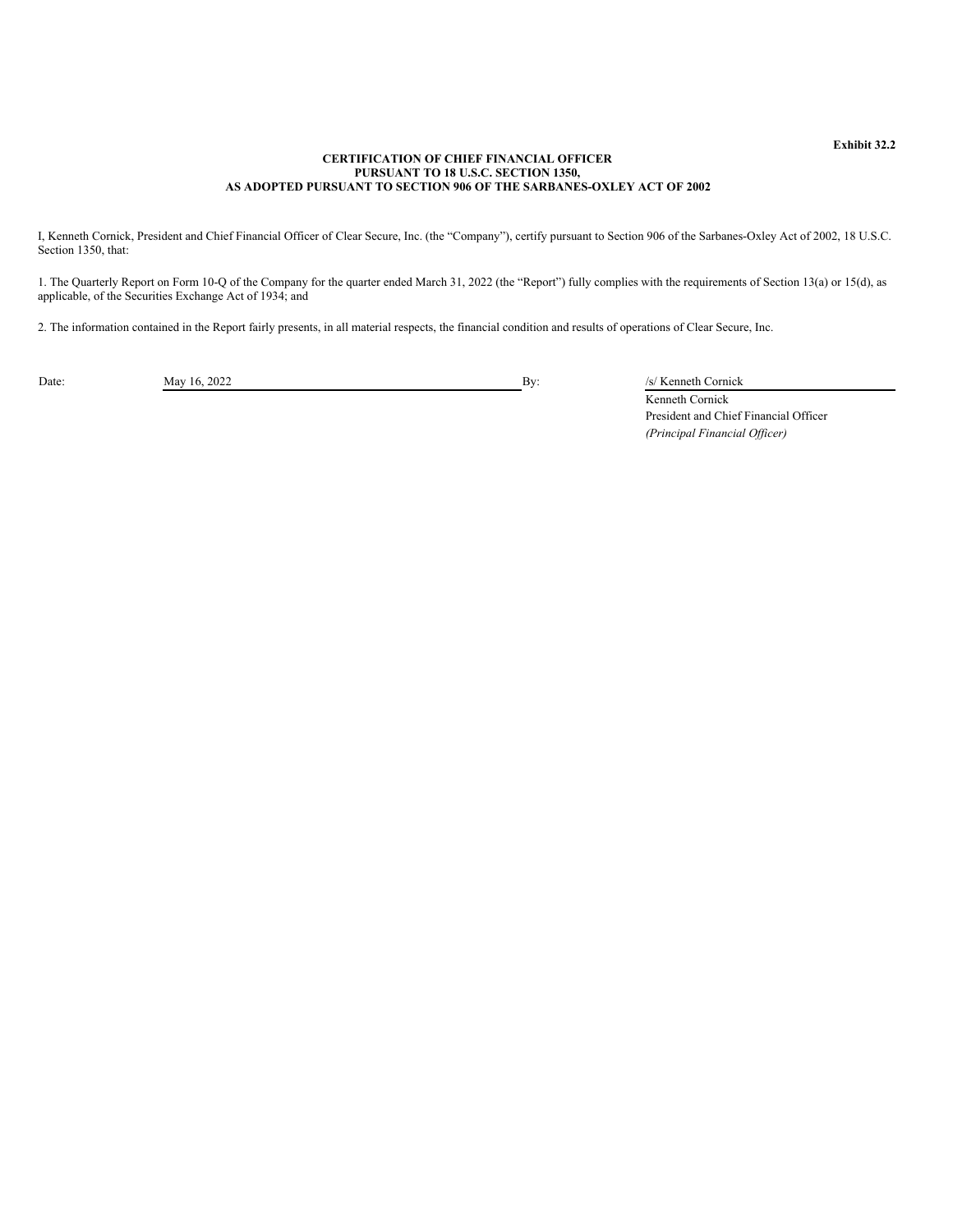**Exhibit 32.2**

**CERTIFICATION OF CHIEF FINANCIAL OFFICER**
**PURSUANT TO 18 U.S.C. SECTION 1350,**
**AS ADOPTED PURSUANT TO SECTION 906 OF THE SARBANES-OXLEY ACT OF 2002**

I, Kenneth Cornick, President and Chief Financial Officer of Clear Secure, Inc. (the "Company"), certify pursuant to Section 906 of the Sarbanes-Oxley Act of 2002, 18 U.S.C. Section 1350, that:

1. The Quarterly Report on Form 10-Q of the Company for the quarter ended March 31, 2022 (the "Report") fully complies with the requirements of Section 13(a) or 15(d), as applicable, of the Securities Exchange Act of 1934; and

2. The information contained in the Report fairly presents, in all material respects, the financial condition and results of operations of Clear Secure, Inc.

| | | | |
|---|---|---|---|
| Date: | May 16, 2022 | By: | /s/ Kenneth Cornick |
| | | | Kenneth Cornick |
| | | | President and Chief Financial Officer |
| | | | *(Principal Financial Officer)* |